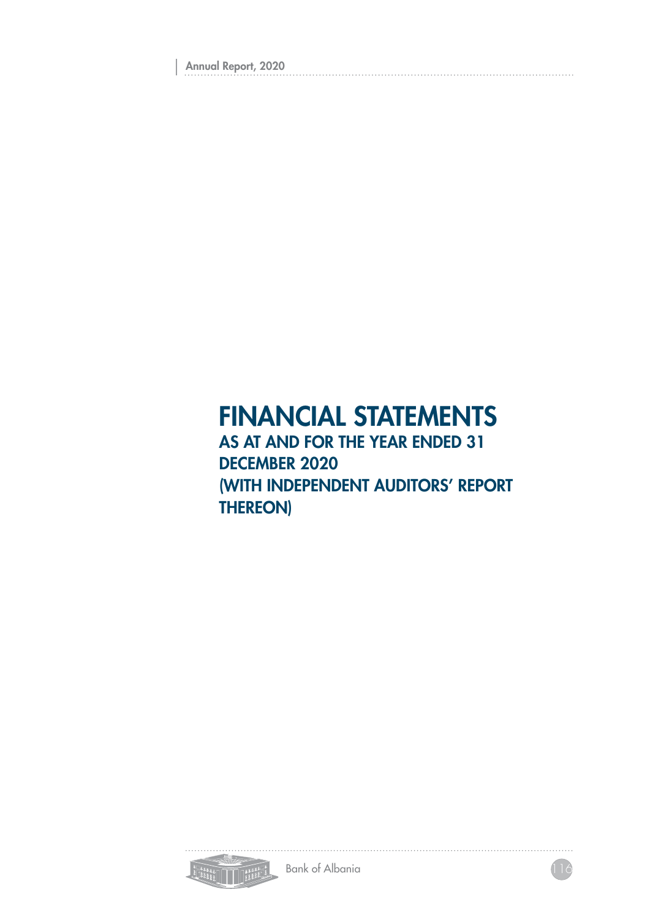# FINANCIAL STATEMENTS

## AS AT AND FOR THE YEAR ENDED 31 DECEMBER 2020 (WITH INDEPENDENT AUDITORS' REPORT THEREON)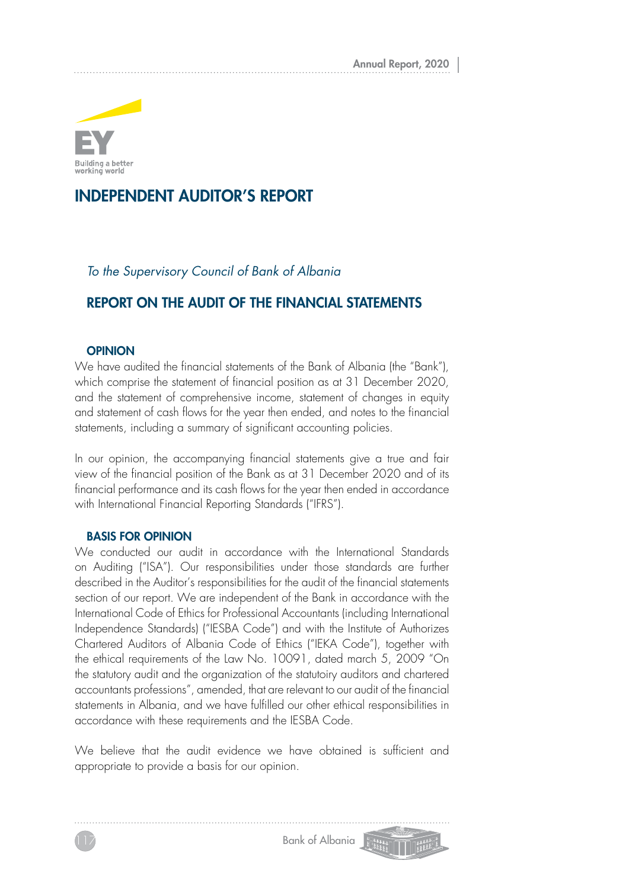# INDEPENDENT AUDITOR'S REPORT

*To the Supervisory Council of Bank of Albania*

## REPORT ON THE AUDIT OF THE FINANCIAL STATEMENTS

### OPINION

We have audited the financial statements of the Bank of Albania (the "Bank"), which comprise the statement of financial position as at 31 December 2020, and the statement of comprehensive income, statement of changes in equity and statement of cash flows for the year then ended, and notes to the financial statements, including a summary of significant accounting policies.

In our opinion, the accompanying financial statements give a true and fair view of the financial position of the Bank as at 31 December 2020 and of its financial performance and its cash flows for the year then ended in accordance with International Financial Reporting Standards ("IFRS").

### BASIS FOR OPINION

We conducted our audit in accordance with the International Standards on Auditing ("ISA"). Our responsibilities under those standards are further described in the Auditor's responsibilities for the audit of the financial statements section of our report. We are independent of the Bank in accordance with the International Code of Ethics for Professional Accountants (including International Independence Standards) ("IESBA Code") and with the Institute of Authorizes Chartered Auditors of Albania Code of Ethics ("IEKA Code"), together with the ethical requirements of the Law No. 10091, dated march 5, 2009 "On the statutory audit and the organization of the statutoiry auditors and chartered accountants professions", amended, that are relevant to our audit of the financial statements in Albania, and we have fulfilled our other ethical responsibilities in accordance with these requirements and the IESBA Code.

We believe that the audit evidence we have obtained is sufficient and appropriate to provide a basis for our opinion.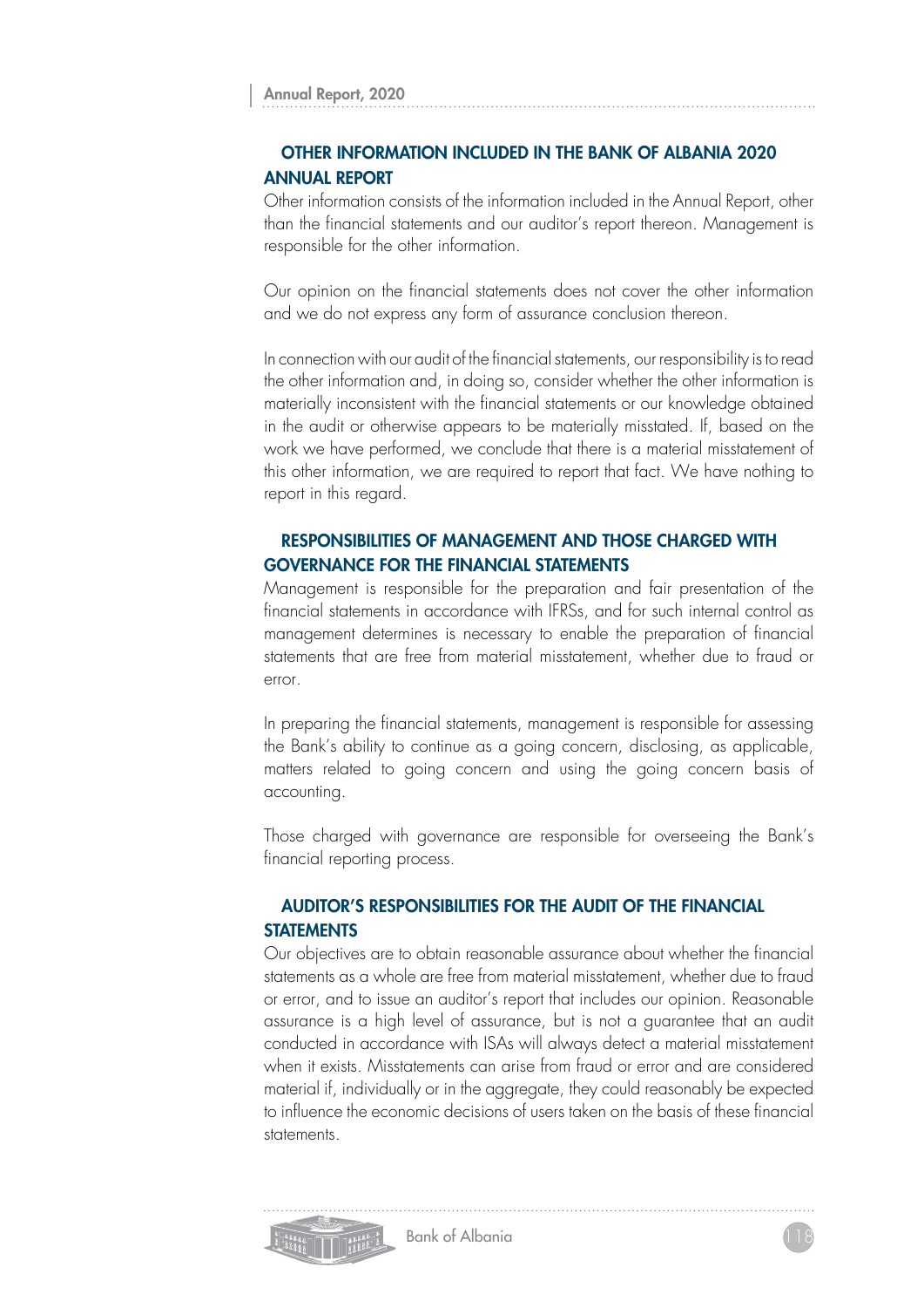## OTHER INFORMATION INCLUDED IN THE BANK OF ALBANIA 2020 ANNUAL REPORT

Other information consists of the information included in the Annual Report, other than the financial statements and our auditor's report thereon. Management is responsible for the other information.

Our opinion on the financial statements does not cover the other information and we do not express any form of assurance conclusion thereon.

In connection with our audit of the financial statements, our responsibility is to read the other information and, in doing so, consider whether the other information is materially inconsistent with the financial statements or our knowledge obtained in the audit or otherwise appears to be materially misstated. If, based on the work we have performed, we conclude that there is a material misstatement of this other information, we are required to report that fact. We have nothing to report in this regard.

## RESPONSIBILITIES OF MANAGEMENT AND THOSE CHARGED WITH GOVERNANCE FOR THE FINANCIAL STATEMENTS

Management is responsible for the preparation and fair presentation of the financial statements in accordance with IFRSs, and for such internal control as management determines is necessary to enable the preparation of financial statements that are free from material misstatement, whether due to fraud or error.

In preparing the financial statements, management is responsible for assessing the Bank's ability to continue as a going concern, disclosing, as applicable, matters related to going concern and using the going concern basis of accounting.

Those charged with governance are responsible for overseeing the Bank's financial reporting process.

## AUDITOR'S RESPONSIBILITIES FOR THE AUDIT OF THE FINANCIAL STATEMENTS

Our objectives are to obtain reasonable assurance about whether the financial statements as a whole are free from material misstatement, whether due to fraud or error, and to issue an auditor's report that includes our opinion. Reasonable assurance is a high level of assurance, but is not a guarantee that an audit conducted in accordance with ISAs will always detect a material misstatement when it exists. Misstatements can arise from fraud or error and are considered material if, individually or in the aggregate, they could reasonably be expected to influence the economic decisions of users taken on the basis of these financial statements.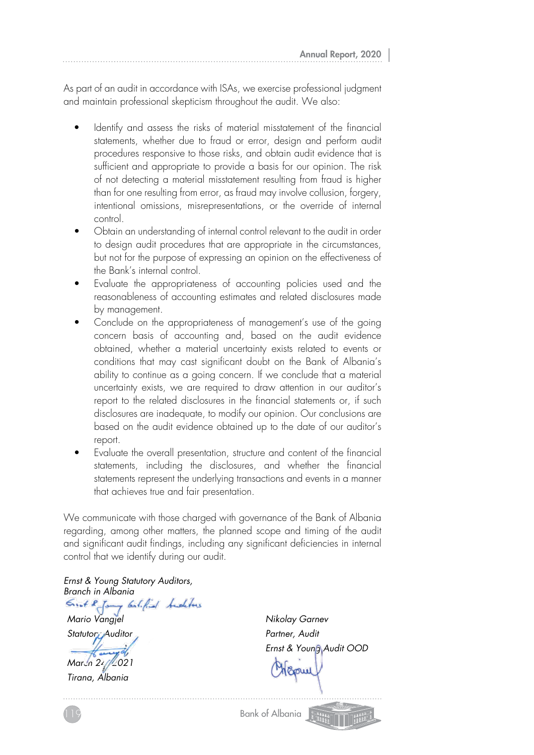As part of an audit in accordance with ISAs, we exercise professional judgment and maintain professional skepticism throughout the audit. We also:

- Identify and assess the risks of material misstatement of the financial statements, whether due to fraud or error, design and perform audit procedures responsive to those risks, and obtain audit evidence that is sufficient and appropriate to provide a basis for our opinion. The risk of not detecting a material misstatement resulting from fraud is higher than for one resulting from error, as fraud may involve collusion, forgery, intentional omissions, misrepresentations, or the override of internal control.
- Obtain an understanding of internal control relevant to the audit in order to design audit procedures that are appropriate in the circumstances, but not for the purpose of expressing an opinion on the effectiveness of the Bank's internal control.
- Evaluate the appropriateness of accounting policies used and the reasonableness of accounting estimates and related disclosures made by management.
- Conclude on the appropriateness of management's use of the going concern basis of accounting and, based on the audit evidence obtained, whether a material uncertainty exists related to events or conditions that may cast significant doubt on the Bank of Albania's ability to continue as a going concern. If we conclude that a material uncertainty exists, we are required to draw attention in our auditor's report to the related disclosures in the financial statements or, if such disclosures are inadequate, to modify our opinion. Our conclusions are based on the audit evidence obtained up to the date of our auditor's report.
- Evaluate the overall presentation, structure and content of the financial statements, including the disclosures, and whether the financial statements represent the underlying transactions and events in a manner that achieves true and fair presentation.

We communicate with those charged with governance of the Bank of Albania regarding, among other matters, the planned scope and timing of the audit and significant audit findings, including any significant deficiencies in internal control that we identify during our audit.

*Ernst & Young Statutory Auditors,*
*Branch in Albania*

*Mario Vangjel*
*Statutory Auditor*

*March 24, 2021*
*Tirana, Albania*

*Nikolay Garnev*
*Partner, Audit*
*Ernst & Young Audit OOD*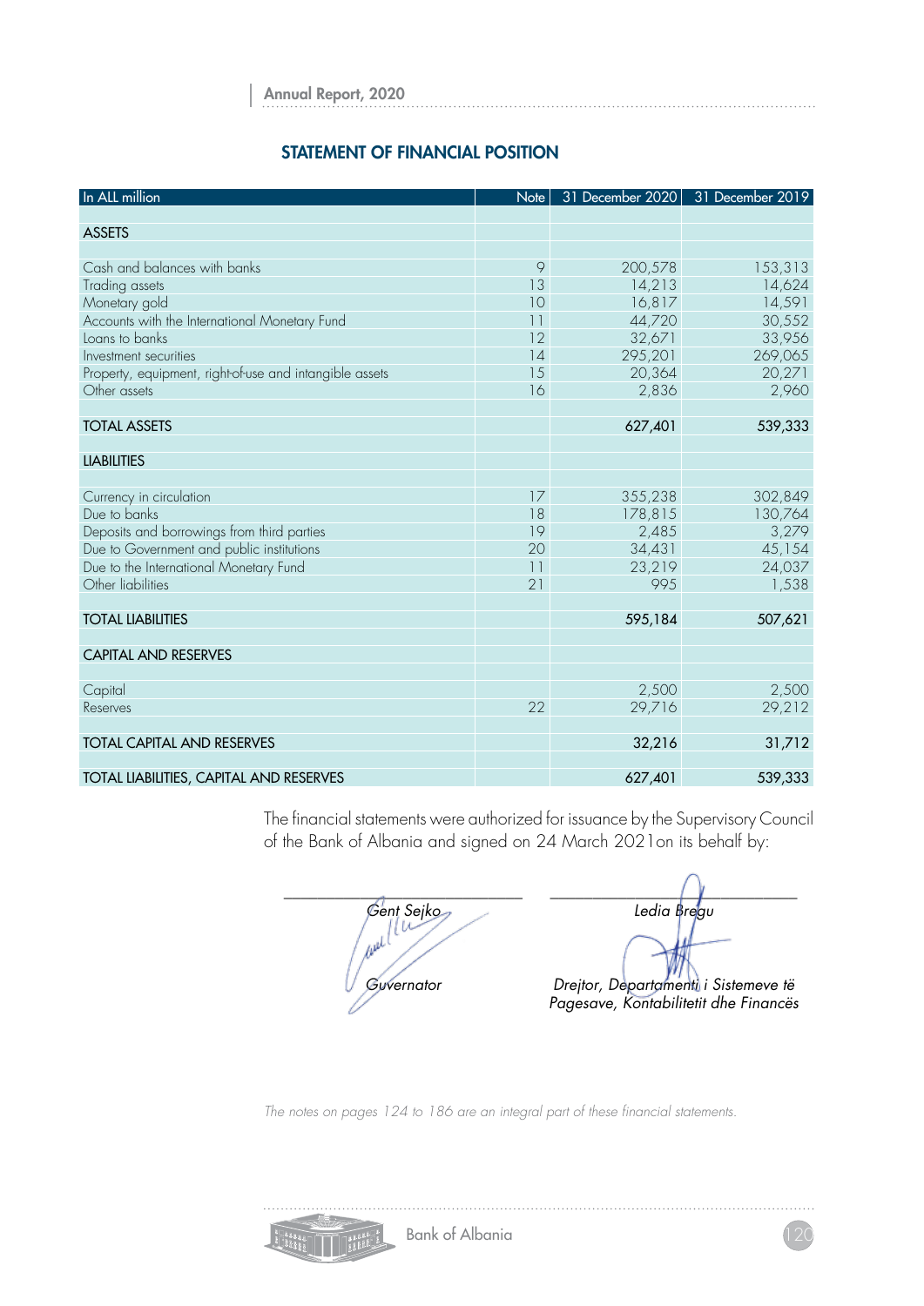## STATEMENT OF FINANCIAL POSITION

| In ALL million | Note | 31 December 2020 | 31 December 2019 |
|---|---|---|---|
| **ASSETS** | | | |
| Cash and balances with banks | 9 | 200,578 | 153,313 |
| Trading assets | 13 | 14,213 | 14,624 |
| Monetary gold | 10 | 16,817 | 14,591 |
| Accounts with the International Monetary Fund | 11 | 44,720 | 30,552 |
| Loans to banks | 12 | 32,671 | 33,956 |
| Investment securities | 14 | 295,201 | 269,065 |
| Property, equipment, right-of-use and intangible assets | 15 | 20,364 | 20,271 |
| Other assets | 16 | 2,836 | 2,960 |
| **TOTAL ASSETS** | | **627,401** | **539,333** |
| **LIABILITIES** | | | |
| Currency in circulation | 17 | 355,238 | 302,849 |
| Due to banks | 18 | 178,815 | 130,764 |
| Deposits and borrowings from third parties | 19 | 2,485 | 3,279 |
| Due to Government and public institutions | 20 | 34,431 | 45,154 |
| Due to the International Monetary Fund | 11 | 23,219 | 24,037 |
| Other liabilities | 21 | 995 | 1,538 |
| **TOTAL LIABILITIES** | | **595,184** | **507,621** |
| **CAPITAL AND RESERVES** | | | |
| Capital | | 2,500 | 2,500 |
| Reserves | 22 | 29,716 | 29,212 |
| **TOTAL CAPITAL AND RESERVES** | | **32,216** | **31,712** |
| **TOTAL LIABILITIES, CAPITAL AND RESERVES** | | **627,401** | **539,333** |

The financial statements were authorized for issuance by the Supervisory Council of the Bank of Albania and signed on 24 March 2021on its behalf by:

*Gent Sejko*
*Guvernator*

*Ledia Bregu*
*Drejtor, Departamenti i Sistemeve të Pagesave, Kontabilitetit dhe Financës*

*The notes on pages 124 to 186 are an integral part of these financial statements.*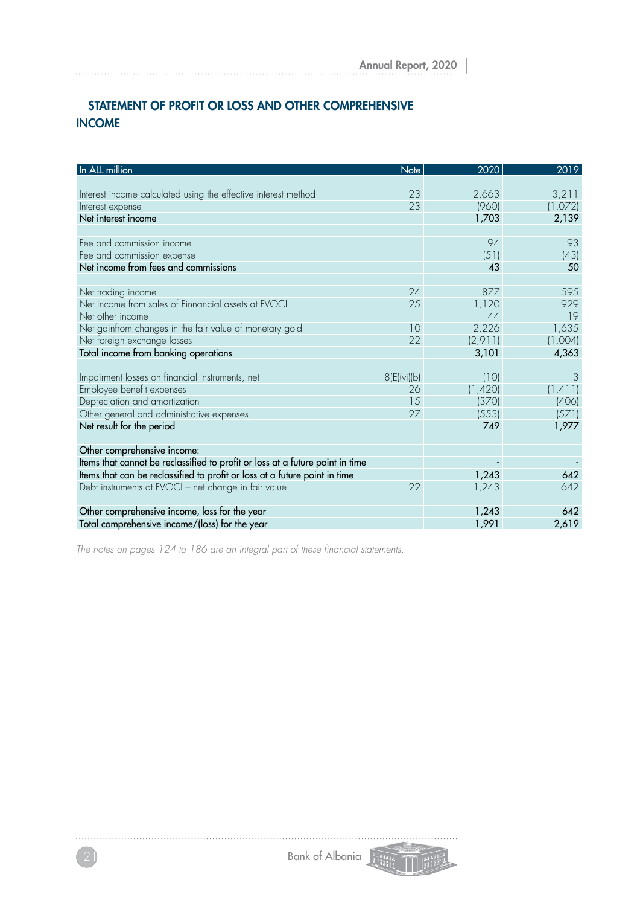## STATEMENT OF PROFIT OR LOSS AND OTHER COMPREHENSIVE INCOME

| In ALL million | Note | 2020 | 2019 |
|---|---|---|---|
| | | | |
| Interest income calculated using the effective interest method | 23 | 2,663 | 3,211 |
| Interest expense | 23 | (960) | (1,072) |
| Net interest income | | 1,703 | 2,139 |
| | | | |
| Fee and commission income | | 94 | 93 |
| Fee and commission expense | | (51) | (43) |
| Net income from fees and commissions | | 43 | 50 |
| | | | |
| Net trading income | 24 | 877 | 595 |
| Net Income from sales of Finnancial assets at FVOCI | 25 | 1,120 | 929 |
| Net other income | | 44 | 19 |
| Net gainfrom changes in the fair value of monetary gold | 10 | 2,226 | 1,635 |
| Net foreign exchange losses | 22 | (2,911) | (1,004) |
| Total income from banking operations | | 3,101 | 4,363 |
| | | | |
| Impairment losses on financial instruments, net | 8(E)(vi)(b) | (10) | 3 |
| Employee benefit expenses | 26 | (1,420) | (1,411) |
| Depreciation and amortization | 15 | (370) | (406) |
| Other general and administrative expenses | 27 | (553) | (571) |
| Net result for the period | | 749 | 1,977 |
| | | | |
| Other comprehensive income: | | | |
| Items that cannot be reclassified to profit or loss at a future point in time | | - | - |
| Items that can be reclassified to profit or loss at a future point in time | | 1,243 | 642 |
| Debt instruments at FVOCI – net change in fair value | 22 | 1,243 | 642 |
| | | | |
| Other comprehensive income, loss for the year | | 1,243 | 642 |
| Total comprehensive income/(loss) for the year | | 1,991 | 2,619 |

*The notes on pages 124 to 186 are an integral part of these financial statements.*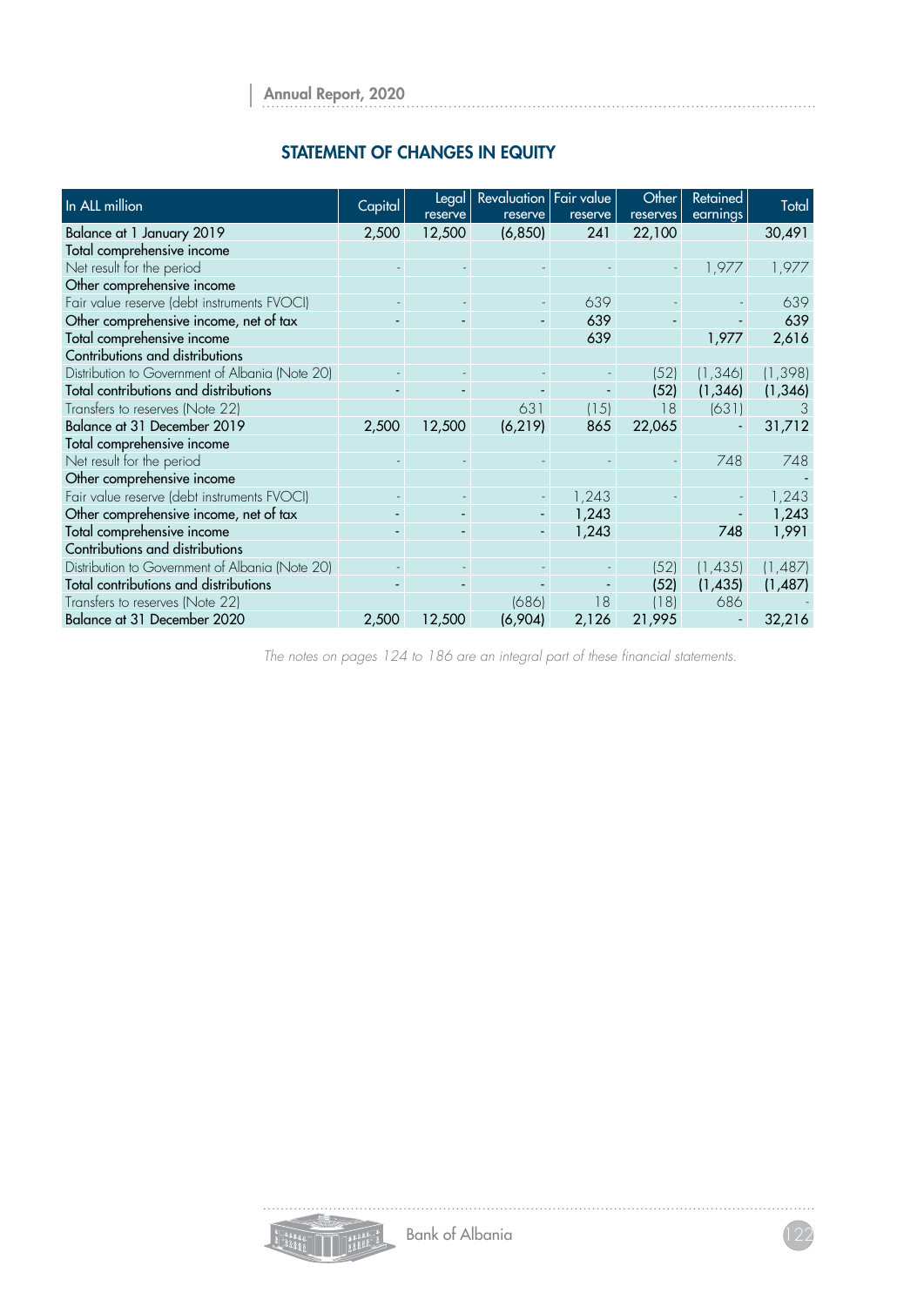## STATEMENT OF CHANGES IN EQUITY

| In ALL million | Capital | Legal reserve | Revaluation reserve | Fair value reserve | Other reserves | Retained earnings | Total |
|---|---|---|---|---|---|---|---|
| Balance at 1 January 2019 | 2,500 | 12,500 | (6,850) | 241 | 22,100 | | 30,491 |
| Total comprehensive income | | | | | | | |
| Net result for the period | - | - | - | - | - | 1,977 | 1,977 |
| Other comprehensive income | | | | | | | |
| Fair value reserve (debt instruments FVOCI) | - | - | - | 639 | - | - | 639 |
| Other comprehensive income, net of tax | - | - | - | 639 | - | - | 639 |
| Total comprehensive income | | | | 639 | | 1,977 | 2,616 |
| Contributions and distributions | | | | | | | |
| Distribution to Government of Albania (Note 20) | - | - | - | - | (52) | (1,346) | (1,398) |
| Total contributions and distributions | - | - | - | - | (52) | (1,346) | (1,346) |
| Transfers to reserves (Note 22) | | | 631 | (15) | 18 | (631) | 3 |
| Balance at 31 December 2019 | 2,500 | 12,500 | (6,219) | 865 | 22,065 | - | 31,712 |
| Total comprehensive income | | | | | | | |
| Net result for the period | - | - | - | - | - | 748 | 748 |
| Other comprehensive income | | | | | | | - |
| Fair value reserve (debt instruments FVOCI) | - | - | - | 1,243 | - | - | 1,243 |
| Other comprehensive income, net of tax | - | - | - | 1,243 | | - | 1,243 |
| Total comprehensive income | - | - | - | 1,243 | | 748 | 1,991 |
| Contributions and distributions | | | | | | | |
| Distribution to Government of Albania (Note 20) | - | - | - | - | (52) | (1,435) | (1,487) |
| Total contributions and distributions | - | - | - | - | (52) | (1,435) | (1,487) |
| Transfers to reserves (Note 22) | | | (686) | 18 | (18) | 686 | - |
| Balance at 31 December 2020 | 2,500 | 12,500 | (6,904) | 2,126 | 21,995 | - | 32,216 |

*The notes on pages 124 to 186 are an integral part of these financial statements.*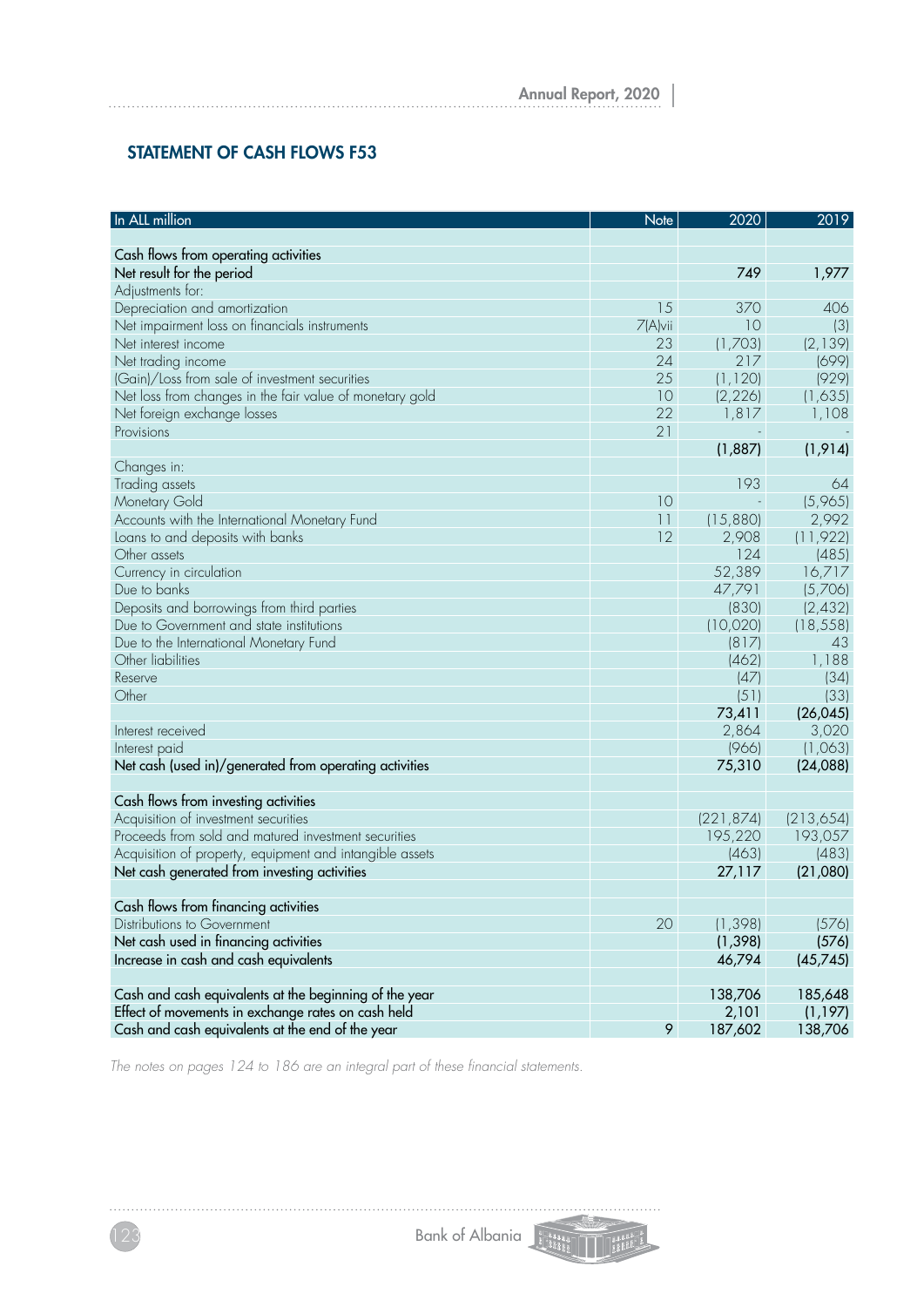## STATEMENT OF CASH FLOWS F53

| In ALL million | Note | 2020 | 2019 |
|---|---|---|---|
| | | | |
| Cash flows from operating activities | | | |
| Net result for the period | | 749 | 1,977 |
| Adjustments for: | | | |
| Depreciation and amortization | 15 | 370 | 406 |
| Net impairment loss on financials instruments | 7(A)vii | 10 | (3) |
| Net interest income | 23 | (1,703) | (2,139) |
| Net trading income | 24 | 217 | (699) |
| (Gain)/Loss from sale of investment securities | 25 | (1,120) | (929) |
| Net loss from changes in the fair value of monetary gold | 10 | (2,226) | (1,635) |
| Net foreign exchange losses | 22 | 1,817 | 1,108 |
| Provisions | 21 | - | - |
| | | **(1,887)** | **(1,914)** |
| Changes in: | | | |
| Trading assets | | 193 | 64 |
| Monetary Gold | 10 | - | (5,965) |
| Accounts with the International Monetary Fund | 11 | (15,880) | 2,992 |
| Loans to and deposits with banks | 12 | 2,908 | (11,922) |
| Other assets | | 124 | (485) |
| Currency in circulation | | 52,389 | 16,717 |
| Due to banks | | 47,791 | (5,706) |
| Deposits and borrowings from third parties | | (830) | (2,432) |
| Due to Government and state institutions | | (10,020) | (18,558) |
| Due to the International Monetary Fund | | (817) | 43 |
| Other liabilities | | (462) | 1,188 |
| Reserve | | (47) | (34) |
| Other | | (51) | (33) |
| | | **73,411** | **(26,045)** |
| Interest received | | 2,864 | 3,020 |
| Interest paid | | (966) | (1,063) |
| Net cash (used in)/generated from operating activities | | **75,310** | **(24,088)** |
| | | | |
| Cash flows from investing activities | | | |
| Acquisition of investment securities | | (221,874) | (213,654) |
| Proceeds from sold and matured investment securities | | 195,220 | 193,057 |
| Acquisition of property, equipment and intangible assets | | (463) | (483) |
| Net cash generated from investing activities | | **27,117** | **(21,080)** |
| | | | |
| Cash flows from financing activities | | | |
| Distributions to Government | 20 | (1,398) | (576) |
| Net cash used in financing activities | | **(1,398)** | **(576)** |
| Increase in cash and cash equivalents | | **46,794** | **(45,745)** |
| | | | |
| Cash and cash equivalents at the beginning of the year | | 138,706 | 185,648 |
| Effect of movements in exchange rates on cash held | | 2,101 | (1,197) |
| Cash and cash equivalents at the end of the year | 9 | 187,602 | 138,706 |

*The notes on pages 124 to 186 are an integral part of these financial statements.*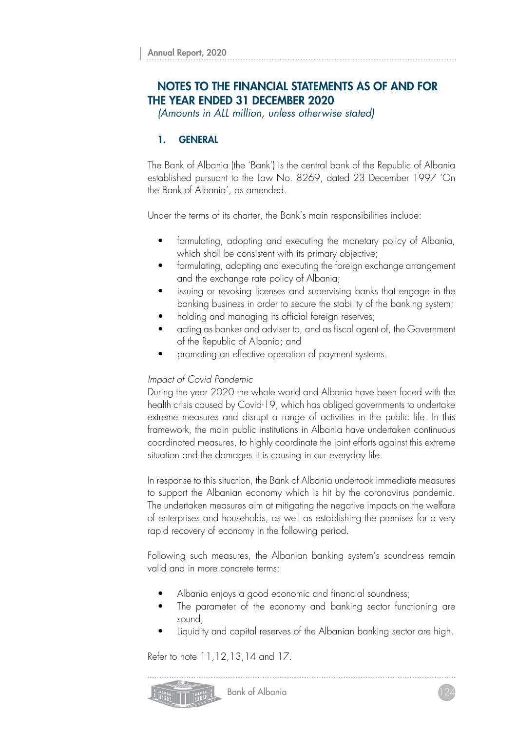## NOTES TO THE FINANCIAL STATEMENTS AS OF AND FOR THE YEAR ENDED 31 DECEMBER 2020

*(Amounts in ALL million, unless otherwise stated)*

### 1. GENERAL

The Bank of Albania (the 'Bank') is the central bank of the Republic of Albania established pursuant to the Law No. 8269, dated 23 December 1997 'On the Bank of Albania', as amended.

Under the terms of its charter, the Bank's main responsibilities include:

- formulating, adopting and executing the monetary policy of Albania, which shall be consistent with its primary objective;
- formulating, adopting and executing the foreign exchange arrangement and the exchange rate policy of Albania;
- issuing or revoking licenses and supervising banks that engage in the banking business in order to secure the stability of the banking system;
- holding and managing its official foreign reserves;
- acting as banker and adviser to, and as fiscal agent of, the Government of the Republic of Albania; and
- promoting an effective operation of payment systems.

*Impact of Covid Pandemic*

During the year 2020 the whole world and Albania have been faced with the health crisis caused by Covid-19, which has obliged governments to undertake extreme measures and disrupt a range of activities in the public life. In this framework, the main public institutions in Albania have undertaken continuous coordinated measures, to highly coordinate the joint efforts against this extreme situation and the damages it is causing in our everyday life.

In response to this situation, the Bank of Albania undertook immediate measures to support the Albanian economy which is hit by the coronavirus pandemic. The undertaken measures aim at mitigating the negative impacts on the welfare of enterprises and households, as well as establishing the premises for a very rapid recovery of economy in the following period.

Following such measures, the Albanian banking system's soundness remain valid and in more concrete terms:

- Albania enjoys a good economic and financial soundness;
- The parameter of the economy and banking sector functioning are sound;
- Liquidity and capital reserves of the Albanian banking sector are high.

Refer to note 11,12,13,14 and 17.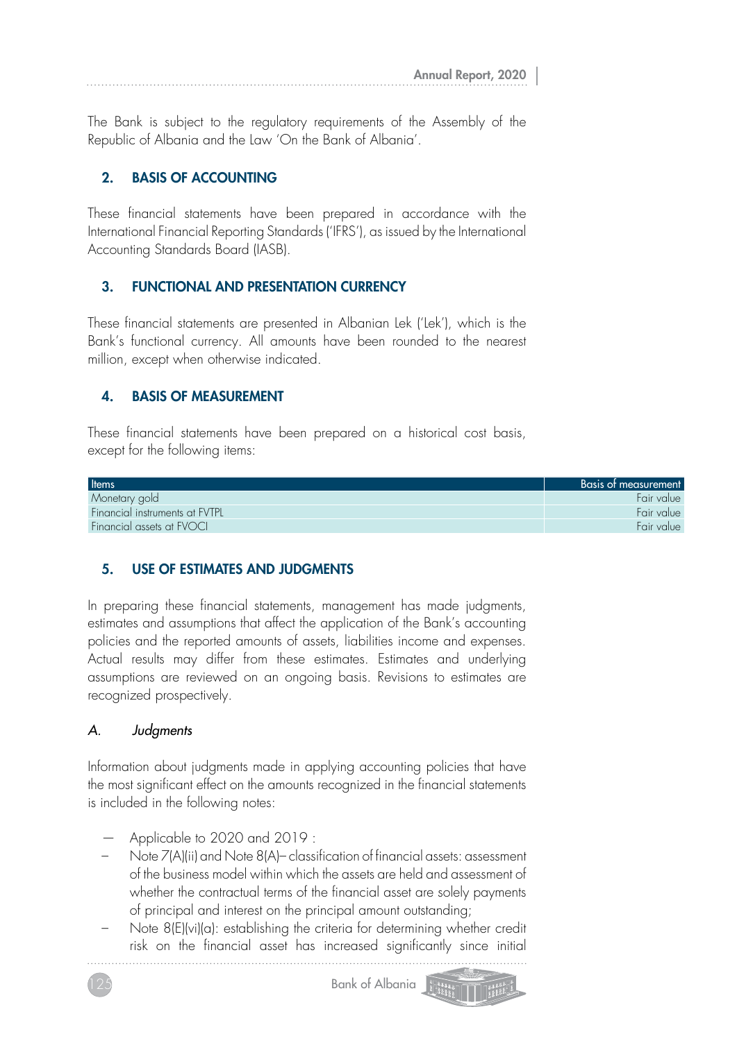The Bank is subject to the regulatory requirements of the Assembly of the Republic of Albania and the Law 'On the Bank of Albania'.

## 2. BASIS OF ACCOUNTING

These financial statements have been prepared in accordance with the International Financial Reporting Standards ('IFRS'), as issued by the International Accounting Standards Board (IASB).

## 3. FUNCTIONAL AND PRESENTATION CURRENCY

These financial statements are presented in Albanian Lek ('Lek'), which is the Bank's functional currency. All amounts have been rounded to the nearest million, except when otherwise indicated.

## 4. BASIS OF MEASUREMENT

These financial statements have been prepared on a historical cost basis, except for the following items:

| Items | Basis of measurement |
|---|---|
| Monetary gold | Fair value |
| Financial instruments at FVTPL | Fair value |
| Financial assets at FVOCI | Fair value |

## 5. USE OF ESTIMATES AND JUDGMENTS

In preparing these financial statements, management has made judgments, estimates and assumptions that affect the application of the Bank's accounting policies and the reported amounts of assets, liabilities income and expenses. Actual results may differ from these estimates. Estimates and underlying assumptions are reviewed on an ongoing basis. Revisions to estimates are recognized prospectively.

### *A. Judgments*

Information about judgments made in applying accounting policies that have the most significant effect on the amounts recognized in the financial statements is included in the following notes:

- Applicable to 2020 and 2019 :
- Note 7(A)(ii) and Note 8(A)– classification of financial assets: assessment of the business model within which the assets are held and assessment of whether the contractual terms of the financial asset are solely payments of principal and interest on the principal amount outstanding;
- Note 8(E)(vi)(a): establishing the criteria for determining whether credit risk on the financial asset has increased significantly since initial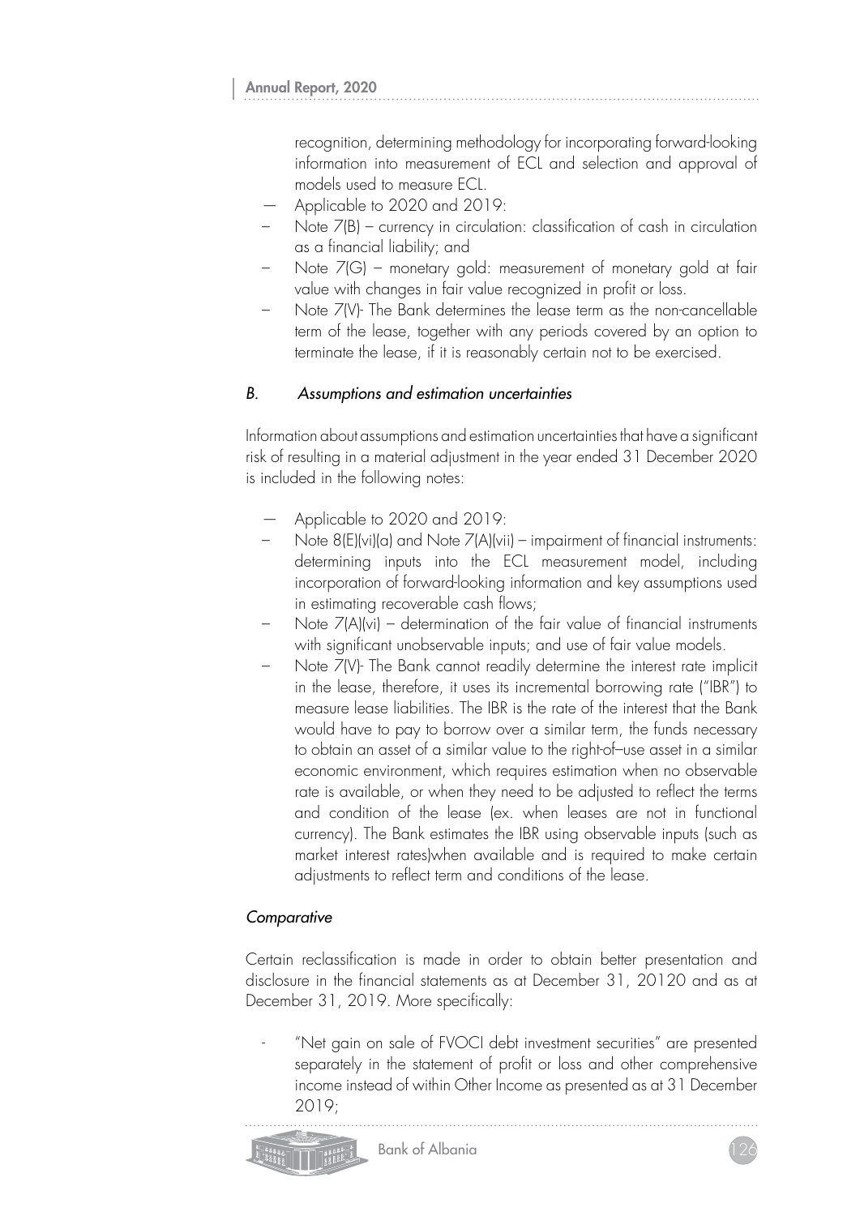recognition, determining methodology for incorporating forward-looking information into measurement of ECL and selection and approval of models used to measure ECL.

— Applicable to 2020 and 2019:

– Note 7(B) – currency in circulation: classification of cash in circulation as a financial liability; and
– Note 7(G) – monetary gold: measurement of monetary gold at fair value with changes in fair value recognized in profit or loss.
– Note 7(V)- The Bank determines the lease term as the non-cancellable term of the lease, together with any periods covered by an option to terminate the lease, if it is reasonably certain not to be exercised.

### *B. Assumptions and estimation uncertainties*

Information about assumptions and estimation uncertainties that have a significant risk of resulting in a material adjustment in the year ended 31 December 2020 is included in the following notes:

— Applicable to 2020 and 2019:

– Note 8(E)(vi)(a) and Note 7(A)(vii) – impairment of financial instruments: determining inputs into the ECL measurement model, including incorporation of forward-looking information and key assumptions used in estimating recoverable cash flows;
– Note 7(A)(vi) – determination of the fair value of financial instruments with significant unobservable inputs; and use of fair value models.
– Note 7(V)- The Bank cannot readily determine the interest rate implicit in the lease, therefore, it uses its incremental borrowing rate ("IBR") to measure lease liabilities. The IBR is the rate of the interest that the Bank would have to pay to borrow over a similar term, the funds necessary to obtain an asset of a similar value to the right-of–use asset in a similar economic environment, which requires estimation when no observable rate is available, or when they need to be adjusted to reflect the terms and condition of the lease (ex. when leases are not in functional currency). The Bank estimates the IBR using observable inputs (such as market interest rates)when available and is required to make certain adjustments to reflect term and conditions of the lease.

### *Comparative*

Certain reclassification is made in order to obtain better presentation and disclosure in the financial statements as at December 31, 20120 and as at December 31, 2019. More specifically:

- "Net gain on sale of FVOCI debt investment securities" are presented separately in the statement of profit or loss and other comprehensive income instead of within Other Income as presented as at 31 December 2019;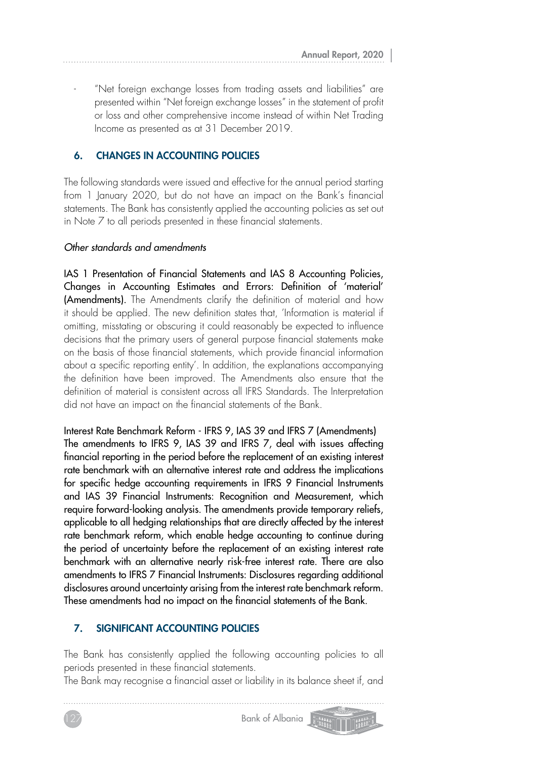- "Net foreign exchange losses from trading assets and liabilities" are presented within "Net foreign exchange losses" in the statement of profit or loss and other comprehensive income instead of within Net Trading Income as presented as at 31 December 2019.

## 6. CHANGES IN ACCOUNTING POLICIES

The following standards were issued and effective for the annual period starting from 1 January 2020, but do not have an impact on the Bank's financial statements. The Bank has consistently applied the accounting policies as set out in Note 7 to all periods presented in these financial statements.

*Other standards and amendments*

**IAS 1 Presentation of Financial Statements and IAS 8 Accounting Policies, Changes in Accounting Estimates and Errors: Definition of 'material' (Amendments).** The Amendments clarify the definition of material and how it should be applied. The new definition states that, 'Information is material if omitting, misstating or obscuring it could reasonably be expected to influence decisions that the primary users of general purpose financial statements make on the basis of those financial statements, which provide financial information about a specific reporting entity'. In addition, the explanations accompanying the definition have been improved. The Amendments also ensure that the definition of material is consistent across all IFRS Standards. The Interpretation did not have an impact on the financial statements of the Bank.

Interest Rate Benchmark Reform - IFRS 9, IAS 39 and IFRS 7 (Amendments)
The amendments to IFRS 9, IAS 39 and IFRS 7, deal with issues affecting financial reporting in the period before the replacement of an existing interest rate benchmark with an alternative interest rate and address the implications for specific hedge accounting requirements in IFRS 9 Financial Instruments and IAS 39 Financial Instruments: Recognition and Measurement, which require forward-looking analysis. The amendments provide temporary reliefs, applicable to all hedging relationships that are directly affected by the interest rate benchmark reform, which enable hedge accounting to continue during the period of uncertainty before the replacement of an existing interest rate benchmark with an alternative nearly risk-free interest rate. There are also amendments to IFRS 7 Financial Instruments: Disclosures regarding additional disclosures around uncertainty arising from the interest rate benchmark reform. These amendments had no impact on the financial statements of the Bank.

## 7. SIGNIFICANT ACCOUNTING POLICIES

The Bank has consistently applied the following accounting policies to all periods presented in these financial statements.
The Bank may recognise a financial asset or liability in its balance sheet if, and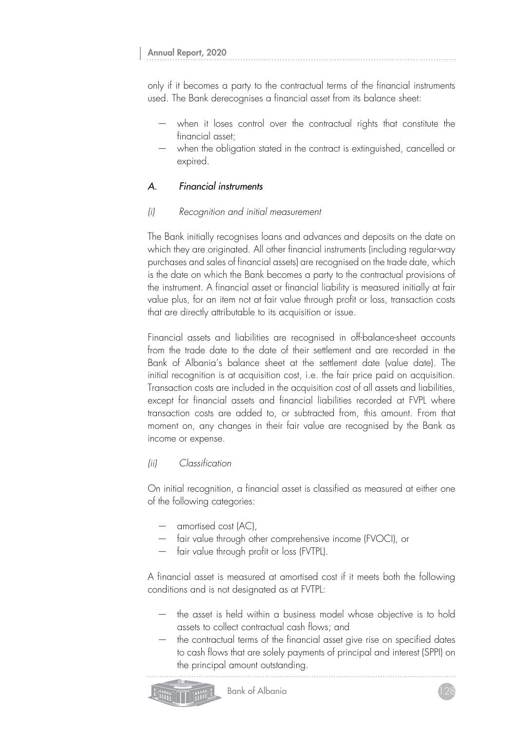only if it becomes a party to the contractual terms of the financial instruments used. The Bank derecognises a financial asset from its balance sheet:

- when it loses control over the contractual rights that constitute the financial asset;
- when the obligation stated in the contract is extinguished, cancelled or expired.

### *A. Financial instruments*

#### *(i) Recognition and initial measurement*

The Bank initially recognises loans and advances and deposits on the date on which they are originated. All other financial instruments (including regular-way purchases and sales of financial assets) are recognised on the trade date, which is the date on which the Bank becomes a party to the contractual provisions of the instrument. A financial asset or financial liability is measured initially at fair value plus, for an item not at fair value through profit or loss, transaction costs that are directly attributable to its acquisition or issue.

Financial assets and liabilities are recognised in off-balance-sheet accounts from the trade date to the date of their settlement and are recorded in the Bank of Albania's balance sheet at the settlement date (value date). The initial recognition is at acquisition cost, i.e. the fair price paid on acquisition. Transaction costs are included in the acquisition cost of all assets and liabilities, except for financial assets and financial liabilities recorded at FVPL where transaction costs are added to, or subtracted from, this amount. From that moment on, any changes in their fair value are recognised by the Bank as income or expense.

#### *(ii) Classification*

On initial recognition, a financial asset is classified as measured at either one of the following categories:

- amortised cost (AC),
- fair value through other comprehensive income (FVOCI), or
- fair value through profit or loss (FVTPL).

A financial asset is measured at amortised cost if it meets both the following conditions and is not designated as at FVTPL:

- the asset is held within a business model whose objective is to hold assets to collect contractual cash flows; and
- the contractual terms of the financial asset give rise on specified dates to cash flows that are solely payments of principal and interest (SPPI) on the principal amount outstanding.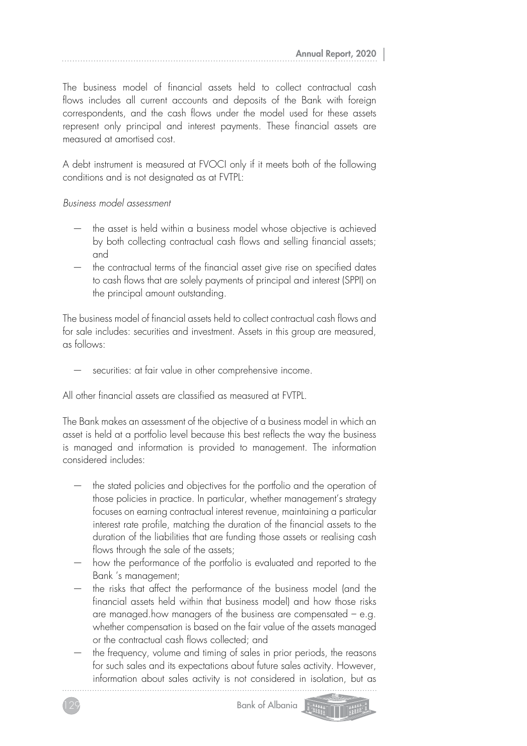The business model of financial assets held to collect contractual cash flows includes all current accounts and deposits of the Bank with foreign correspondents, and the cash flows under the model used for these assets represent only principal and interest payments. These financial assets are measured at amortised cost.

A debt instrument is measured at FVOCI only if it meets both of the following conditions and is not designated as at FVTPL:

*Business model assessment*

- the asset is held within a business model whose objective is achieved by both collecting contractual cash flows and selling financial assets; and
- the contractual terms of the financial asset give rise on specified dates to cash flows that are solely payments of principal and interest (SPPI) on the principal amount outstanding.

The business model of financial assets held to collect contractual cash flows and for sale includes: securities and investment. Assets in this group are measured, as follows:

- securities: at fair value in other comprehensive income.

All other financial assets are classified as measured at FVTPL.

The Bank makes an assessment of the objective of a business model in which an asset is held at a portfolio level because this best reflects the way the business is managed and information is provided to management. The information considered includes:

- the stated policies and objectives for the portfolio and the operation of those policies in practice. In particular, whether management's strategy focuses on earning contractual interest revenue, maintaining a particular interest rate profile, matching the duration of the financial assets to the duration of the liabilities that are funding those assets or realising cash flows through the sale of the assets;
- how the performance of the portfolio is evaluated and reported to the Bank 's management;
- the risks that affect the performance of the business model (and the financial assets held within that business model) and how those risks are managed.how managers of the business are compensated – e.g. whether compensation is based on the fair value of the assets managed or the contractual cash flows collected; and
- the frequency, volume and timing of sales in prior periods, the reasons for such sales and its expectations about future sales activity. However, information about sales activity is not considered in isolation, but as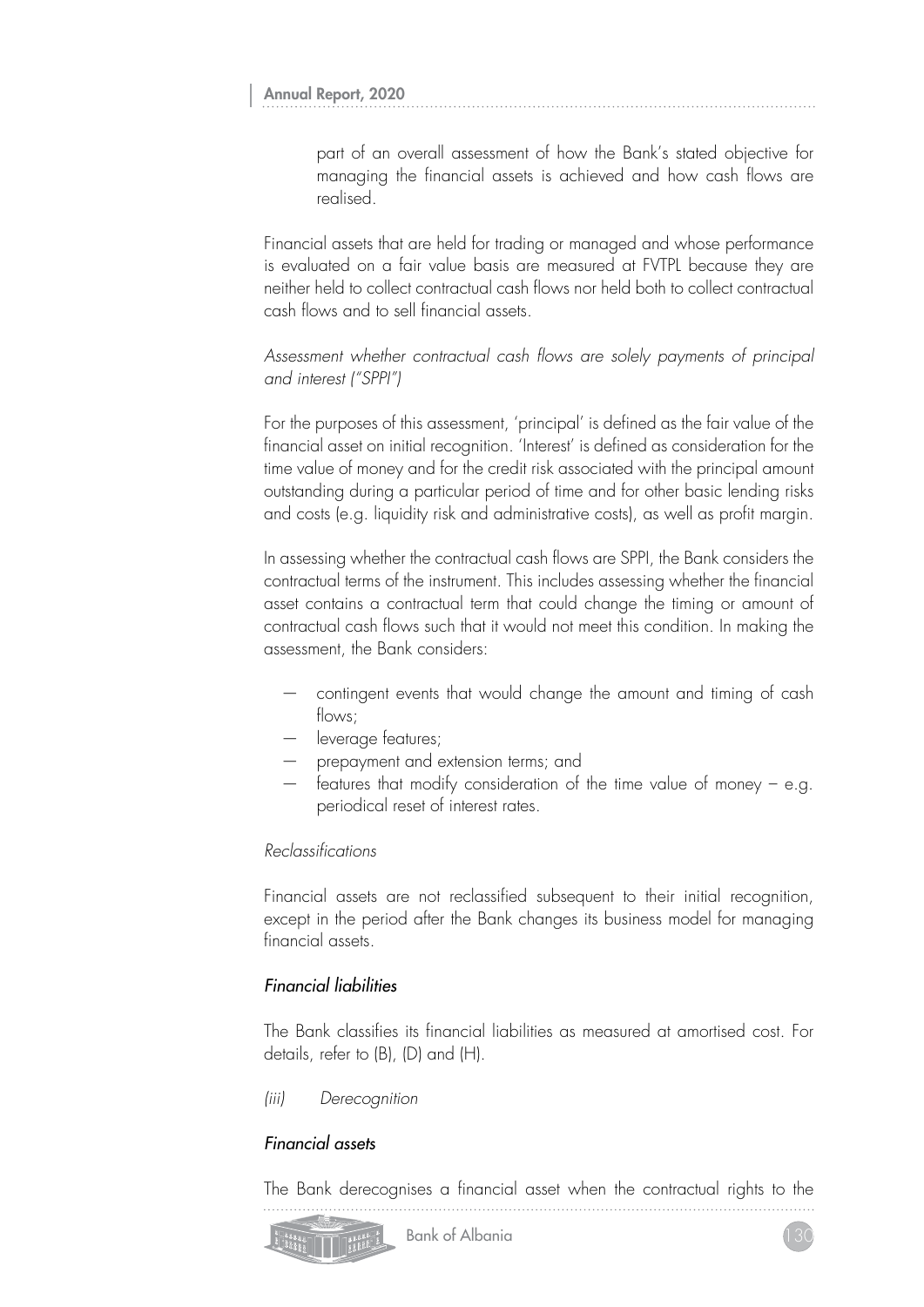part of an overall assessment of how the Bank's stated objective for managing the financial assets is achieved and how cash flows are realised.

Financial assets that are held for trading or managed and whose performance is evaluated on a fair value basis are measured at FVTPL because they are neither held to collect contractual cash flows nor held both to collect contractual cash flows and to sell financial assets.

*Assessment whether contractual cash flows are solely payments of principal and interest ("SPPI")*

For the purposes of this assessment, 'principal' is defined as the fair value of the financial asset on initial recognition. 'Interest' is defined as consideration for the time value of money and for the credit risk associated with the principal amount outstanding during a particular period of time and for other basic lending risks and costs (e.g. liquidity risk and administrative costs), as well as profit margin.

In assessing whether the contractual cash flows are SPPI, the Bank considers the contractual terms of the instrument. This includes assessing whether the financial asset contains a contractual term that could change the timing or amount of contractual cash flows such that it would not meet this condition. In making the assessment, the Bank considers:

- contingent events that would change the amount and timing of cash flows;
- leverage features;
- prepayment and extension terms; and
- features that modify consideration of the time value of money – e.g. periodical reset of interest rates.

*Reclassifications*

Financial assets are not reclassified subsequent to their initial recognition, except in the period after the Bank changes its business model for managing financial assets.

*Financial liabilities*

The Bank classifies its financial liabilities as measured at amortised cost. For details, refer to (B), (D) and (H).

*(iii) Derecognition*

*Financial assets*

The Bank derecognises a financial asset when the contractual rights to the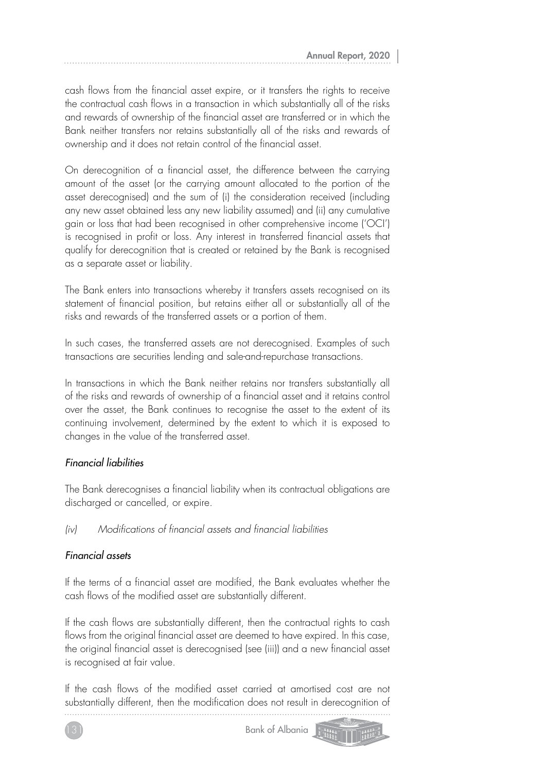cash flows from the financial asset expire, or it transfers the rights to receive the contractual cash flows in a transaction in which substantially all of the risks and rewards of ownership of the financial asset are transferred or in which the Bank neither transfers nor retains substantially all of the risks and rewards of ownership and it does not retain control of the financial asset.

On derecognition of a financial asset, the difference between the carrying amount of the asset (or the carrying amount allocated to the portion of the asset derecognised) and the sum of (i) the consideration received (including any new asset obtained less any new liability assumed) and (ii) any cumulative gain or loss that had been recognised in other comprehensive income ('OCI') is recognised in profit or loss. Any interest in transferred financial assets that qualify for derecognition that is created or retained by the Bank is recognised as a separate asset or liability.

The Bank enters into transactions whereby it transfers assets recognised on its statement of financial position, but retains either all or substantially all of the risks and rewards of the transferred assets or a portion of them.

In such cases, the transferred assets are not derecognised. Examples of such transactions are securities lending and sale-and-repurchase transactions.

In transactions in which the Bank neither retains nor transfers substantially all of the risks and rewards of ownership of a financial asset and it retains control over the asset, the Bank continues to recognise the asset to the extent of its continuing involvement, determined by the extent to which it is exposed to changes in the value of the transferred asset.

*Financial liabilities*

The Bank derecognises a financial liability when its contractual obligations are discharged or cancelled, or expire.

*(iv) Modifications of financial assets and financial liabilities*

*Financial assets*

If the terms of a financial asset are modified, the Bank evaluates whether the cash flows of the modified asset are substantially different.

If the cash flows are substantially different, then the contractual rights to cash flows from the original financial asset are deemed to have expired. In this case, the original financial asset is derecognised (see (iii)) and a new financial asset is recognised at fair value.

If the cash flows of the modified asset carried at amortised cost are not substantially different, then the modification does not result in derecognition of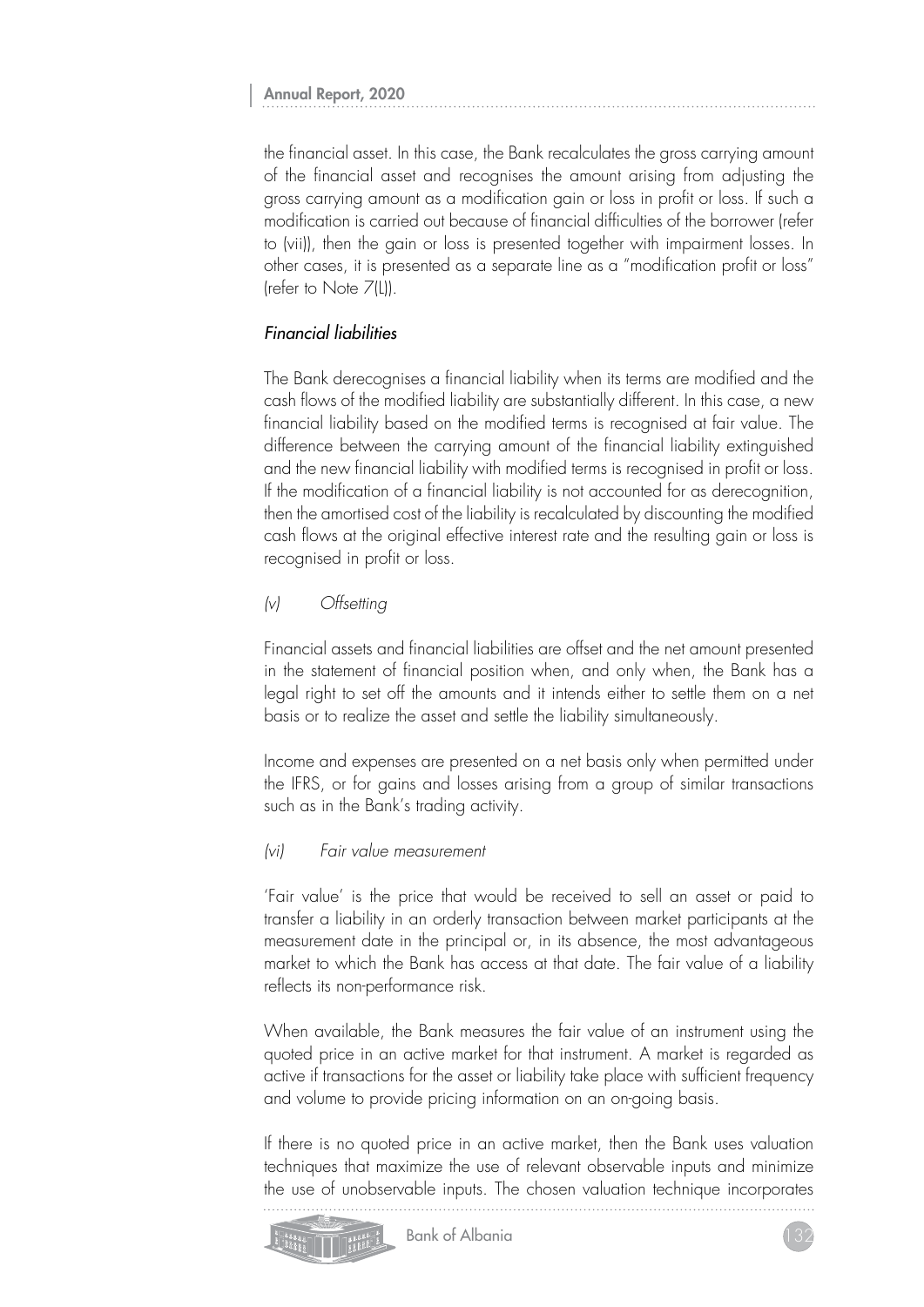the financial asset. In this case, the Bank recalculates the gross carrying amount of the financial asset and recognises the amount arising from adjusting the gross carrying amount as a modification gain or loss in profit or loss. If such a modification is carried out because of financial difficulties of the borrower (refer to (vii)), then the gain or loss is presented together with impairment losses. In other cases, it is presented as a separate line as a "modification profit or loss" (refer to Note 7(L)).

*Financial liabilities*

The Bank derecognises a financial liability when its terms are modified and the cash flows of the modified liability are substantially different. In this case, a new financial liability based on the modified terms is recognised at fair value. The difference between the carrying amount of the financial liability extinguished and the new financial liability with modified terms is recognised in profit or loss. If the modification of a financial liability is not accounted for as derecognition, then the amortised cost of the liability is recalculated by discounting the modified cash flows at the original effective interest rate and the resulting gain or loss is recognised in profit or loss.

*(v) Offsetting*

Financial assets and financial liabilities are offset and the net amount presented in the statement of financial position when, and only when, the Bank has a legal right to set off the amounts and it intends either to settle them on a net basis or to realize the asset and settle the liability simultaneously.

Income and expenses are presented on a net basis only when permitted under the IFRS, or for gains and losses arising from a group of similar transactions such as in the Bank's trading activity.

*(vi) Fair value measurement*

'Fair value' is the price that would be received to sell an asset or paid to transfer a liability in an orderly transaction between market participants at the measurement date in the principal or, in its absence, the most advantageous market to which the Bank has access at that date. The fair value of a liability reflects its non-performance risk.

When available, the Bank measures the fair value of an instrument using the quoted price in an active market for that instrument. A market is regarded as active if transactions for the asset or liability take place with sufficient frequency and volume to provide pricing information on an on-going basis.

If there is no quoted price in an active market, then the Bank uses valuation techniques that maximize the use of relevant observable inputs and minimize the use of unobservable inputs. The chosen valuation technique incorporates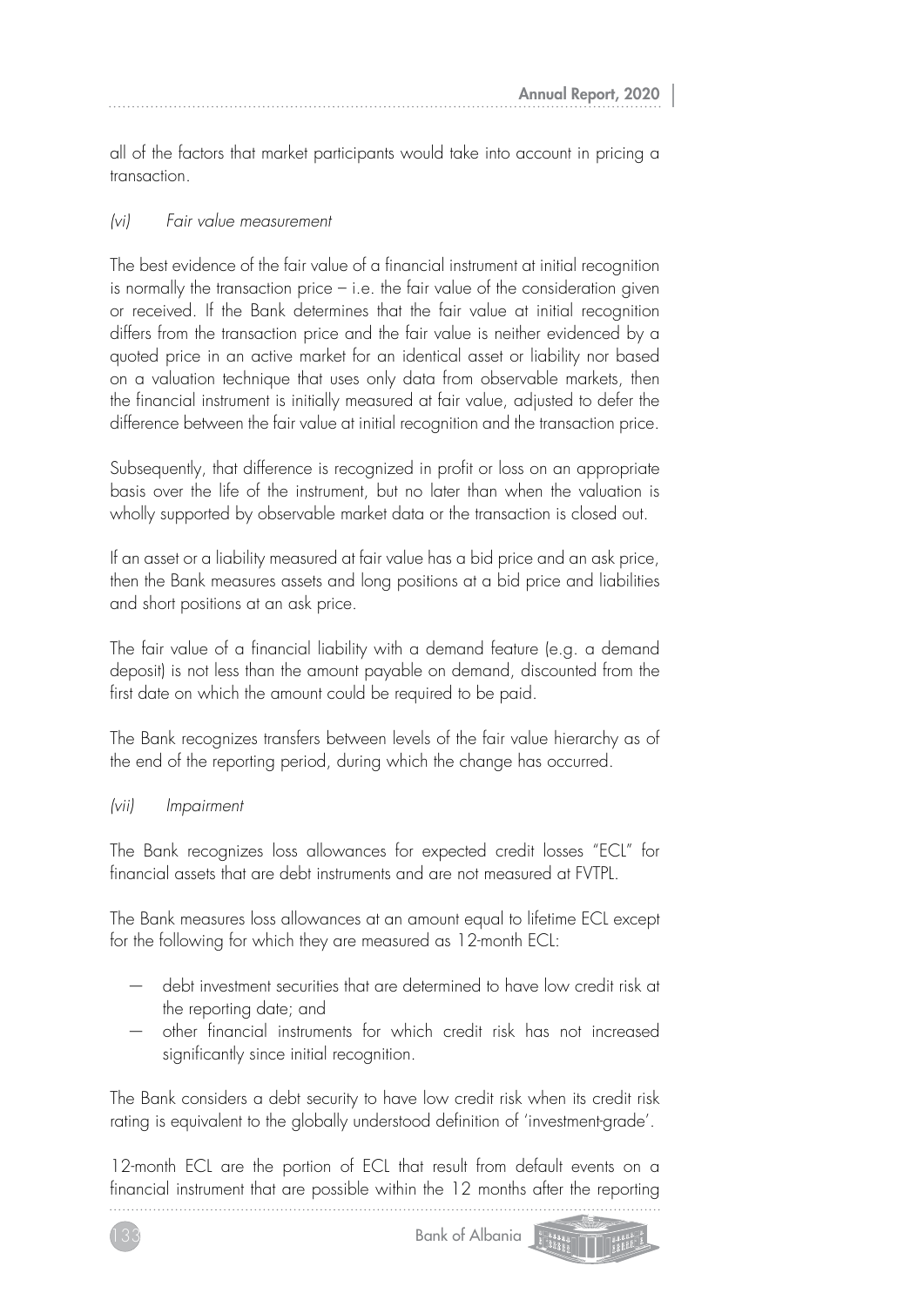all of the factors that market participants would take into account in pricing a transaction.

*(vi) Fair value measurement*

The best evidence of the fair value of a financial instrument at initial recognition is normally the transaction price – i.e. the fair value of the consideration given or received. If the Bank determines that the fair value at initial recognition differs from the transaction price and the fair value is neither evidenced by a quoted price in an active market for an identical asset or liability nor based on a valuation technique that uses only data from observable markets, then the financial instrument is initially measured at fair value, adjusted to defer the difference between the fair value at initial recognition and the transaction price.

Subsequently, that difference is recognized in profit or loss on an appropriate basis over the life of the instrument, but no later than when the valuation is wholly supported by observable market data or the transaction is closed out.

If an asset or a liability measured at fair value has a bid price and an ask price, then the Bank measures assets and long positions at a bid price and liabilities and short positions at an ask price.

The fair value of a financial liability with a demand feature (e.g. a demand deposit) is not less than the amount payable on demand, discounted from the first date on which the amount could be required to be paid.

The Bank recognizes transfers between levels of the fair value hierarchy as of the end of the reporting period, during which the change has occurred.

*(vii) Impairment*

The Bank recognizes loss allowances for expected credit losses "ECL" for financial assets that are debt instruments and are not measured at FVTPL.

The Bank measures loss allowances at an amount equal to lifetime ECL except for the following for which they are measured as 12-month ECL:

- debt investment securities that are determined to have low credit risk at the reporting date; and
- other financial instruments for which credit risk has not increased significantly since initial recognition.

The Bank considers a debt security to have low credit risk when its credit risk rating is equivalent to the globally understood definition of 'investment-grade'.

12-month ECL are the portion of ECL that result from default events on a financial instrument that are possible within the 12 months after the reporting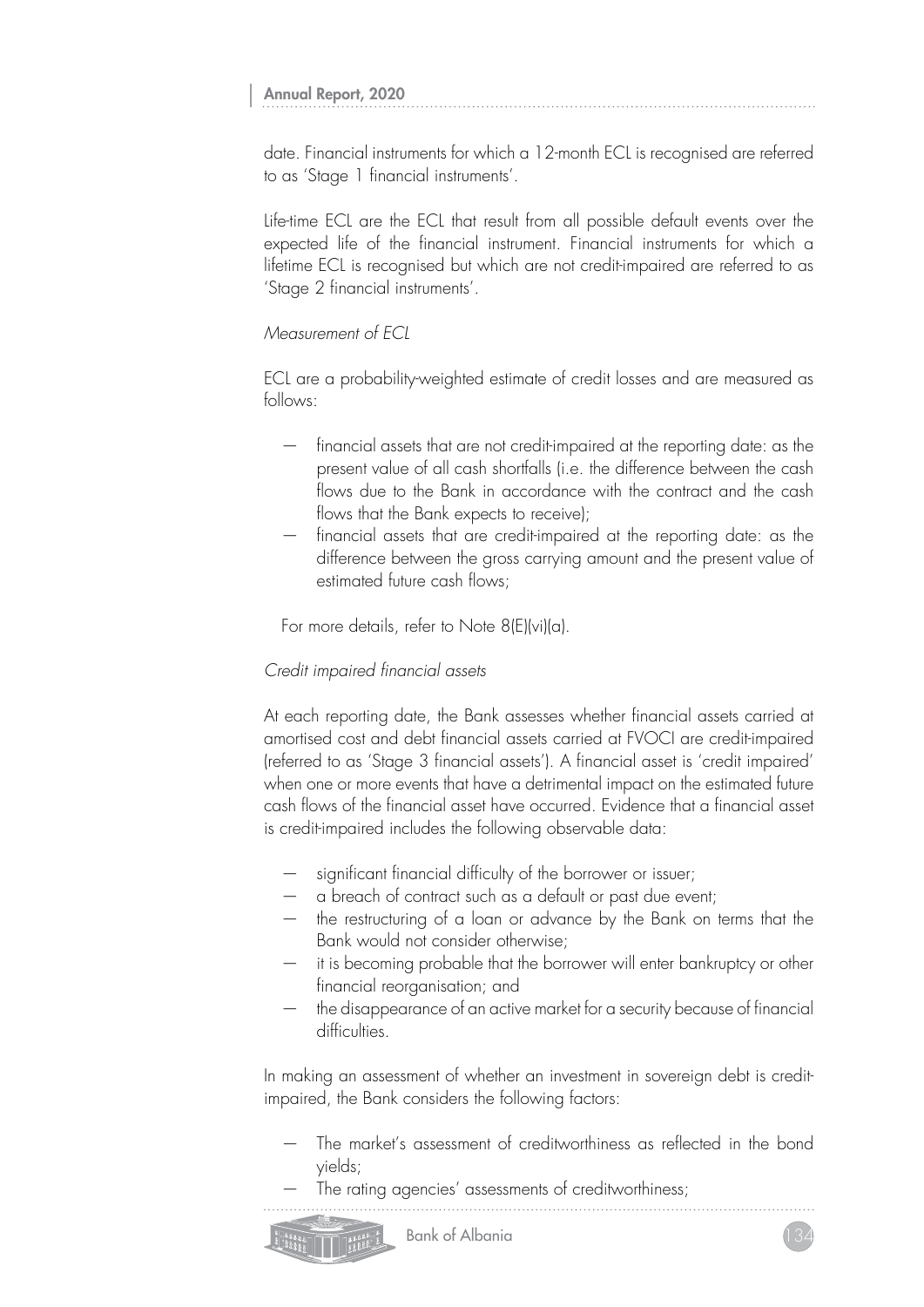date. Financial instruments for which a 12-month ECL is recognised are referred to as 'Stage 1 financial instruments'.

Life-time ECL are the ECL that result from all possible default events over the expected life of the financial instrument. Financial instruments for which a lifetime ECL is recognised but which are not credit-impaired are referred to as 'Stage 2 financial instruments'.

*Measurement of ECL*

ECL are a probability-weighted estimate of credit losses and are measured as follows:

- financial assets that are not credit-impaired at the reporting date: as the present value of all cash shortfalls (i.e. the difference between the cash flows due to the Bank in accordance with the contract and the cash flows that the Bank expects to receive);
- financial assets that are credit-impaired at the reporting date: as the difference between the gross carrying amount and the present value of estimated future cash flows;

For more details, refer to Note 8(E)(vi)(a).

*Credit impaired financial assets*

At each reporting date, the Bank assesses whether financial assets carried at amortised cost and debt financial assets carried at FVOCI are credit-impaired (referred to as 'Stage 3 financial assets'). A financial asset is 'credit impaired' when one or more events that have a detrimental impact on the estimated future cash flows of the financial asset have occurred. Evidence that a financial asset is credit-impaired includes the following observable data:

- significant financial difficulty of the borrower or issuer;
- a breach of contract such as a default or past due event;
- the restructuring of a loan or advance by the Bank on terms that the Bank would not consider otherwise;
- it is becoming probable that the borrower will enter bankruptcy or other financial reorganisation; and
- the disappearance of an active market for a security because of financial difficulties.

In making an assessment of whether an investment in sovereign debt is credit-impaired, the Bank considers the following factors:

- The market's assessment of creditworthiness as reflected in the bond yields;
- The rating agencies' assessments of creditworthiness;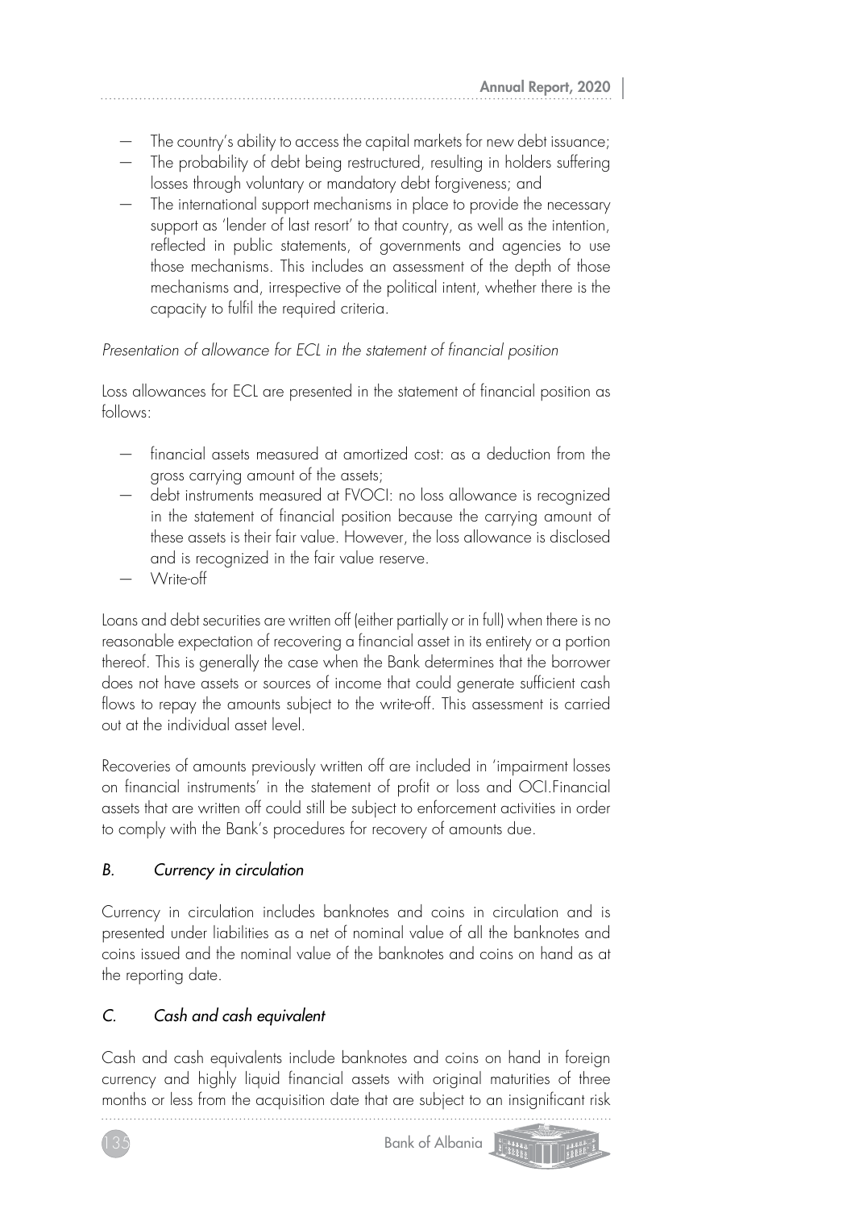- The country's ability to access the capital markets for new debt issuance;
- The probability of debt being restructured, resulting in holders suffering losses through voluntary or mandatory debt forgiveness; and
- The international support mechanisms in place to provide the necessary support as 'lender of last resort' to that country, as well as the intention, reflected in public statements, of governments and agencies to use those mechanisms. This includes an assessment of the depth of those mechanisms and, irrespective of the political intent, whether there is the capacity to fulfil the required criteria.

*Presentation of allowance for ECL in the statement of financial position*

Loss allowances for ECL are presented in the statement of financial position as follows:

- financial assets measured at amortized cost: as a deduction from the gross carrying amount of the assets;
- debt instruments measured at FVOCI: no loss allowance is recognized in the statement of financial position because the carrying amount of these assets is their fair value. However, the loss allowance is disclosed and is recognized in the fair value reserve.
- Write-off

Loans and debt securities are written off (either partially or in full) when there is no reasonable expectation of recovering a financial asset in its entirety or a portion thereof. This is generally the case when the Bank determines that the borrower does not have assets or sources of income that could generate sufficient cash flows to repay the amounts subject to the write-off. This assessment is carried out at the individual asset level.

Recoveries of amounts previously written off are included in 'impairment losses on financial instruments' in the statement of profit or loss and OCI.Financial assets that are written off could still be subject to enforcement activities in order to comply with the Bank's procedures for recovery of amounts due.

### *B. Currency in circulation*

Currency in circulation includes banknotes and coins in circulation and is presented under liabilities as a net of nominal value of all the banknotes and coins issued and the nominal value of the banknotes and coins on hand as at the reporting date.

### *C. Cash and cash equivalent*

Cash and cash equivalents include banknotes and coins on hand in foreign currency and highly liquid financial assets with original maturities of three months or less from the acquisition date that are subject to an insignificant risk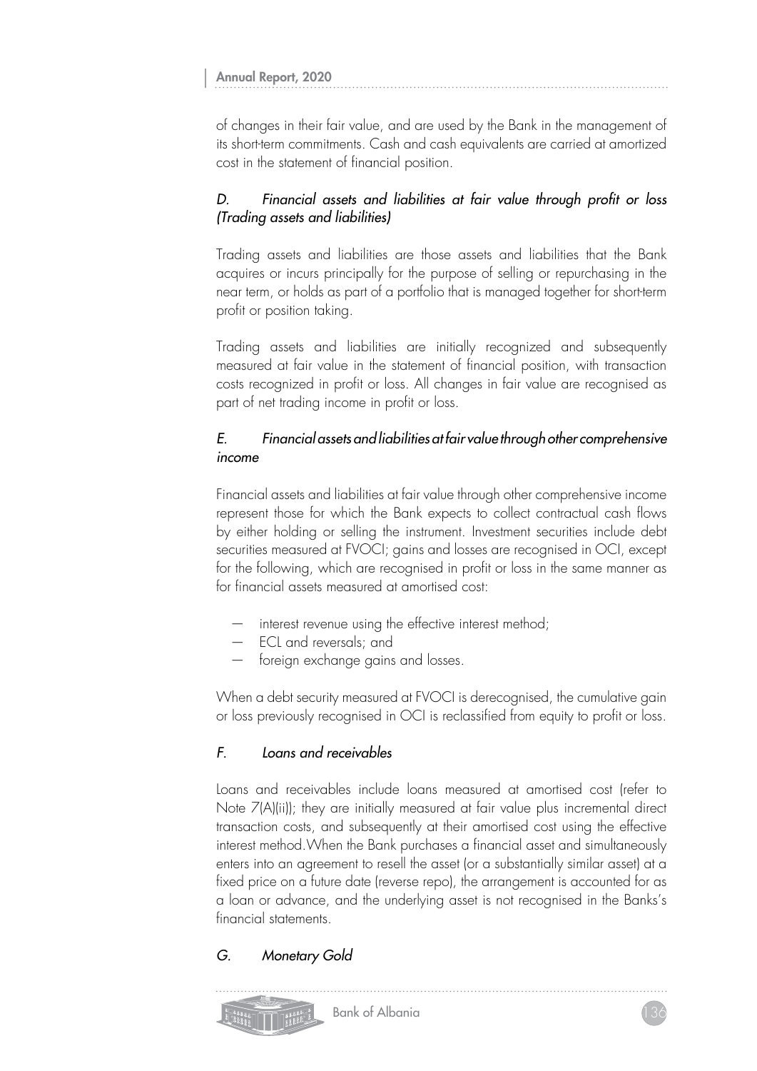of changes in their fair value, and are used by the Bank in the management of its short-term commitments. Cash and cash equivalents are carried at amortized cost in the statement of financial position.

### *D. Financial assets and liabilities at fair value through profit or loss (Trading assets and liabilities)*

Trading assets and liabilities are those assets and liabilities that the Bank acquires or incurs principally for the purpose of selling or repurchasing in the near term, or holds as part of a portfolio that is managed together for short-term profit or position taking.

Trading assets and liabilities are initially recognized and subsequently measured at fair value in the statement of financial position, with transaction costs recognized in profit or loss. All changes in fair value are recognised as part of net trading income in profit or loss.

### *E. Financial assets and liabilities at fair value through other comprehensive income*

Financial assets and liabilities at fair value through other comprehensive income represent those for which the Bank expects to collect contractual cash flows by either holding or selling the instrument. Investment securities include debt securities measured at FVOCI; gains and losses are recognised in OCI, except for the following, which are recognised in profit or loss in the same manner as for financial assets measured at amortised cost:

- interest revenue using the effective interest method;
- ECL and reversals; and
- foreign exchange gains and losses.

When a debt security measured at FVOCI is derecognised, the cumulative gain or loss previously recognised in OCI is reclassified from equity to profit or loss.

### *F. Loans and receivables*

Loans and receivables include loans measured at amortised cost (refer to Note 7(A)(ii)); they are initially measured at fair value plus incremental direct transaction costs, and subsequently at their amortised cost using the effective interest method.When the Bank purchases a financial asset and simultaneously enters into an agreement to resell the asset (or a substantially similar asset) at a fixed price on a future date (reverse repo), the arrangement is accounted for as a loan or advance, and the underlying asset is not recognised in the Banks's financial statements.

### *G. Monetary Gold*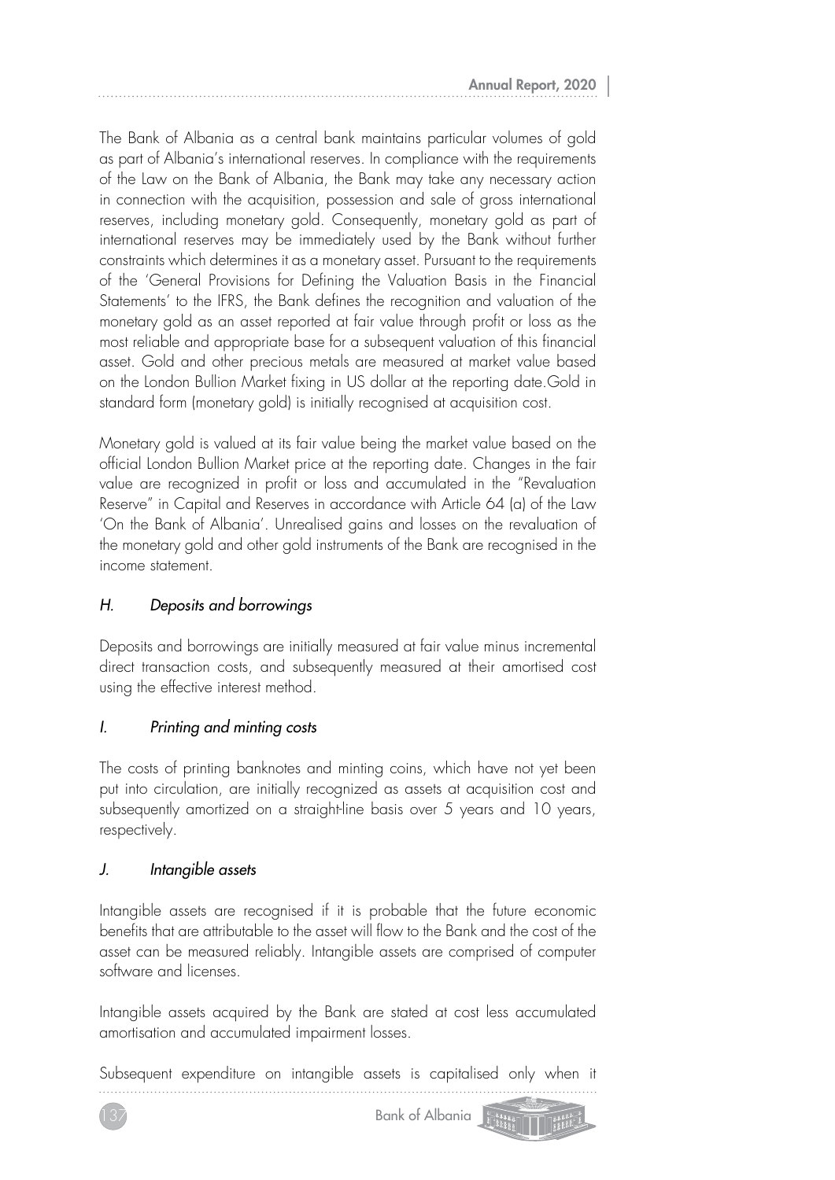The Bank of Albania as a central bank maintains particular volumes of gold as part of Albania's international reserves. In compliance with the requirements of the Law on the Bank of Albania, the Bank may take any necessary action in connection with the acquisition, possession and sale of gross international reserves, including monetary gold. Consequently, monetary gold as part of international reserves may be immediately used by the Bank without further constraints which determines it as a monetary asset. Pursuant to the requirements of the 'General Provisions for Defining the Valuation Basis in the Financial Statements' to the IFRS, the Bank defines the recognition and valuation of the monetary gold as an asset reported at fair value through profit or loss as the most reliable and appropriate base for a subsequent valuation of this financial asset. Gold and other precious metals are measured at market value based on the London Bullion Market fixing in US dollar at the reporting date.Gold in standard form (monetary gold) is initially recognised at acquisition cost.

Monetary gold is valued at its fair value being the market value based on the official London Bullion Market price at the reporting date. Changes in the fair value are recognized in profit or loss and accumulated in the "Revaluation Reserve" in Capital and Reserves in accordance with Article 64 (a) of the Law 'On the Bank of Albania'. Unrealised gains and losses on the revaluation of the monetary gold and other gold instruments of the Bank are recognised in the income statement.

### *H. Deposits and borrowings*

Deposits and borrowings are initially measured at fair value minus incremental direct transaction costs, and subsequently measured at their amortised cost using the effective interest method.

### *I. Printing and minting costs*

The costs of printing banknotes and minting coins, which have not yet been put into circulation, are initially recognized as assets at acquisition cost and subsequently amortized on a straight-line basis over 5 years and 10 years, respectively.

### *J. Intangible assets*

Intangible assets are recognised if it is probable that the future economic benefits that are attributable to the asset will flow to the Bank and the cost of the asset can be measured reliably. Intangible assets are comprised of computer software and licenses.

Intangible assets acquired by the Bank are stated at cost less accumulated amortisation and accumulated impairment losses.

Subsequent expenditure on intangible assets is capitalised only when it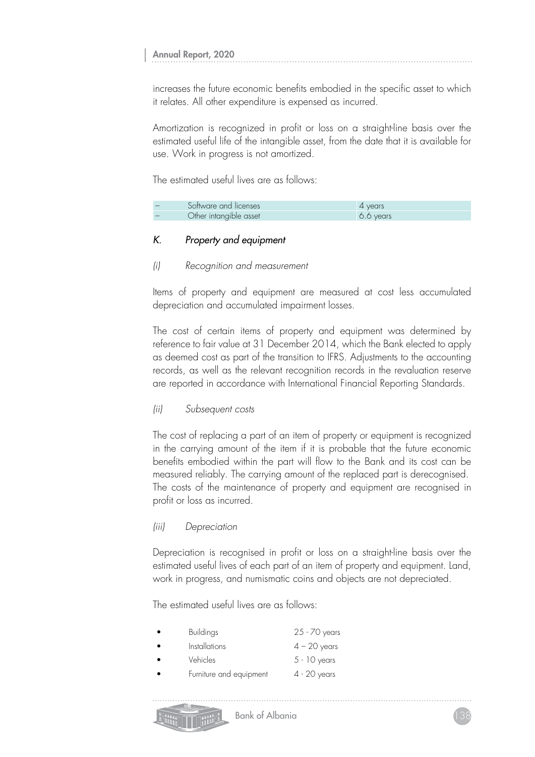increases the future economic benefits embodied in the specific asset to which it relates. All other expenditure is expensed as incurred.

Amortization is recognized in profit or loss on a straight-line basis over the estimated useful life of the intangible asset, from the date that it is available for use. Work in progress is not amortized.

The estimated useful lives are as follows:

| | | |
|---|---|---|
| – | Software and licenses | 4 years |
| – | Other intangible asset | 6.6 years |

### *K. Property and equipment*

*(i) Recognition and measurement*

Items of property and equipment are measured at cost less accumulated depreciation and accumulated impairment losses.

The cost of certain items of property and equipment was determined by reference to fair value at 31 December 2014, which the Bank elected to apply as deemed cost as part of the transition to IFRS. Adjustments to the accounting records, as well as the relevant recognition records in the revaluation reserve are reported in accordance with International Financial Reporting Standards.

*(ii) Subsequent costs*

The cost of replacing a part of an item of property or equipment is recognized in the carrying amount of the item if it is probable that the future economic benefits embodied within the part will flow to the Bank and its cost can be measured reliably. The carrying amount of the replaced part is derecognised. The costs of the maintenance of property and equipment are recognised in profit or loss as incurred.

*(iii) Depreciation*

Depreciation is recognised in profit or loss on a straight-line basis over the estimated useful lives of each part of an item of property and equipment. Land, work in progress, and numismatic coins and objects are not depreciated.

The estimated useful lives are as follows:

- Buildings 25 - 70 years
- Installations 4 – 20 years
- Vehicles 5 - 10 years
- Furniture and equipment 4 - 20 years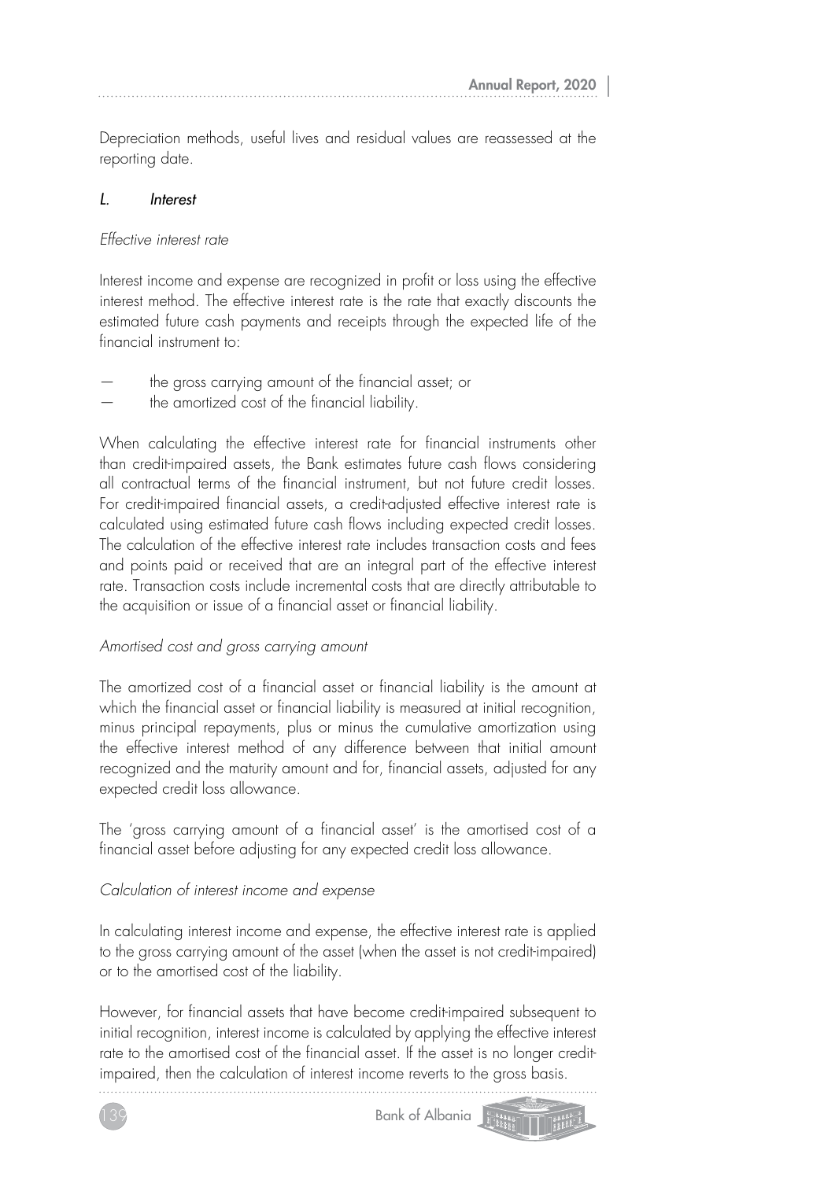Depreciation methods, useful lives and residual values are reassessed at the reporting date.

### *L. Interest*

*Effective interest rate*

Interest income and expense are recognized in profit or loss using the effective interest method. The effective interest rate is the rate that exactly discounts the estimated future cash payments and receipts through the expected life of the financial instrument to:

- the gross carrying amount of the financial asset; or
- the amortized cost of the financial liability.

When calculating the effective interest rate for financial instruments other than credit-impaired assets, the Bank estimates future cash flows considering all contractual terms of the financial instrument, but not future credit losses. For credit-impaired financial assets, a credit-adjusted effective interest rate is calculated using estimated future cash flows including expected credit losses. The calculation of the effective interest rate includes transaction costs and fees and points paid or received that are an integral part of the effective interest rate. Transaction costs include incremental costs that are directly attributable to the acquisition or issue of a financial asset or financial liability.

*Amortised cost and gross carrying amount*

The amortized cost of a financial asset or financial liability is the amount at which the financial asset or financial liability is measured at initial recognition, minus principal repayments, plus or minus the cumulative amortization using the effective interest method of any difference between that initial amount recognized and the maturity amount and for, financial assets, adjusted for any expected credit loss allowance.

The 'gross carrying amount of a financial asset' is the amortised cost of a financial asset before adjusting for any expected credit loss allowance.

*Calculation of interest income and expense*

In calculating interest income and expense, the effective interest rate is applied to the gross carrying amount of the asset (when the asset is not credit-impaired) or to the amortised cost of the liability.

However, for financial assets that have become credit-impaired subsequent to initial recognition, interest income is calculated by applying the effective interest rate to the amortised cost of the financial asset. If the asset is no longer credit-impaired, then the calculation of interest income reverts to the gross basis.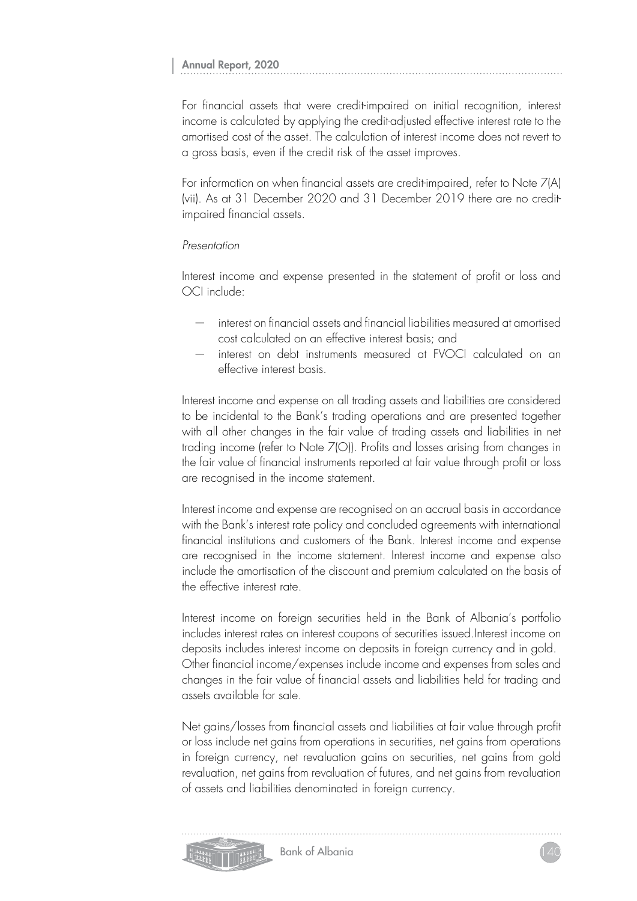For financial assets that were credit-impaired on initial recognition, interest income is calculated by applying the credit-adjusted effective interest rate to the amortised cost of the asset. The calculation of interest income does not revert to a gross basis, even if the credit risk of the asset improves.

For information on when financial assets are credit-impaired, refer to Note 7(A) (vii). As at 31 December 2020 and 31 December 2019 there are no credit-impaired financial assets.

*Presentation*

Interest income and expense presented in the statement of profit or loss and OCI include:

- interest on financial assets and financial liabilities measured at amortised cost calculated on an effective interest basis; and
- interest on debt instruments measured at FVOCI calculated on an effective interest basis.

Interest income and expense on all trading assets and liabilities are considered to be incidental to the Bank's trading operations and are presented together with all other changes in the fair value of trading assets and liabilities in net trading income (refer to Note 7(O)). Profits and losses arising from changes in the fair value of financial instruments reported at fair value through profit or loss are recognised in the income statement.

Interest income and expense are recognised on an accrual basis in accordance with the Bank's interest rate policy and concluded agreements with international financial institutions and customers of the Bank. Interest income and expense are recognised in the income statement. Interest income and expense also include the amortisation of the discount and premium calculated on the basis of the effective interest rate.

Interest income on foreign securities held in the Bank of Albania's portfolio includes interest rates on interest coupons of securities issued.Interest income on deposits includes interest income on deposits in foreign currency and in gold. Other financial income/expenses include income and expenses from sales and changes in the fair value of financial assets and liabilities held for trading and assets available for sale.

Net gains/losses from financial assets and liabilities at fair value through profit or loss include net gains from operations in securities, net gains from operations in foreign currency, net revaluation gains on securities, net gains from gold revaluation, net gains from revaluation of futures, and net gains from revaluation of assets and liabilities denominated in foreign currency.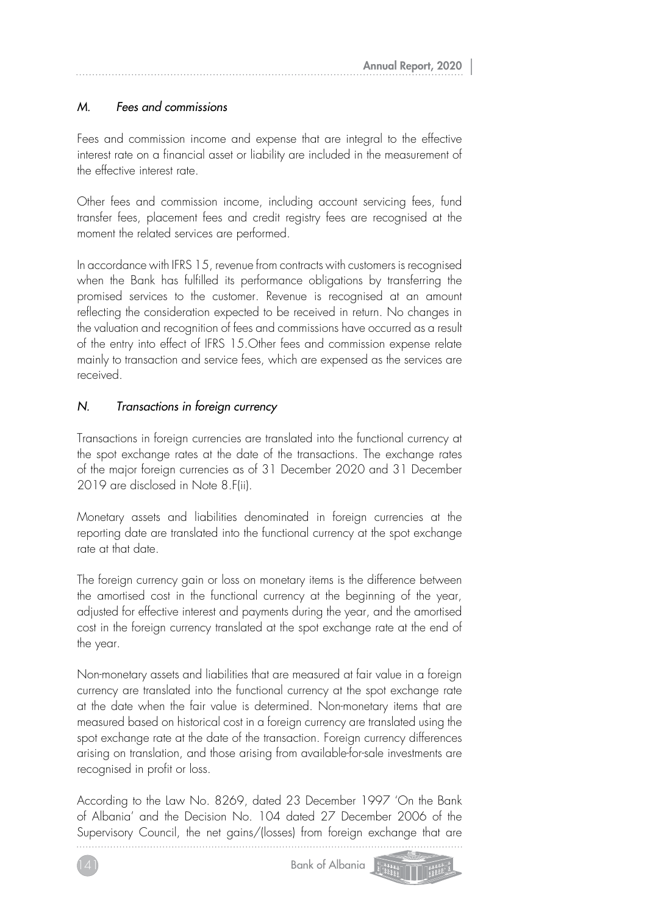### *M. Fees and commissions*

Fees and commission income and expense that are integral to the effective interest rate on a financial asset or liability are included in the measurement of the effective interest rate.

Other fees and commission income, including account servicing fees, fund transfer fees, placement fees and credit registry fees are recognised at the moment the related services are performed.

In accordance with IFRS 15, revenue from contracts with customers is recognised when the Bank has fulfilled its performance obligations by transferring the promised services to the customer. Revenue is recognised at an amount reflecting the consideration expected to be received in return. No changes in the valuation and recognition of fees and commissions have occurred as a result of the entry into effect of IFRS 15.Other fees and commission expense relate mainly to transaction and service fees, which are expensed as the services are received.

### *N. Transactions in foreign currency*

Transactions in foreign currencies are translated into the functional currency at the spot exchange rates at the date of the transactions. The exchange rates of the major foreign currencies as of 31 December 2020 and 31 December 2019 are disclosed in Note 8.F(ii).

Monetary assets and liabilities denominated in foreign currencies at the reporting date are translated into the functional currency at the spot exchange rate at that date.

The foreign currency gain or loss on monetary items is the difference between the amortised cost in the functional currency at the beginning of the year, adjusted for effective interest and payments during the year, and the amortised cost in the foreign currency translated at the spot exchange rate at the end of the year.

Non-monetary assets and liabilities that are measured at fair value in a foreign currency are translated into the functional currency at the spot exchange rate at the date when the fair value is determined. Non-monetary items that are measured based on historical cost in a foreign currency are translated using the spot exchange rate at the date of the transaction. Foreign currency differences arising on translation, and those arising from available-for-sale investments are recognised in profit or loss.

According to the Law No. 8269, dated 23 December 1997 'On the Bank of Albania' and the Decision No. 104 dated 27 December 2006 of the Supervisory Council, the net gains/(losses) from foreign exchange that are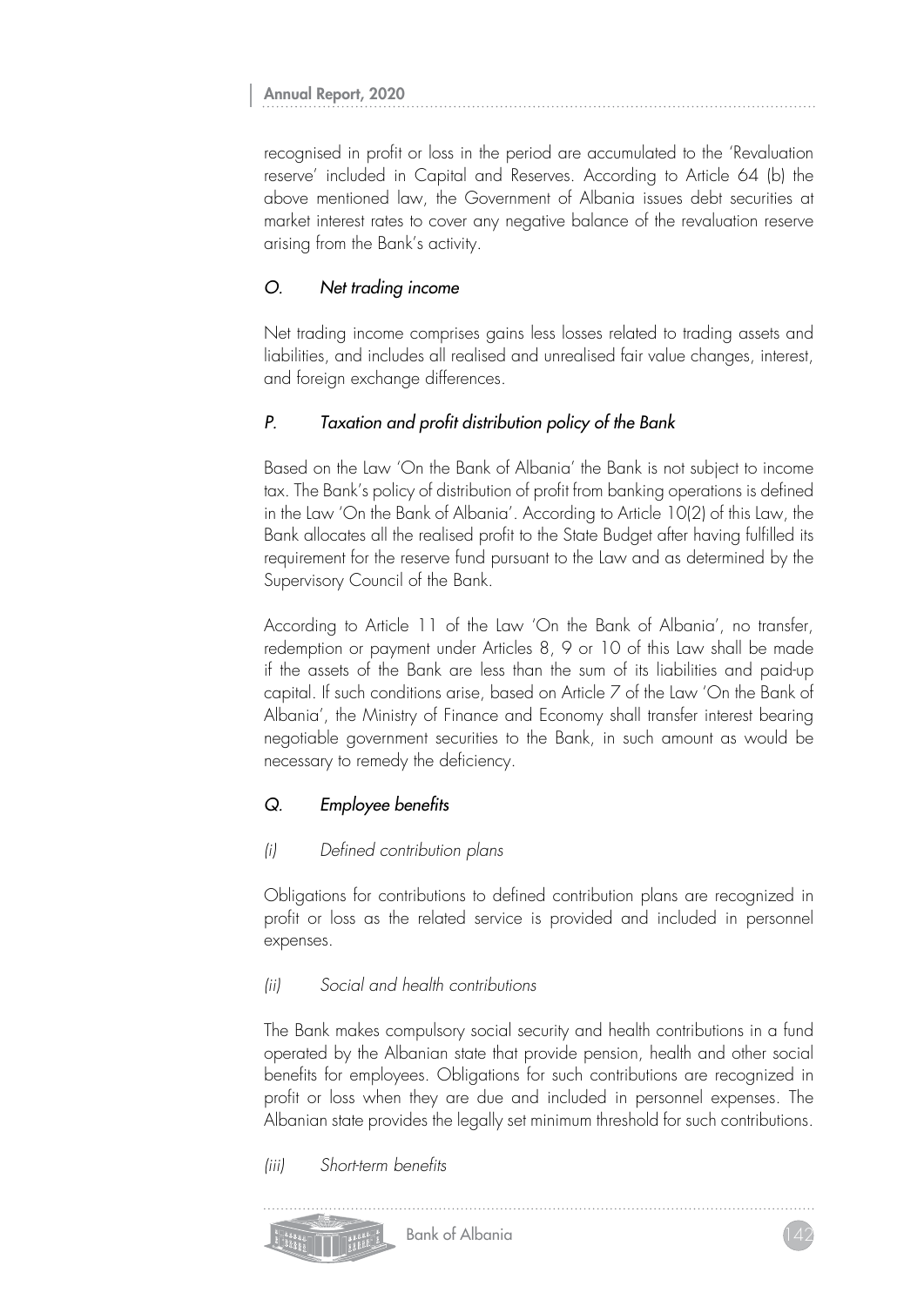recognised in profit or loss in the period are accumulated to the 'Revaluation reserve' included in Capital and Reserves. According to Article 64 (b) the above mentioned law, the Government of Albania issues debt securities at market interest rates to cover any negative balance of the revaluation reserve arising from the Bank's activity.

### *O. Net trading income*

Net trading income comprises gains less losses related to trading assets and liabilities, and includes all realised and unrealised fair value changes, interest, and foreign exchange differences.

### *P. Taxation and profit distribution policy of the Bank*

Based on the Law 'On the Bank of Albania' the Bank is not subject to income tax. The Bank's policy of distribution of profit from banking operations is defined in the Law 'On the Bank of Albania'. According to Article 10(2) of this Law, the Bank allocates all the realised profit to the State Budget after having fulfilled its requirement for the reserve fund pursuant to the Law and as determined by the Supervisory Council of the Bank.

According to Article 11 of the Law 'On the Bank of Albania', no transfer, redemption or payment under Articles 8, 9 or 10 of this Law shall be made if the assets of the Bank are less than the sum of its liabilities and paid-up capital. If such conditions arise, based on Article 7 of the Law 'On the Bank of Albania', the Ministry of Finance and Economy shall transfer interest bearing negotiable government securities to the Bank, in such amount as would be necessary to remedy the deficiency.

### *Q. Employee benefits*

#### *(i) Defined contribution plans*

Obligations for contributions to defined contribution plans are recognized in profit or loss as the related service is provided and included in personnel expenses.

#### *(ii) Social and health contributions*

The Bank makes compulsory social security and health contributions in a fund operated by the Albanian state that provide pension, health and other social benefits for employees. Obligations for such contributions are recognized in profit or loss when they are due and included in personnel expenses. The Albanian state provides the legally set minimum threshold for such contributions.

#### *(iii) Short-term benefits*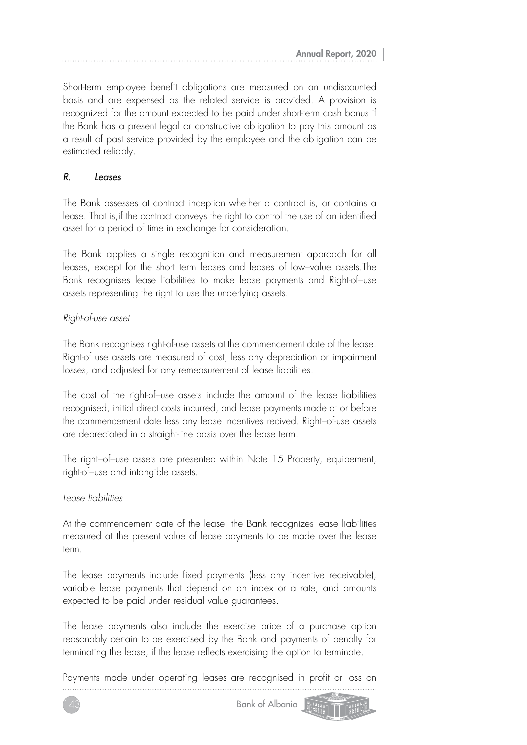Short-term employee benefit obligations are measured on an undiscounted basis and are expensed as the related service is provided. A provision is recognized for the amount expected to be paid under short-term cash bonus if the Bank has a present legal or constructive obligation to pay this amount as a result of past service provided by the employee and the obligation can be estimated reliably.

### *R. Leases*

The Bank assesses at contract inception whether a contract is, or contains a lease. That is,if the contract conveys the right to control the use of an identified asset for a period of time in exchange for consideration.

The Bank applies a single recognition and measurement approach for all leases, except for the short term leases and leases of low–value assets.The Bank recognises lease liabilities to make lease payments and Right-of–use assets representing the right to use the underlying assets.

*Right-of-use asset*

The Bank recognises right-of-use assets at the commencement date of the lease. Right-of use assets are measured of cost, less any depreciation or impairment losses, and adjusted for any remeasurement of lease liabilities.

The cost of the right-of–use assets include the amount of the lease liabilities recognised, initial direct costs incurred, and lease payments made at or before the commencement date less any lease incentives recived. Right–of-use assets are depreciated in a straight-line basis over the lease term.

The right–of–use assets are presented within Note 15 Property, equipement, right-of–use and intangible assets.

*Lease liabilities*

At the commencement date of the lease, the Bank recognizes lease liabilities measured at the present value of lease payments to be made over the lease term.

The lease payments include fixed payments (less any incentive receivable), variable lease payments that depend on an index or a rate, and amounts expected to be paid under residual value guarantees.

The lease payments also include the exercise price of a purchase option reasonably certain to be exercised by the Bank and payments of penalty for terminating the lease, if the lease reflects exercising the option to terminate.

Payments made under operating leases are recognised in profit or loss on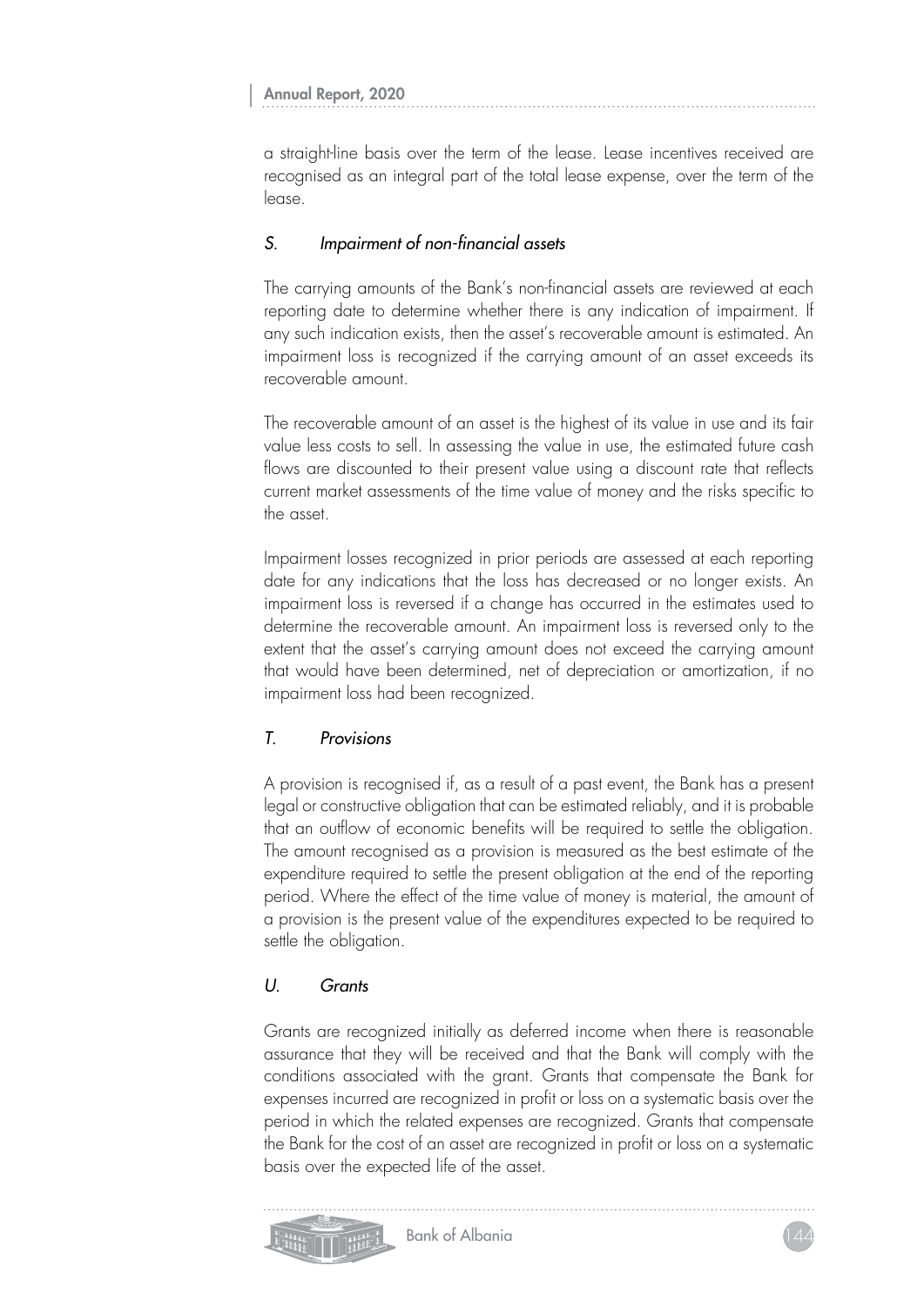a straight-line basis over the term of the lease. Lease incentives received are recognised as an integral part of the total lease expense, over the term of the lease.

### *S. Impairment of non-financial assets*

The carrying amounts of the Bank's non-financial assets are reviewed at each reporting date to determine whether there is any indication of impairment. If any such indication exists, then the asset's recoverable amount is estimated. An impairment loss is recognized if the carrying amount of an asset exceeds its recoverable amount.

The recoverable amount of an asset is the highest of its value in use and its fair value less costs to sell. In assessing the value in use, the estimated future cash flows are discounted to their present value using a discount rate that reflects current market assessments of the time value of money and the risks specific to the asset.

Impairment losses recognized in prior periods are assessed at each reporting date for any indications that the loss has decreased or no longer exists. An impairment loss is reversed if a change has occurred in the estimates used to determine the recoverable amount. An impairment loss is reversed only to the extent that the asset's carrying amount does not exceed the carrying amount that would have been determined, net of depreciation or amortization, if no impairment loss had been recognized.

### *T. Provisions*

A provision is recognised if, as a result of a past event, the Bank has a present legal or constructive obligation that can be estimated reliably, and it is probable that an outflow of economic benefits will be required to settle the obligation. The amount recognised as a provision is measured as the best estimate of the expenditure required to settle the present obligation at the end of the reporting period. Where the effect of the time value of money is material, the amount of a provision is the present value of the expenditures expected to be required to settle the obligation.

### *U. Grants*

Grants are recognized initially as deferred income when there is reasonable assurance that they will be received and that the Bank will comply with the conditions associated with the grant. Grants that compensate the Bank for expenses incurred are recognized in profit or loss on a systematic basis over the period in which the related expenses are recognized. Grants that compensate the Bank for the cost of an asset are recognized in profit or loss on a systematic basis over the expected life of the asset.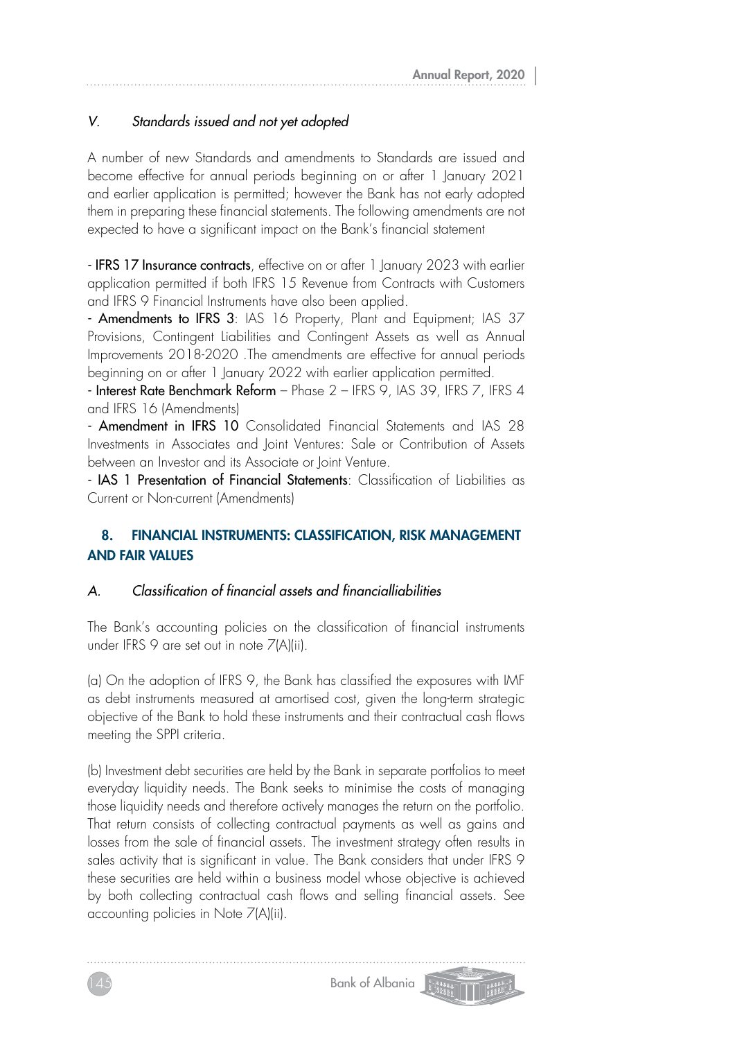### *V. Standards issued and not yet adopted*

A number of new Standards and amendments to Standards are issued and become effective for annual periods beginning on or after 1 January 2021 and earlier application is permitted; however the Bank has not early adopted them in preparing these financial statements. The following amendments are not expected to have a significant impact on the Bank's financial statement

- **IFRS 17 Insurance contracts**, effective on or after 1 January 2023 with earlier application permitted if both IFRS 15 Revenue from Contracts with Customers and IFRS 9 Financial Instruments have also been applied.
- **Amendments to IFRS 3**: IAS 16 Property, Plant and Equipment; IAS 37 Provisions, Contingent Liabilities and Contingent Assets as well as Annual Improvements 2018-2020 .The amendments are effective for annual periods beginning on or after 1 January 2022 with earlier application permitted.
- **Interest Rate Benchmark Reform** – Phase 2 – IFRS 9, IAS 39, IFRS 7, IFRS 4 and IFRS 16 (Amendments)
- **Amendment in IFRS 10** Consolidated Financial Statements and IAS 28 Investments in Associates and Joint Ventures: Sale or Contribution of Assets between an Investor and its Associate or Joint Venture.
- **IAS 1 Presentation of Financial Statements**: Classification of Liabilities as Current or Non-current (Amendments)

## 8. FINANCIAL INSTRUMENTS: CLASSIFICATION, RISK MANAGEMENT AND FAIR VALUES

### *A. Classification of financial assets and financialliabilities*

The Bank's accounting policies on the classification of financial instruments under IFRS 9 are set out in note 7(A)(ii).

(a) On the adoption of IFRS 9, the Bank has classified the exposures with IMF as debt instruments measured at amortised cost, given the long-term strategic objective of the Bank to hold these instruments and their contractual cash flows meeting the SPPI criteria.

(b) Investment debt securities are held by the Bank in separate portfolios to meet everyday liquidity needs. The Bank seeks to minimise the costs of managing those liquidity needs and therefore actively manages the return on the portfolio. That return consists of collecting contractual payments as well as gains and losses from the sale of financial assets. The investment strategy often results in sales activity that is significant in value. The Bank considers that under IFRS 9 these securities are held within a business model whose objective is achieved by both collecting contractual cash flows and selling financial assets. See accounting policies in Note 7(A)(ii).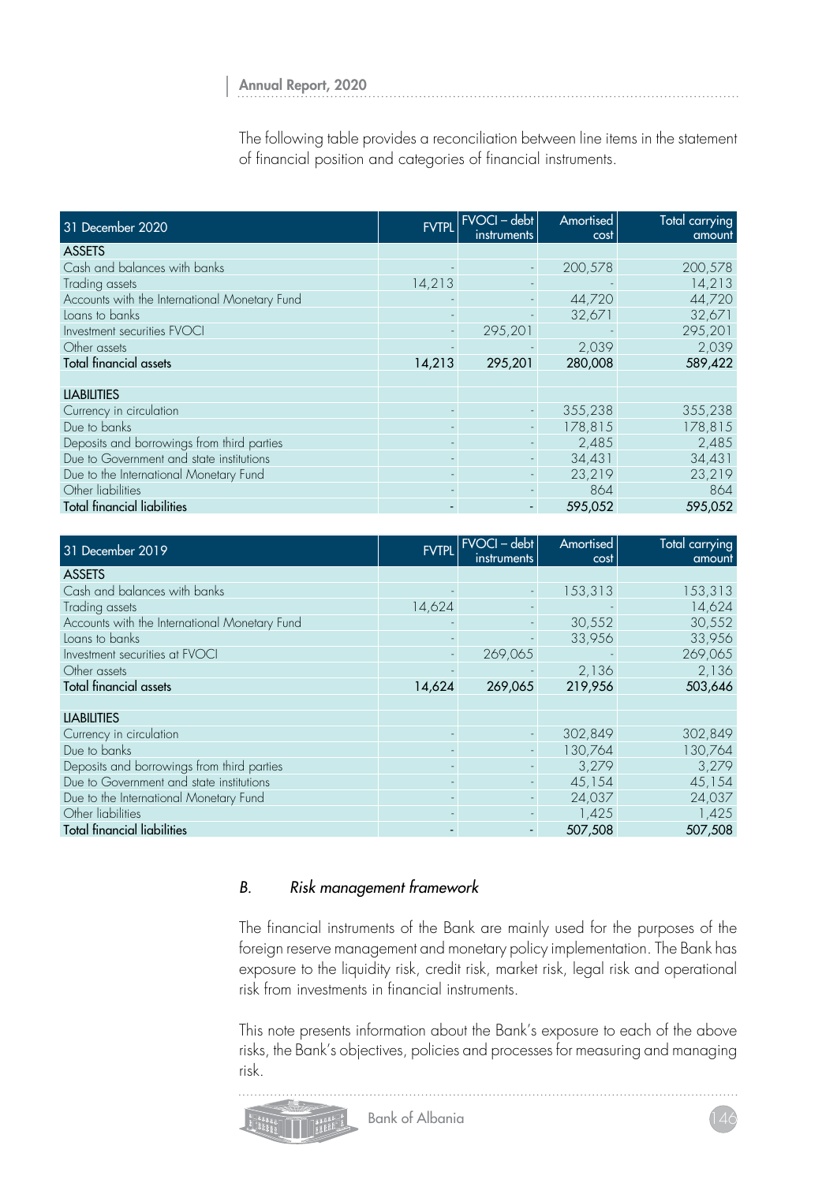The following table provides a reconciliation between line items in the statement of financial position and categories of financial instruments.

| 31 December 2020 | FVTPL | FVOCI – debt instruments | Amortised cost | Total carrying amount |
|---|---|---|---|---|
| **ASSETS** | | | | |
| Cash and balances with banks | - | - | 200,578 | 200,578 |
| Trading assets | 14,213 | - | - | 14,213 |
| Accounts with the International Monetary Fund | - | - | 44,720 | 44,720 |
| Loans to banks | - | - | 32,671 | 32,671 |
| Investment securities FVOCI | - | 295,201 | - | 295,201 |
| Other assets | - | - | 2,039 | 2,039 |
| **Total financial assets** | **14,213** | **295,201** | **280,008** | **589,422** |
| | | | | |
| **LIABILITIES** | | | | |
| Currency in circulation | - | - | 355,238 | 355,238 |
| Due to banks | - | - | 178,815 | 178,815 |
| Deposits and borrowings from third parties | - | - | 2,485 | 2,485 |
| Due to Government and state institutions | - | - | 34,431 | 34,431 |
| Due to the International Monetary Fund | - | - | 23,219 | 23,219 |
| Other liabilities | - | - | 864 | 864 |
| **Total financial liabilities** | **-** | **-** | **595,052** | **595,052** |

| 31 December 2019 | FVTPL | FVOCI – debt instruments | Amortised cost | Total carrying amount |
|---|---|---|---|---|
| **ASSETS** | | | | |
| Cash and balances with banks | - | - | 153,313 | 153,313 |
| Trading assets | 14,624 | - | - | 14,624 |
| Accounts with the International Monetary Fund | - | - | 30,552 | 30,552 |
| Loans to banks | - | - | 33,956 | 33,956 |
| Investment securities at FVOCI | - | 269,065 | - | 269,065 |
| Other assets | - | - | 2,136 | 2,136 |
| **Total financial assets** | **14,624** | **269,065** | **219,956** | **503,646** |
| | | | | |
| **LIABILITIES** | | | | |
| Currency in circulation | - | - | 302,849 | 302,849 |
| Due to banks | - | - | 130,764 | 130,764 |
| Deposits and borrowings from third parties | - | - | 3,279 | 3,279 |
| Due to Government and state institutions | - | - | 45,154 | 45,154 |
| Due to the International Monetary Fund | - | - | 24,037 | 24,037 |
| Other liabilities | - | - | 1,425 | 1,425 |
| **Total financial liabilities** | **-** | **-** | **507,508** | **507,508** |

### *B. Risk management framework*

The financial instruments of the Bank are mainly used for the purposes of the foreign reserve management and monetary policy implementation. The Bank has exposure to the liquidity risk, credit risk, market risk, legal risk and operational risk from investments in financial instruments.

This note presents information about the Bank's exposure to each of the above risks, the Bank's objectives, policies and processes for measuring and managing risk.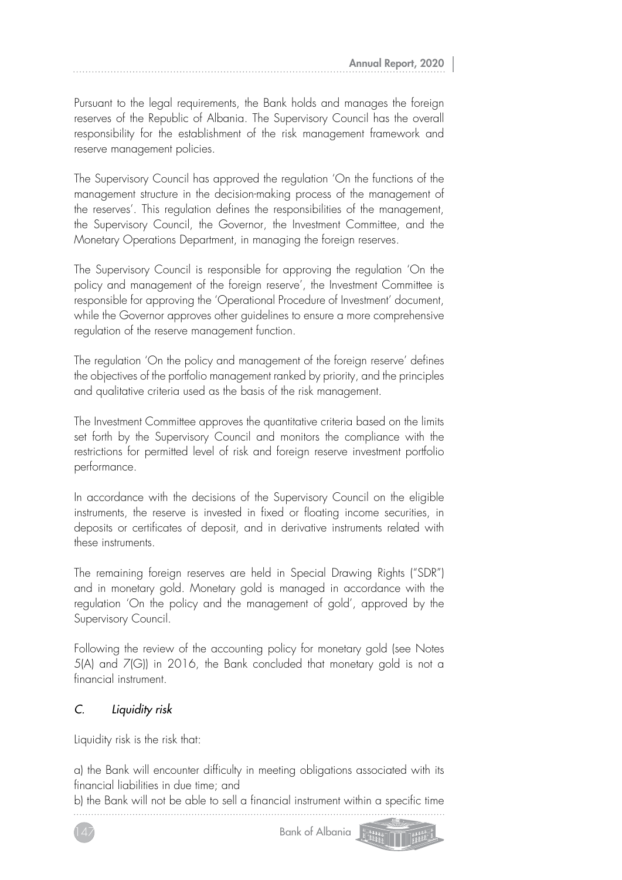Pursuant to the legal requirements, the Bank holds and manages the foreign reserves of the Republic of Albania. The Supervisory Council has the overall responsibility for the establishment of the risk management framework and reserve management policies.

The Supervisory Council has approved the regulation 'On the functions of the management structure in the decision-making process of the management of the reserves'. This regulation defines the responsibilities of the management, the Supervisory Council, the Governor, the Investment Committee, and the Monetary Operations Department, in managing the foreign reserves.

The Supervisory Council is responsible for approving the regulation 'On the policy and management of the foreign reserve', the Investment Committee is responsible for approving the 'Operational Procedure of Investment' document, while the Governor approves other guidelines to ensure a more comprehensive regulation of the reserve management function.

The regulation 'On the policy and management of the foreign reserve' defines the objectives of the portfolio management ranked by priority, and the principles and qualitative criteria used as the basis of the risk management.

The Investment Committee approves the quantitative criteria based on the limits set forth by the Supervisory Council and monitors the compliance with the restrictions for permitted level of risk and foreign reserve investment portfolio performance.

In accordance with the decisions of the Supervisory Council on the eligible instruments, the reserve is invested in fixed or floating income securities, in deposits or certificates of deposit, and in derivative instruments related with these instruments.

The remaining foreign reserves are held in Special Drawing Rights ("SDR") and in monetary gold. Monetary gold is managed in accordance with the regulation 'On the policy and the management of gold', approved by the Supervisory Council.

Following the review of the accounting policy for monetary gold (see Notes 5(A) and 7(G)) in 2016, the Bank concluded that monetary gold is not a financial instrument.

### *C. Liquidity risk*

Liquidity risk is the risk that:

a) the Bank will encounter difficulty in meeting obligations associated with its financial liabilities in due time; and

b) the Bank will not be able to sell a financial instrument within a specific time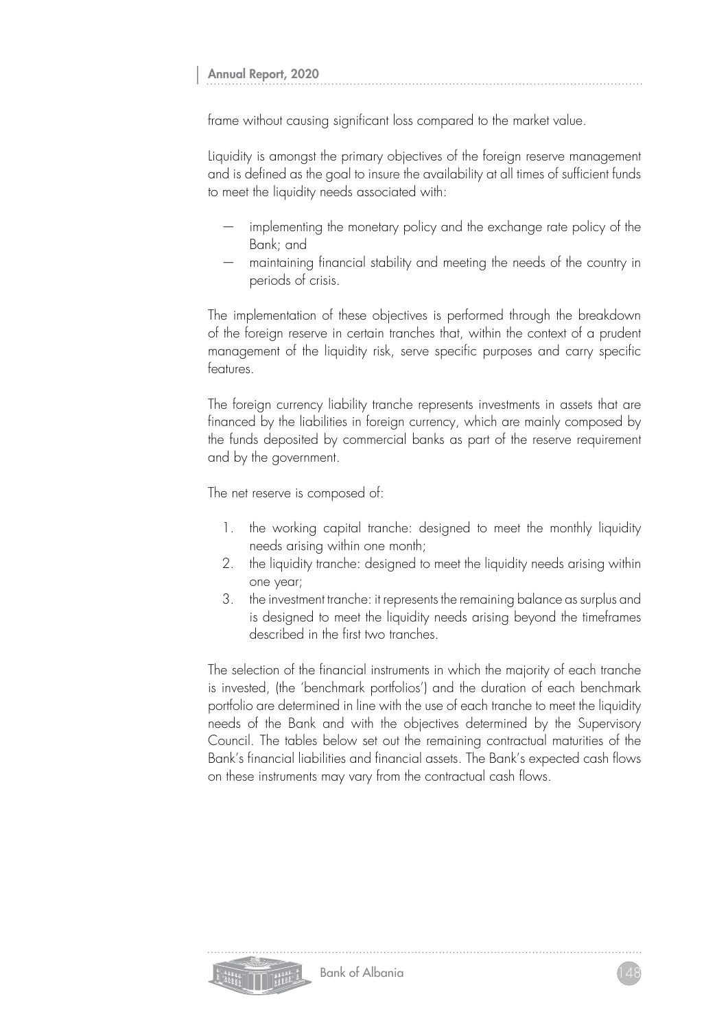frame without causing significant loss compared to the market value.

Liquidity is amongst the primary objectives of the foreign reserve management and is defined as the goal to insure the availability at all times of sufficient funds to meet the liquidity needs associated with:

- implementing the monetary policy and the exchange rate policy of the Bank; and
- maintaining financial stability and meeting the needs of the country in periods of crisis.

The implementation of these objectives is performed through the breakdown of the foreign reserve in certain tranches that, within the context of a prudent management of the liquidity risk, serve specific purposes and carry specific features.

The foreign currency liability tranche represents investments in assets that are financed by the liabilities in foreign currency, which are mainly composed by the funds deposited by commercial banks as part of the reserve requirement and by the government.

The net reserve is composed of:

1. the working capital tranche: designed to meet the monthly liquidity needs arising within one month;
2. the liquidity tranche: designed to meet the liquidity needs arising within one year;
3. the investment tranche: it represents the remaining balance as surplus and is designed to meet the liquidity needs arising beyond the timeframes described in the first two tranches.

The selection of the financial instruments in which the majority of each tranche is invested, (the 'benchmark portfolios') and the duration of each benchmark portfolio are determined in line with the use of each tranche to meet the liquidity needs of the Bank and with the objectives determined by the Supervisory Council. The tables below set out the remaining contractual maturities of the Bank's financial liabilities and financial assets. The Bank's expected cash flows on these instruments may vary from the contractual cash flows.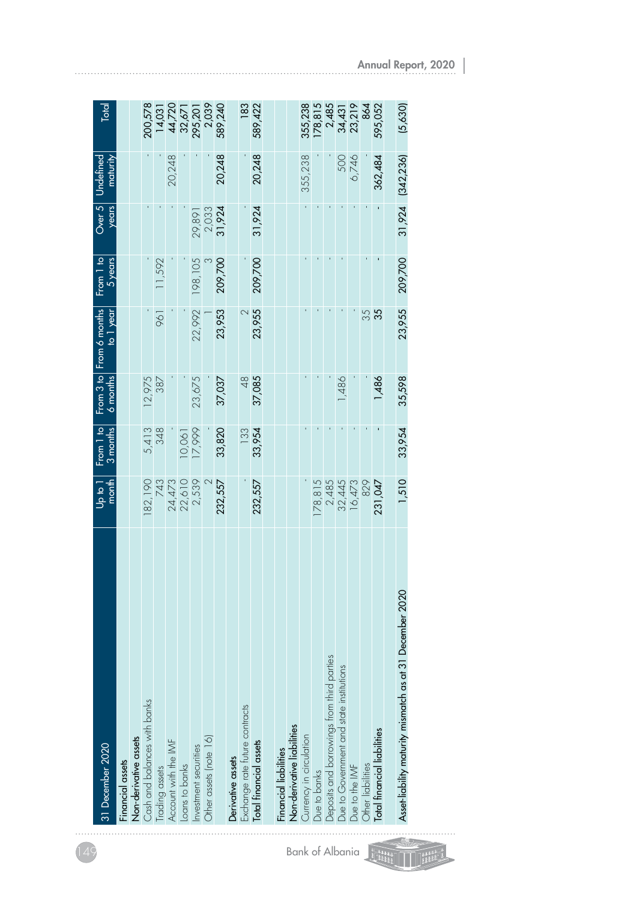| 31 December 2020 | Up to 1 month | From 1 to 3 months | From 3 to 6 months | From 6 months to 1 year | From 1 to 5 years | Over 5 years | Undefined maturity | Total |
|---|---|---|---|---|---|---|---|---|
| **Financial assets** | | | | | | | | |
| **Non-derivative assets** | | | | | | | | |
| Cash and balances with banks | 182,190 | 5,413 | 12,975 | - | - | - | - | 200,578 |
| Trading assets | 743 | 348 | 387 | 961 | 11,592 | - | - | 14,031 |
| Account with the IMF | 24,473 | - | - | - | - | - | 20,248 | 44,720 |
| Loans to banks | 22,610 | 10,061 | - | - | - | - | - | 32,671 |
| Investment securities | 2,539 | 17,999 | 23,675 | 22,992 | 198,105 | 29,891 | - | 295,201 |
| Other assets (note 16) | 2 | - | - | 1 | 3 | 2,033 | - | 2,039 |
| | **232,557** | **33,820** | **37,037** | **23,953** | **209,700** | **31,924** | **20,248** | **589,240** |
| **Derivative assets** | | | | | | | | |
| Exchange rate future contracts | - | 133 | 48 | 2 | - | - | - | 183 |
| **Total financial assets** | **232,557** | **33,954** | **37,085** | **23,955** | **209,700** | **31,924** | **20,248** | **589,422** |
| **Financial liabilities** | | | | | | | | |
| **Non-derivative liabilities** | | | | | | | | |
| Currency in circulation | - | - | - | - | - | - | 355,238 | 355,238 |
| Due to banks | 178,815 | - | - | - | - | - | - | 178,815 |
| Deposits and borrowings from third parties | 2,485 | - | - | - | - | - | - | 2,485 |
| Due to Government and state institutions | 32,445 | - | 1,486 | - | - | - | 500 | 34,431 |
| Due to the IMF | 16,473 | - | - | - | - | - | 6,746 | 23,219 |
| Other liabilities | 829 | - | - | 35 | - | - | - | 864 |
| **Total financial liabilities** | **231,047** | **-** | **1,486** | **35** | **-** | **-** | **362,484** | **595,052** |
| **Asset-liability maturity mismatch as at 31 December 2020** | **1,510** | **33,954** | **35,598** | **23,955** | **209,700** | **31,924** | **(342,236)** | **(5,630)** |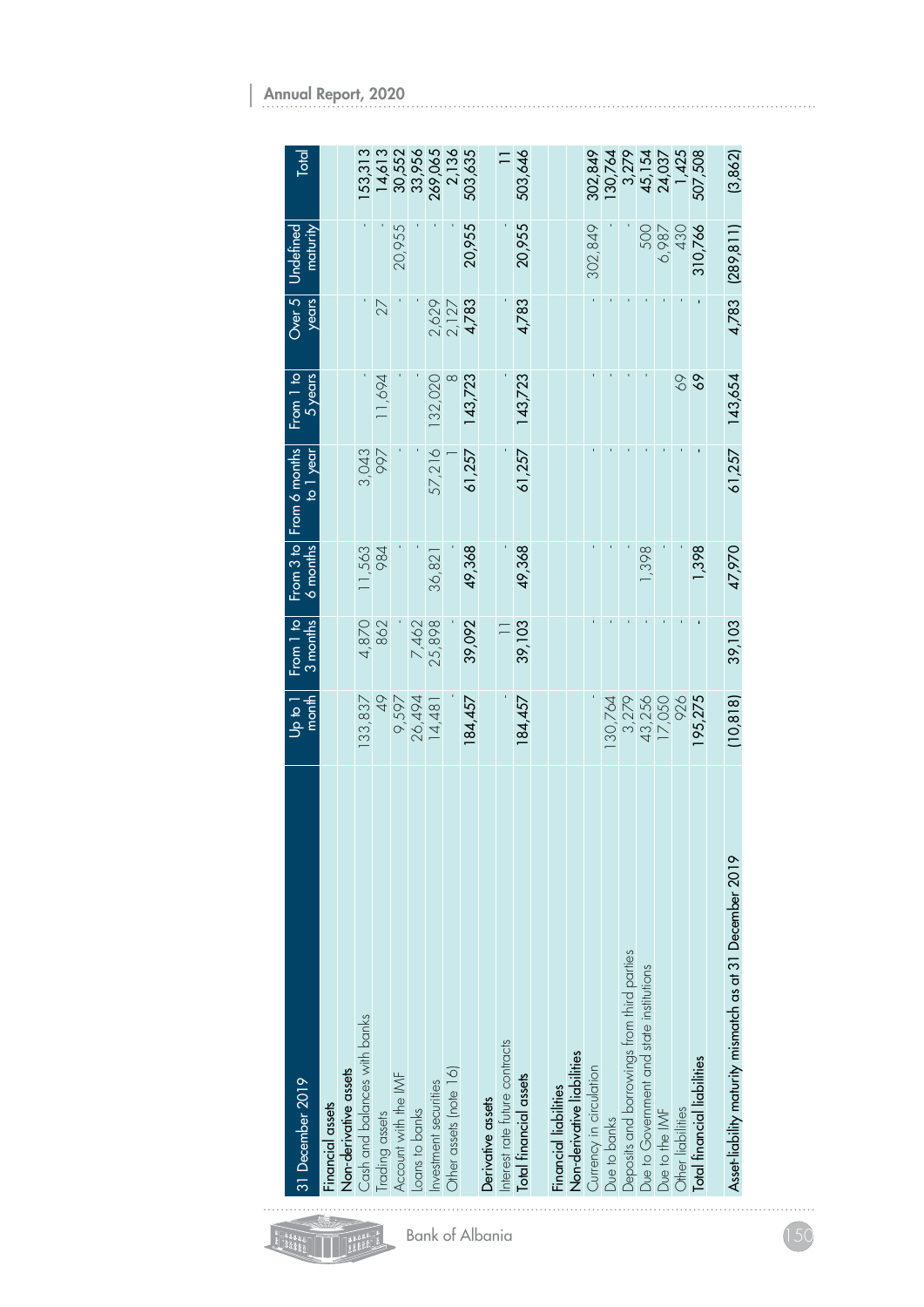| 31 December 2019 | Up to 1 month | From 1 to 3 months | From 3 to 6 months | From 6 months to 1 year | From 1 to 5 years | Over 5 years | Undefined maturity | Total |
|---|---|---|---|---|---|---|---|---|
| **Financial assets** | | | | | | | | |
| **Non-derivative assets** | | | | | | | | |
| Cash and balances with banks | 133,837 | 4,870 | 11,563 | 3,043 | - | - | - | 153,313 |
| Trading assets | 49 | 862 | 984 | 997 | 11,694 | 27 | - | 14,613 |
| Account with the IMF | 9,597 | - | - | - | - | - | 20,955 | 30,552 |
| Loans to banks | 26,494 | 7,462 | - | - | - | - | - | 33,956 |
| Investment securities | 14,481 | 25,898 | 36,821 | 57,216 | 132,020 | 2,629 | - | 269,065 |
| Other assets (note 16) | - | - | - | 1 | 8 | 2,127 | - | 2,136 |
| | 184,457 | 39,092 | 49,368 | 61,257 | 143,723 | 4,783 | 20,955 | 503,635 |
| **Derivative assets** | | | | | | | | |
| Interest rate future contracts | - | 11 | - | - | - | - | - | 11 |
| **Total financial assets** | 184,457 | 39,103 | 49,368 | 61,257 | 143,723 | 4,783 | 20,955 | 503,646 |
| | | | | | | | | |
| **Financial liabilities** | | | | | | | | |
| **Non-derivative liabilities** | | | | | | | | |
| Currency in circulation | - | - | - | - | - | - | 302,849 | 302,849 |
| Due to banks | 130,764 | - | - | - | - | - | - | 130,764 |
| Deposits and borrowings from third parties | 3,279 | - | - | - | - | - | - | 3,279 |
| Due to Government and state institutions | 43,256 | - | 1,398 | - | - | - | 500 | 45,154 |
| Due to the IMF | 17,050 | - | - | - | - | - | 6,987 | 24,037 |
| Other liabilities | 926 | - | - | - | 69 | - | 430 | 1,425 |
| **Total financial liabilities** | 195,275 | - | 1,398 | - | 69 | - | 310,766 | 507,508 |
| | | | | | | | | |
| **Asset-liability maturity mismatch as at 31 December 2019** | (10,818) | 39,103 | 47,970 | 61,257 | 143,654 | 4,783 | (289,811) | (3,862) |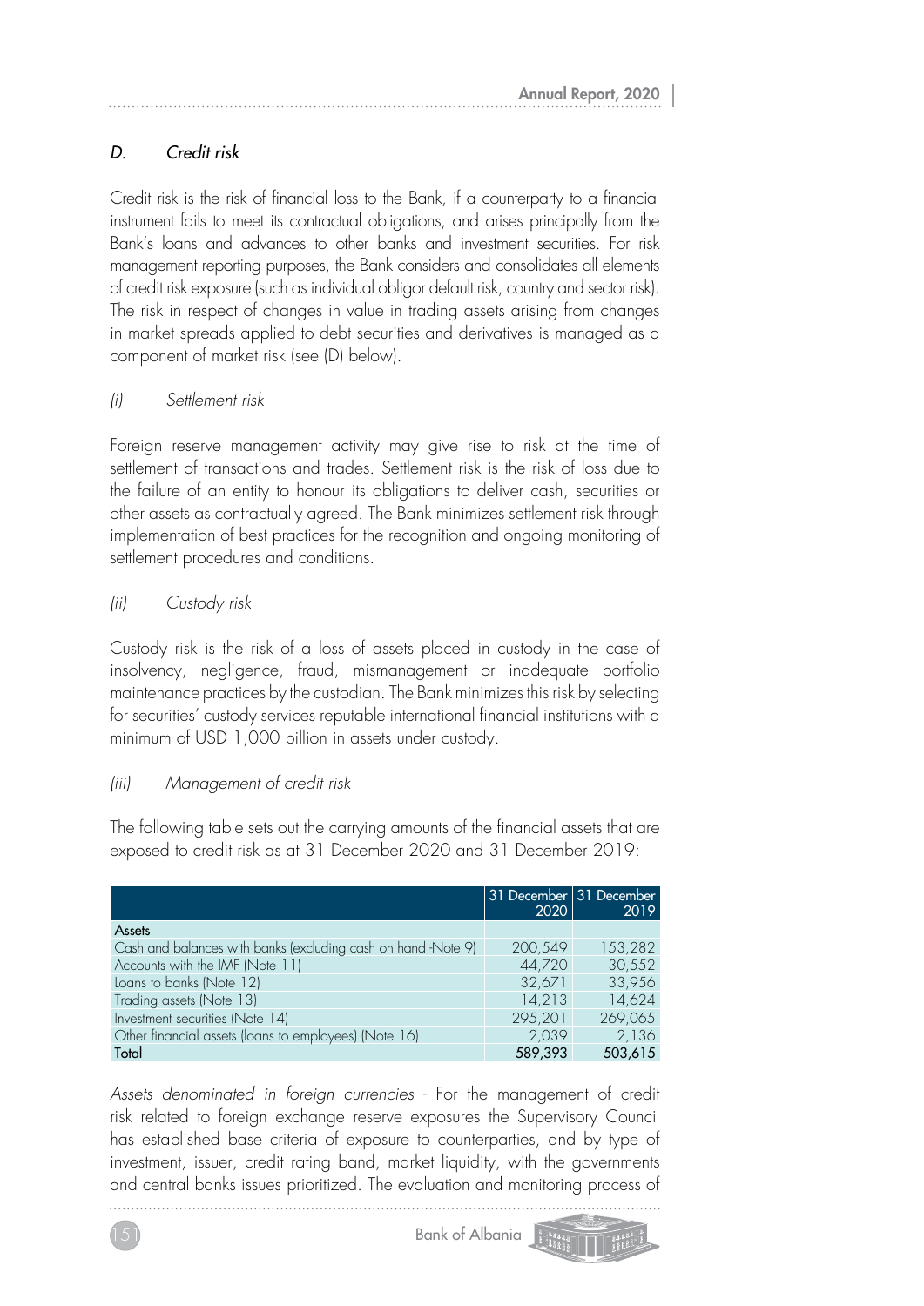## *D. Credit risk*

Credit risk is the risk of financial loss to the Bank, if a counterparty to a financial instrument fails to meet its contractual obligations, and arises principally from the Bank's loans and advances to other banks and investment securities. For risk management reporting purposes, the Bank considers and consolidates all elements of credit risk exposure (such as individual obligor default risk, country and sector risk). The risk in respect of changes in value in trading assets arising from changes in market spreads applied to debt securities and derivatives is managed as a component of market risk (see (D) below).

### *(i) Settlement risk*

Foreign reserve management activity may give rise to risk at the time of settlement of transactions and trades. Settlement risk is the risk of loss due to the failure of an entity to honour its obligations to deliver cash, securities or other assets as contractually agreed. The Bank minimizes settlement risk through implementation of best practices for the recognition and ongoing monitoring of settlement procedures and conditions.

### *(ii) Custody risk*

Custody risk is the risk of a loss of assets placed in custody in the case of insolvency, negligence, fraud, mismanagement or inadequate portfolio maintenance practices by the custodian. The Bank minimizes this risk by selecting for securities' custody services reputable international financial institutions with a minimum of USD 1,000 billion in assets under custody.

### *(iii) Management of credit risk*

The following table sets out the carrying amounts of the financial assets that are exposed to credit risk as at 31 December 2020 and 31 December 2019:

| | 31 December 2020 | 31 December 2019 |
|---|---|---|
| **Assets** | | |
| Cash and balances with banks (excluding cash on hand -Note 9) | 200,549 | 153,282 |
| Accounts with the IMF (Note 11) | 44,720 | 30,552 |
| Loans to banks (Note 12) | 32,671 | 33,956 |
| Trading assets (Note 13) | 14,213 | 14,624 |
| Investment securities (Note 14) | 295,201 | 269,065 |
| Other financial assets (loans to employees) (Note 16) | 2,039 | 2,136 |
| **Total** | **589,393** | **503,615** |

*Assets denominated in foreign currencies* - For the management of credit risk related to foreign exchange reserve exposures the Supervisory Council has established base criteria of exposure to counterparties, and by type of investment, issuer, credit rating band, market liquidity, with the governments and central banks issues prioritized. The evaluation and monitoring process of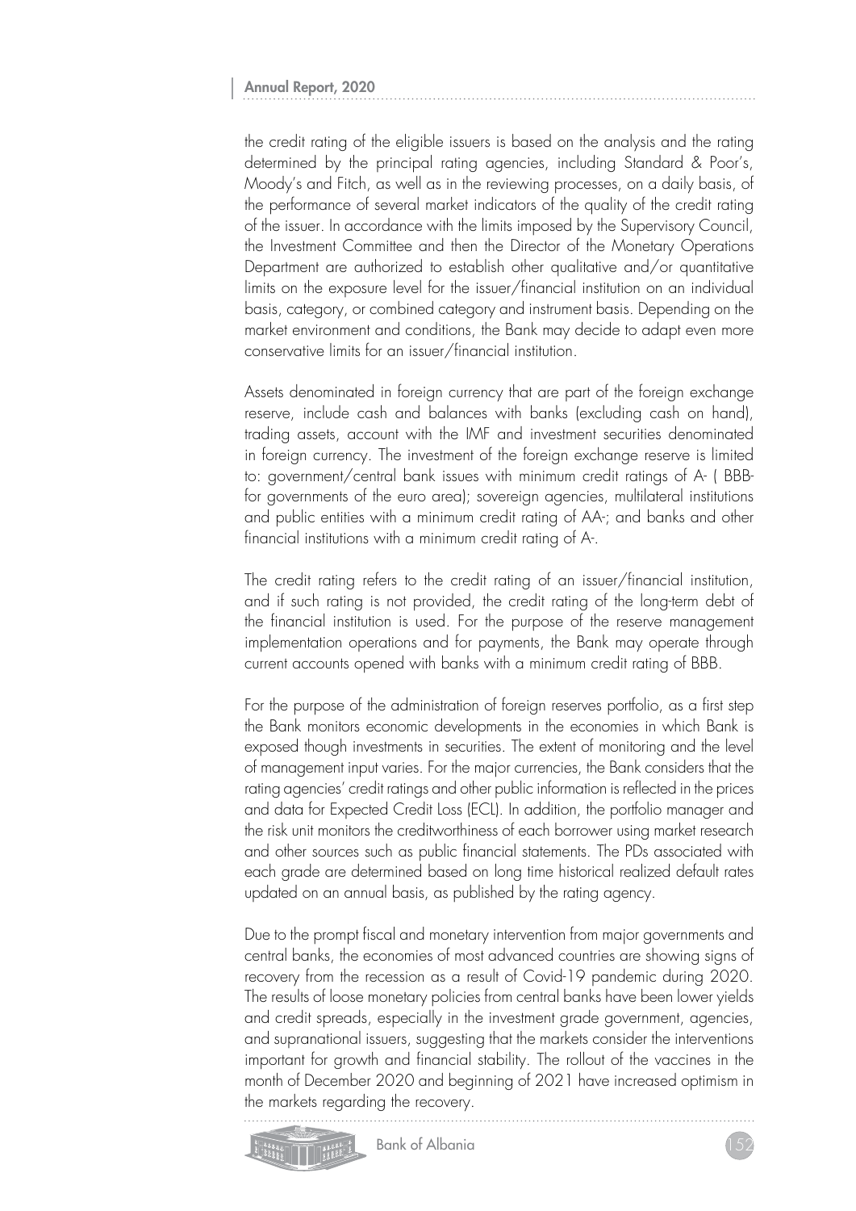the credit rating of the eligible issuers is based on the analysis and the rating determined by the principal rating agencies, including Standard & Poor's, Moody's and Fitch, as well as in the reviewing processes, on a daily basis, of the performance of several market indicators of the quality of the credit rating of the issuer. In accordance with the limits imposed by the Supervisory Council, the Investment Committee and then the Director of the Monetary Operations Department are authorized to establish other qualitative and/or quantitative limits on the exposure level for the issuer/financial institution on an individual basis, category, or combined category and instrument basis. Depending on the market environment and conditions, the Bank may decide to adapt even more conservative limits for an issuer/financial institution.

Assets denominated in foreign currency that are part of the foreign exchange reserve, include cash and balances with banks (excluding cash on hand), trading assets, account with the IMF and investment securities denominated in foreign currency. The investment of the foreign exchange reserve is limited to: government/central bank issues with minimum credit ratings of A- ( BBB- for governments of the euro area); sovereign agencies, multilateral institutions and public entities with a minimum credit rating of AA-; and banks and other financial institutions with a minimum credit rating of A-.

The credit rating refers to the credit rating of an issuer/financial institution, and if such rating is not provided, the credit rating of the long-term debt of the financial institution is used. For the purpose of the reserve management implementation operations and for payments, the Bank may operate through current accounts opened with banks with a minimum credit rating of BBB.

For the purpose of the administration of foreign reserves portfolio, as a first step the Bank monitors economic developments in the economies in which Bank is exposed though investments in securities. The extent of monitoring and the level of management input varies. For the major currencies, the Bank considers that the rating agencies' credit ratings and other public information is reflected in the prices and data for Expected Credit Loss (ECL). In addition, the portfolio manager and the risk unit monitors the creditworthiness of each borrower using market research and other sources such as public financial statements. The PDs associated with each grade are determined based on long time historical realized default rates updated on an annual basis, as published by the rating agency.

Due to the prompt fiscal and monetary intervention from major governments and central banks, the economies of most advanced countries are showing signs of recovery from the recession as a result of Covid-19 pandemic during 2020. The results of loose monetary policies from central banks have been lower yields and credit spreads, especially in the investment grade government, agencies, and supranational issuers, suggesting that the markets consider the interventions important for growth and financial stability. The rollout of the vaccines in the month of December 2020 and beginning of 2021 have increased optimism in the markets regarding the recovery.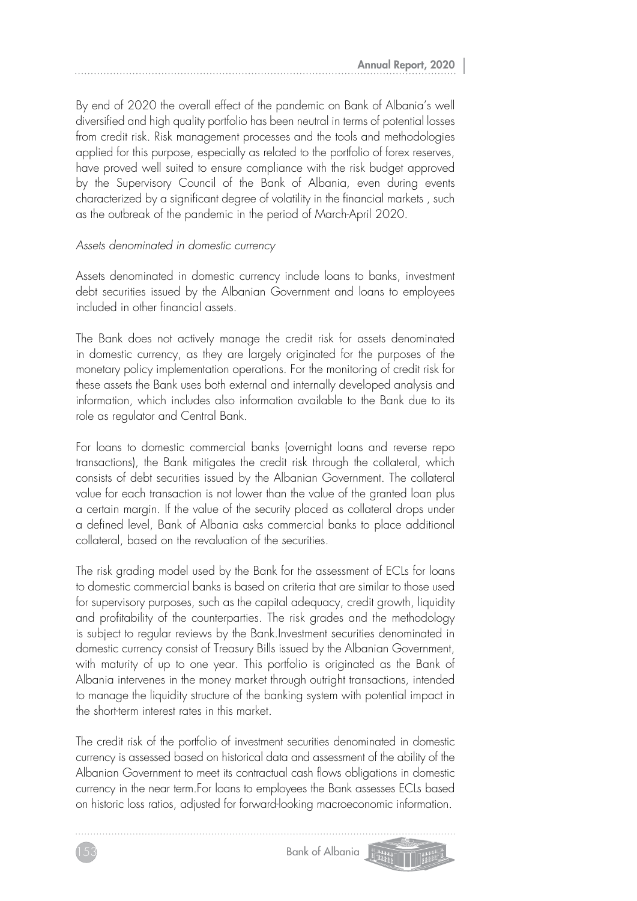By end of 2020 the overall effect of the pandemic on Bank of Albania's well diversified and high quality portfolio has been neutral in terms of potential losses from credit risk. Risk management processes and the tools and methodologies applied for this purpose, especially as related to the portfolio of forex reserves, have proved well suited to ensure compliance with the risk budget approved by the Supervisory Council of the Bank of Albania, even during events characterized by a significant degree of volatility in the financial markets , such as the outbreak of the pandemic in the period of March-April 2020.

*Assets denominated in domestic currency*

Assets denominated in domestic currency include loans to banks, investment debt securities issued by the Albanian Government and loans to employees included in other financial assets.

The Bank does not actively manage the credit risk for assets denominated in domestic currency, as they are largely originated for the purposes of the monetary policy implementation operations. For the monitoring of credit risk for these assets the Bank uses both external and internally developed analysis and information, which includes also information available to the Bank due to its role as regulator and Central Bank.

For loans to domestic commercial banks (overnight loans and reverse repo transactions), the Bank mitigates the credit risk through the collateral, which consists of debt securities issued by the Albanian Government. The collateral value for each transaction is not lower than the value of the granted loan plus a certain margin. If the value of the security placed as collateral drops under a defined level, Bank of Albania asks commercial banks to place additional collateral, based on the revaluation of the securities.

The risk grading model used by the Bank for the assessment of ECLs for loans to domestic commercial banks is based on criteria that are similar to those used for supervisory purposes, such as the capital adequacy, credit growth, liquidity and profitability of the counterparties. The risk grades and the methodology is subject to regular reviews by the Bank.Investment securities denominated in domestic currency consist of Treasury Bills issued by the Albanian Government, with maturity of up to one year. This portfolio is originated as the Bank of Albania intervenes in the money market through outright transactions, intended to manage the liquidity structure of the banking system with potential impact in the short-term interest rates in this market.

The credit risk of the portfolio of investment securities denominated in domestic currency is assessed based on historical data and assessment of the ability of the Albanian Government to meet its contractual cash flows obligations in domestic currency in the near term.For loans to employees the Bank assesses ECLs based on historic loss ratios, adjusted for forward-looking macroeconomic information.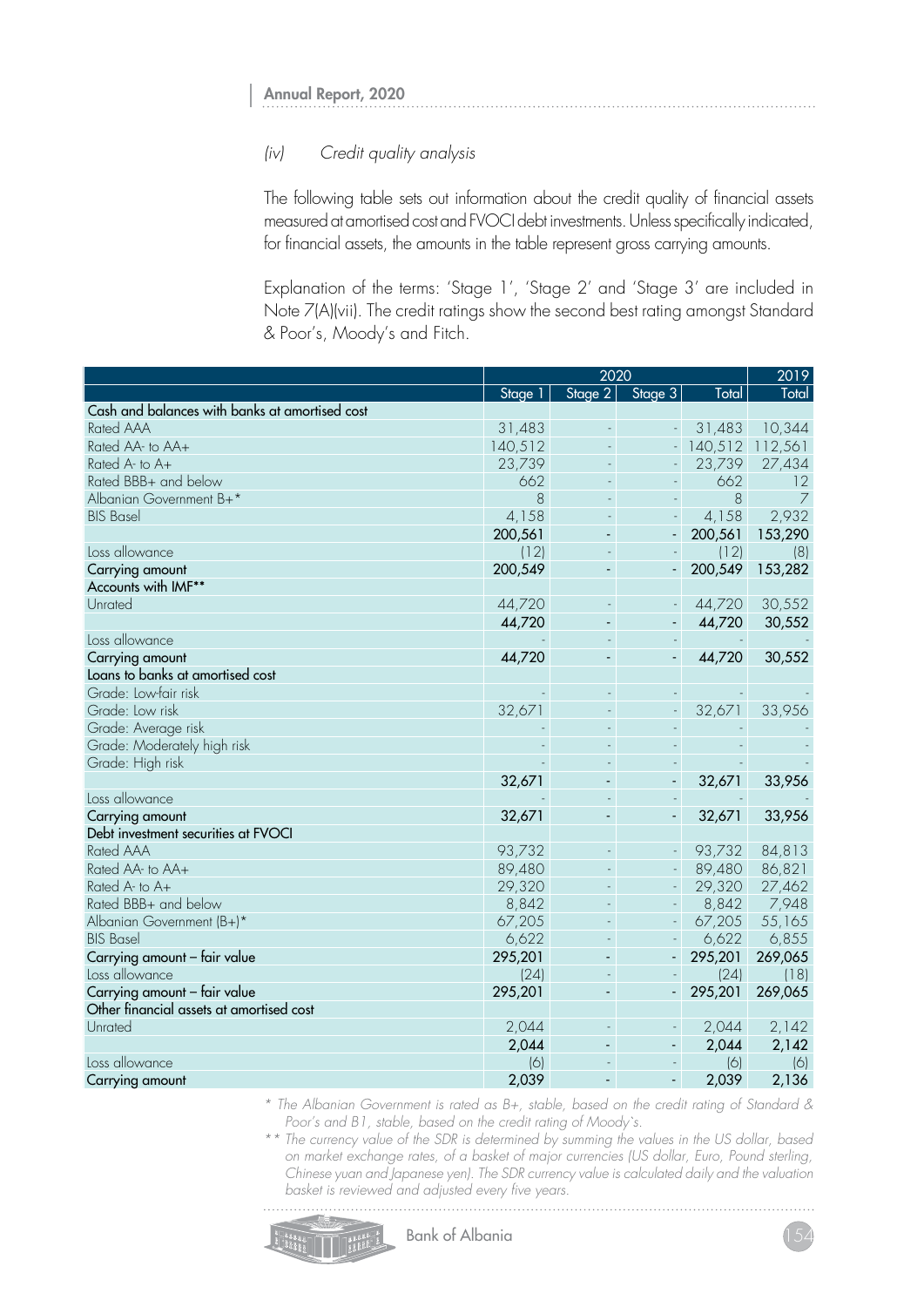*(iv) Credit quality analysis*

The following table sets out information about the credit quality of financial assets measured at amortised cost and FVOCI debt investments. Unless specifically indicated, for financial assets, the amounts in the table represent gross carrying amounts.

Explanation of the terms: 'Stage 1', 'Stage 2' and 'Stage 3' are included in Note 7(A)(vii). The credit ratings show the second best rating amongst Standard & Poor's, Moody's and Fitch.

| | 2020 | | | | 2019 |
|---|---|---|---|---|---|
| | Stage 1 | Stage 2 | Stage 3 | Total | Total |
| **Cash and balances with banks at amortised cost** | | | | | |
| Rated AAA | 31,483 | - | - | 31,483 | 10,344 |
| Rated AA- to AA+ | 140,512 | - | - | 140,512 | 112,561 |
| Rated A- to A+ | 23,739 | - | - | 23,739 | 27,434 |
| Rated BBB+ and below | 662 | - | - | 662 | 12 |
| Albanian Government B+* | 8 | - | - | 8 | 7 |
| BIS Basel | 4,158 | - | - | 4,158 | 2,932 |
| | **200,561** | **-** | **-** | **200,561** | **153,290** |
| Loss allowance | (12) | - | - | (12) | (8) |
| **Carrying amount** | **200,549** | **-** | **-** | **200,549** | **153,282** |
| **Accounts with IMF**** | | | | | |
| Unrated | 44,720 | - | - | 44,720 | 30,552 |
| | **44,720** | **-** | **-** | **44,720** | **30,552** |
| Loss allowance | - | - | - | - | - |
| **Carrying amount** | **44,720** | **-** | **-** | **44,720** | **30,552** |
| **Loans to banks at amortised cost** | | | | | |
| Grade: Low-fair risk | - | - | - | - | - |
| Grade: Low risk | 32,671 | - | - | 32,671 | 33,956 |
| Grade: Average risk | - | - | - | - | - |
| Grade: Moderately high risk | - | - | - | - | - |
| Grade: High risk | - | - | - | - | - |
| | **32,671** | **-** | **-** | **32,671** | **33,956** |
| Loss allowance | - | - | - | - | - |
| **Carrying amount** | **32,671** | **-** | **-** | **32,671** | **33,956** |
| **Debt investment securities at FVOCI** | | | | | |
| Rated AAA | 93,732 | - | - | 93,732 | 84,813 |
| Rated AA- to AA+ | 89,480 | - | - | 89,480 | 86,821 |
| Rated A- to A+ | 29,320 | - | - | 29,320 | 27,462 |
| Rated BBB+ and below | 8,842 | - | - | 8,842 | 7,948 |
| Albanian Government (B+)* | 67,205 | - | - | 67,205 | 55,165 |
| BIS Basel | 6,622 | - | - | 6,622 | 6,855 |
| **Carrying amount – fair value** | **295,201** | **-** | **-** | **295,201** | **269,065** |
| Loss allowance | (24) | - | - | (24) | (18) |
| **Carrying amount – fair value** | **295,201** | **-** | **-** | **295,201** | **269,065** |
| **Other financial assets at amortised cost** | | | | | |
| Unrated | 2,044 | - | - | 2,044 | 2,142 |
| | **2,044** | **-** | **-** | **2,044** | **2,142** |
| Loss allowance | (6) | - | - | (6) | (6) |
| **Carrying amount** | **2,039** | **-** | **-** | **2,039** | **2,136** |

*\* The Albanian Government is rated as B+, stable, based on the credit rating of Standard & Poor's and B1, stable, based on the credit rating of Moody`s.*

*\*\* The currency value of the SDR is determined by summing the values in the US dollar, based on market exchange rates, of a basket of major currencies (US dollar, Euro, Pound sterling, Chinese yuan and Japanese yen). The SDR currency value is calculated daily and the valuation basket is reviewed and adjusted every five years.*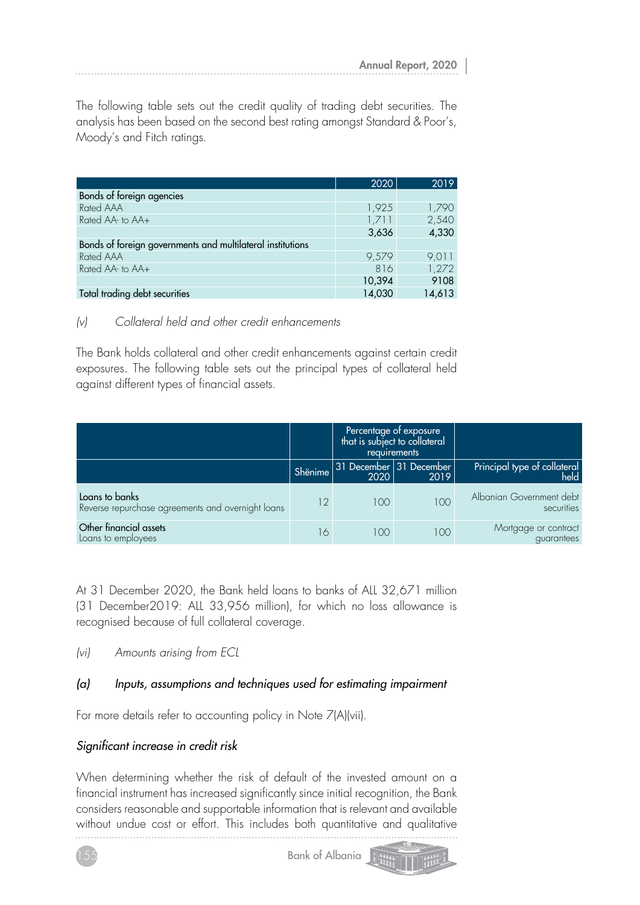The following table sets out the credit quality of trading debt securities. The analysis has been based on the second best rating amongst Standard & Poor's, Moody's and Fitch ratings.

| | 2020 | 2019 |
|---|---|---|
| Bonds of foreign agencies | | |
| Rated AAA | 1,925 | 1,790 |
| Rated AA- to AA+ | 1,711 | 2,540 |
| | 3,636 | 4,330 |
| Bonds of foreign governments and multilateral institutions | | |
| Rated AAA | 9,579 | 9,011 |
| Rated AA- to AA+ | 816 | 1,272 |
| | 10,394 | 9108 |
| Total trading debt securities | 14,030 | 14,613 |

*(v) Collateral held and other credit enhancements*

The Bank holds collateral and other credit enhancements against certain credit exposures. The following table sets out the principal types of collateral held against different types of financial assets.

| | | Percentage of exposure that is subject to collateral requirements | | |
|---|---|---|---|---|
| | Shënime | 31 December 2020 | 31 December 2019 | Principal type of collateral held |
| Loans to banks<br>Reverse repurchase agreements and overnight loans | 12 | 100 | 100 | Albanian Government debt securities |
| Other financial assets<br>Loans to employees | 16 | 100 | 100 | Mortgage or contract guarantees |

At 31 December 2020, the Bank held loans to banks of ALL 32,671 million (31 December2019: ALL 33,956 million), for which no loss allowance is recognised because of full collateral coverage.

*(vi) Amounts arising from ECL*

### *(a) Inputs, assumptions and techniques used for estimating impairment*

For more details refer to accounting policy in Note 7(A)(vii).

#### *Significant increase in credit risk*

When determining whether the risk of default of the invested amount on a financial instrument has increased significantly since initial recognition, the Bank considers reasonable and supportable information that is relevant and available without undue cost or effort. This includes both quantitative and qualitative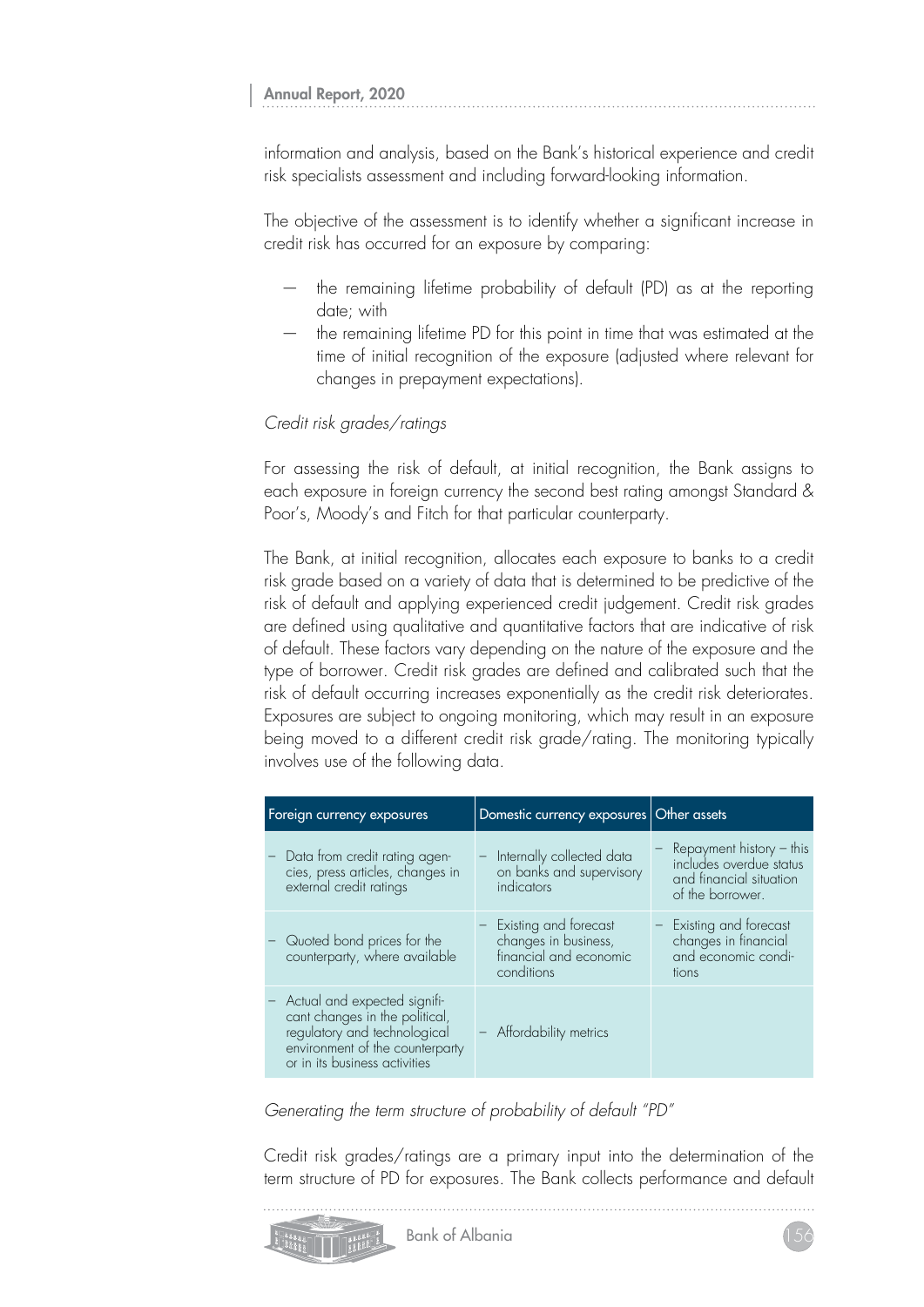information and analysis, based on the Bank's historical experience and credit risk specialists assessment and including forward-looking information.

The objective of the assessment is to identify whether a significant increase in credit risk has occurred for an exposure by comparing:

- the remaining lifetime probability of default (PD) as at the reporting date; with
- the remaining lifetime PD for this point in time that was estimated at the time of initial recognition of the exposure (adjusted where relevant for changes in prepayment expectations).

*Credit risk grades/ratings*

For assessing the risk of default, at initial recognition, the Bank assigns to each exposure in foreign currency the second best rating amongst Standard & Poor's, Moody's and Fitch for that particular counterparty.

The Bank, at initial recognition, allocates each exposure to banks to a credit risk grade based on a variety of data that is determined to be predictive of the risk of default and applying experienced credit judgement. Credit risk grades are defined using qualitative and quantitative factors that are indicative of risk of default. These factors vary depending on the nature of the exposure and the type of borrower. Credit risk grades are defined and calibrated such that the risk of default occurring increases exponentially as the credit risk deteriorates. Exposures are subject to ongoing monitoring, which may result in an exposure being moved to a different credit risk grade/rating. The monitoring typically involves use of the following data.

| Foreign currency exposures | Domestic currency exposures | Other assets |
|---|---|---|
| – Data from credit rating agencies, press articles, changes in external credit ratings | – Internally collected data on banks and supervisory indicators | – Repayment history – this includes overdue status and financial situation of the borrower. |
| – Quoted bond prices for the counterparty, where available | – Existing and forecast changes in business, financial and economic conditions | – Existing and forecast changes in financial and economic conditions |
| – Actual and expected significant changes in the political, regulatory and technological environment of the counterparty or in its business activities | – Affordability metrics | |

*Generating the term structure of probability of default "PD"*

Credit risk grades/ratings are a primary input into the determination of the term structure of PD for exposures. The Bank collects performance and default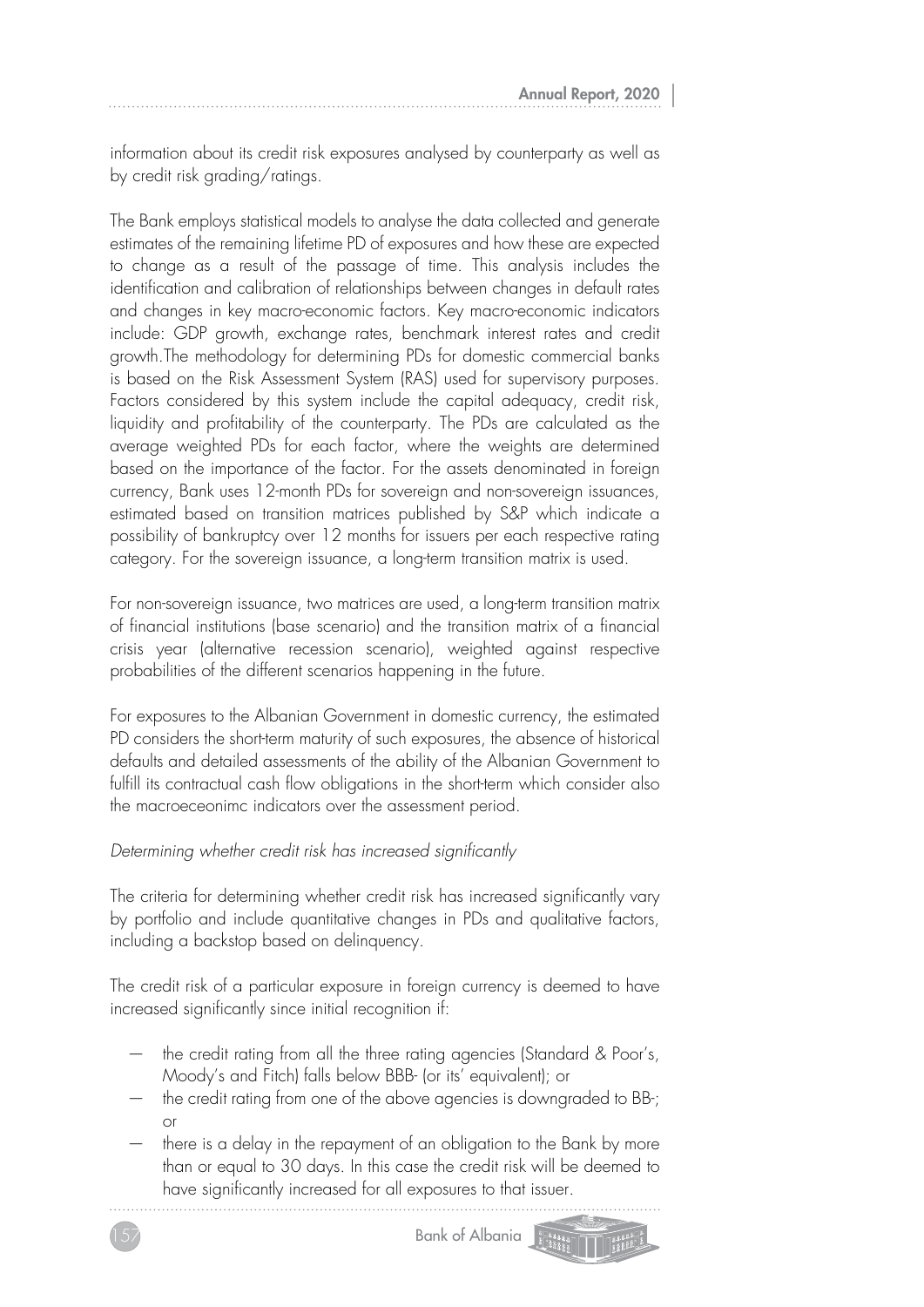information about its credit risk exposures analysed by counterparty as well as by credit risk grading/ratings.

The Bank employs statistical models to analyse the data collected and generate estimates of the remaining lifetime PD of exposures and how these are expected to change as a result of the passage of time. This analysis includes the identification and calibration of relationships between changes in default rates and changes in key macro-economic factors. Key macro-economic indicators include: GDP growth, exchange rates, benchmark interest rates and credit growth.The methodology for determining PDs for domestic commercial banks is based on the Risk Assessment System (RAS) used for supervisory purposes. Factors considered by this system include the capital adequacy, credit risk, liquidity and profitability of the counterparty. The PDs are calculated as the average weighted PDs for each factor, where the weights are determined based on the importance of the factor. For the assets denominated in foreign currency, Bank uses 12-month PDs for sovereign and non-sovereign issuances, estimated based on transition matrices published by S&P which indicate a possibility of bankruptcy over 12 months for issuers per each respective rating category. For the sovereign issuance, a long-term transition matrix is used.

For non-sovereign issuance, two matrices are used, a long-term transition matrix of financial institutions (base scenario) and the transition matrix of a financial crisis year (alternative recession scenario), weighted against respective probabilities of the different scenarios happening in the future.

For exposures to the Albanian Government in domestic currency, the estimated PD considers the short-term maturity of such exposures, the absence of historical defaults and detailed assessments of the ability of the Albanian Government to fulfill its contractual cash flow obligations in the short-term which consider also the macroeceonimc indicators over the assessment period.

*Determining whether credit risk has increased significantly*

The criteria for determining whether credit risk has increased significantly vary by portfolio and include quantitative changes in PDs and qualitative factors, including a backstop based on delinquency.

The credit risk of a particular exposure in foreign currency is deemed to have increased significantly since initial recognition if:

- the credit rating from all the three rating agencies (Standard & Poor's, Moody's and Fitch) falls below BBB- (or its' equivalent); or
- the credit rating from one of the above agencies is downgraded to BB-; or
- there is a delay in the repayment of an obligation to the Bank by more than or equal to 30 days. In this case the credit risk will be deemed to have significantly increased for all exposures to that issuer.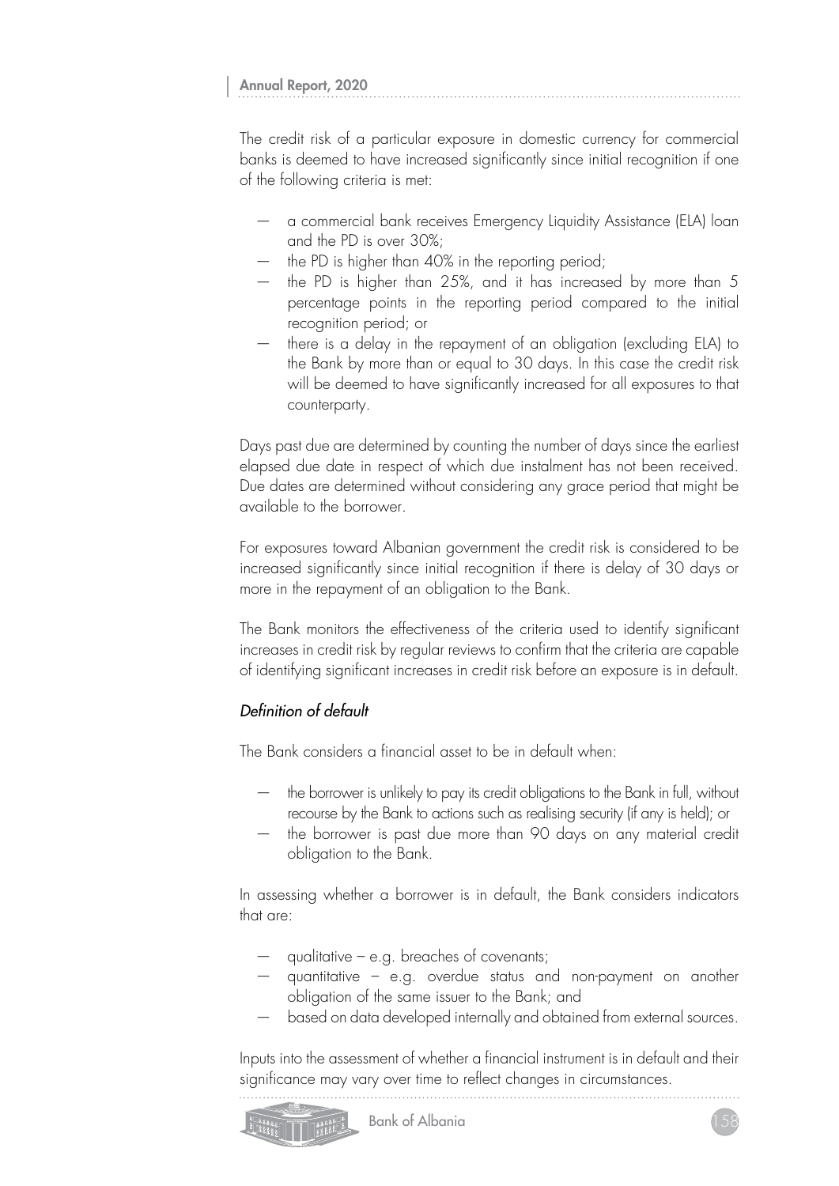The credit risk of a particular exposure in domestic currency for commercial banks is deemed to have increased significantly since initial recognition if one of the following criteria is met:

- a commercial bank receives Emergency Liquidity Assistance (ELA) loan and the PD is over 30%;
- the PD is higher than 40% in the reporting period;
- the PD is higher than 25%, and it has increased by more than 5 percentage points in the reporting period compared to the initial recognition period; or
- there is a delay in the repayment of an obligation (excluding ELA) to the Bank by more than or equal to 30 days. In this case the credit risk will be deemed to have significantly increased for all exposures to that counterparty.

Days past due are determined by counting the number of days since the earliest elapsed due date in respect of which due instalment has not been received. Due dates are determined without considering any grace period that might be available to the borrower.

For exposures toward Albanian government the credit risk is considered to be increased significantly since initial recognition if there is delay of 30 days or more in the repayment of an obligation to the Bank.

The Bank monitors the effectiveness of the criteria used to identify significant increases in credit risk by regular reviews to confirm that the criteria are capable of identifying significant increases in credit risk before an exposure is in default.

*Definition of default*

The Bank considers a financial asset to be in default when:

- the borrower is unlikely to pay its credit obligations to the Bank in full, without recourse by the Bank to actions such as realising security (if any is held); or
- the borrower is past due more than 90 days on any material credit obligation to the Bank.

In assessing whether a borrower is in default, the Bank considers indicators that are:

- qualitative – e.g. breaches of covenants;
- quantitative – e.g. overdue status and non-payment on another obligation of the same issuer to the Bank; and
- based on data developed internally and obtained from external sources.

Inputs into the assessment of whether a financial instrument is in default and their significance may vary over time to reflect changes in circumstances.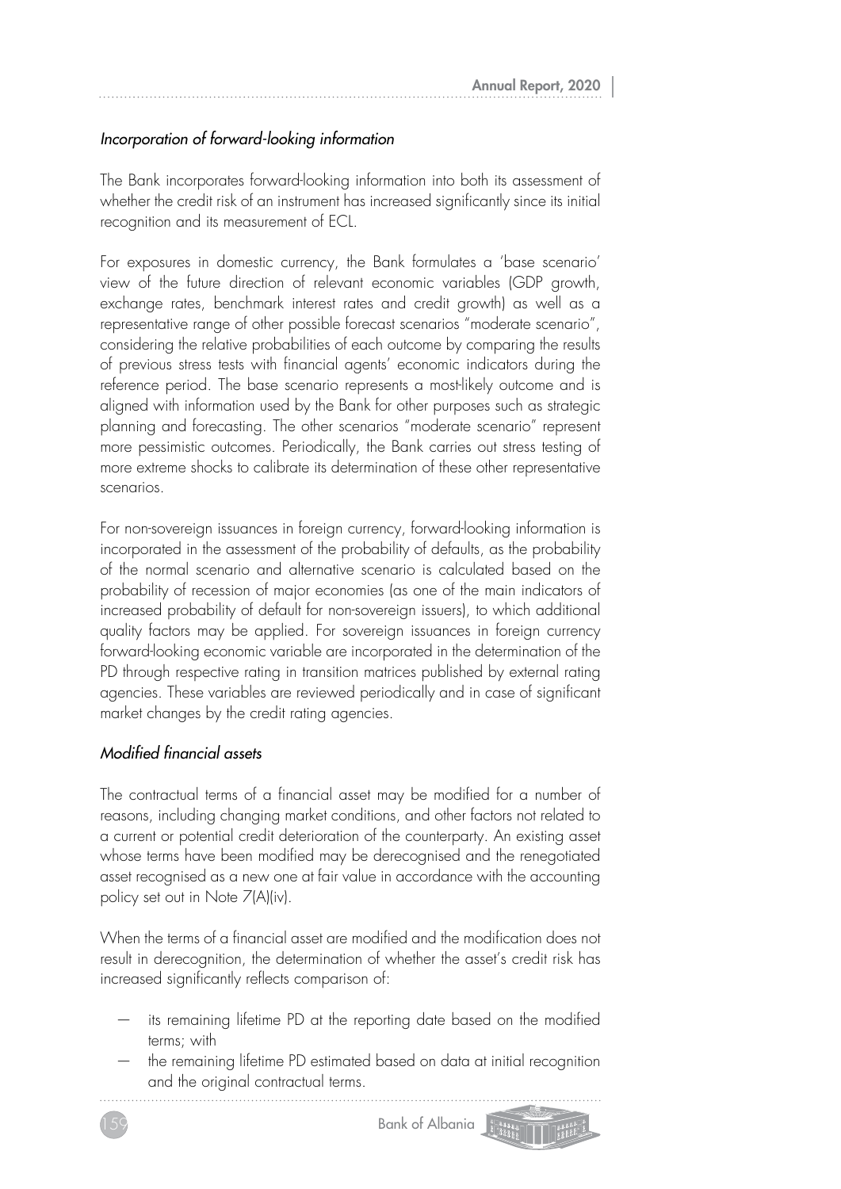*Incorporation of forward-looking information*

The Bank incorporates forward-looking information into both its assessment of whether the credit risk of an instrument has increased significantly since its initial recognition and its measurement of ECL.

For exposures in domestic currency, the Bank formulates a 'base scenario' view of the future direction of relevant economic variables (GDP growth, exchange rates, benchmark interest rates and credit growth) as well as a representative range of other possible forecast scenarios "moderate scenario", considering the relative probabilities of each outcome by comparing the results of previous stress tests with financial agents' economic indicators during the reference period. The base scenario represents a most-likely outcome and is aligned with information used by the Bank for other purposes such as strategic planning and forecasting. The other scenarios "moderate scenario" represent more pessimistic outcomes. Periodically, the Bank carries out stress testing of more extreme shocks to calibrate its determination of these other representative scenarios.

For non-sovereign issuances in foreign currency, forward-looking information is incorporated in the assessment of the probability of defaults, as the probability of the normal scenario and alternative scenario is calculated based on the probability of recession of major economies (as one of the main indicators of increased probability of default for non-sovereign issuers), to which additional quality factors may be applied. For sovereign issuances in foreign currency forward-looking economic variable are incorporated in the determination of the PD through respective rating in transition matrices published by external rating agencies. These variables are reviewed periodically and in case of significant market changes by the credit rating agencies.

*Modified financial assets*

The contractual terms of a financial asset may be modified for a number of reasons, including changing market conditions, and other factors not related to a current or potential credit deterioration of the counterparty. An existing asset whose terms have been modified may be derecognised and the renegotiated asset recognised as a new one at fair value in accordance with the accounting policy set out in Note 7(A)(iv).

When the terms of a financial asset are modified and the modification does not result in derecognition, the determination of whether the asset's credit risk has increased significantly reflects comparison of:

- its remaining lifetime PD at the reporting date based on the modified terms; with
- the remaining lifetime PD estimated based on data at initial recognition and the original contractual terms.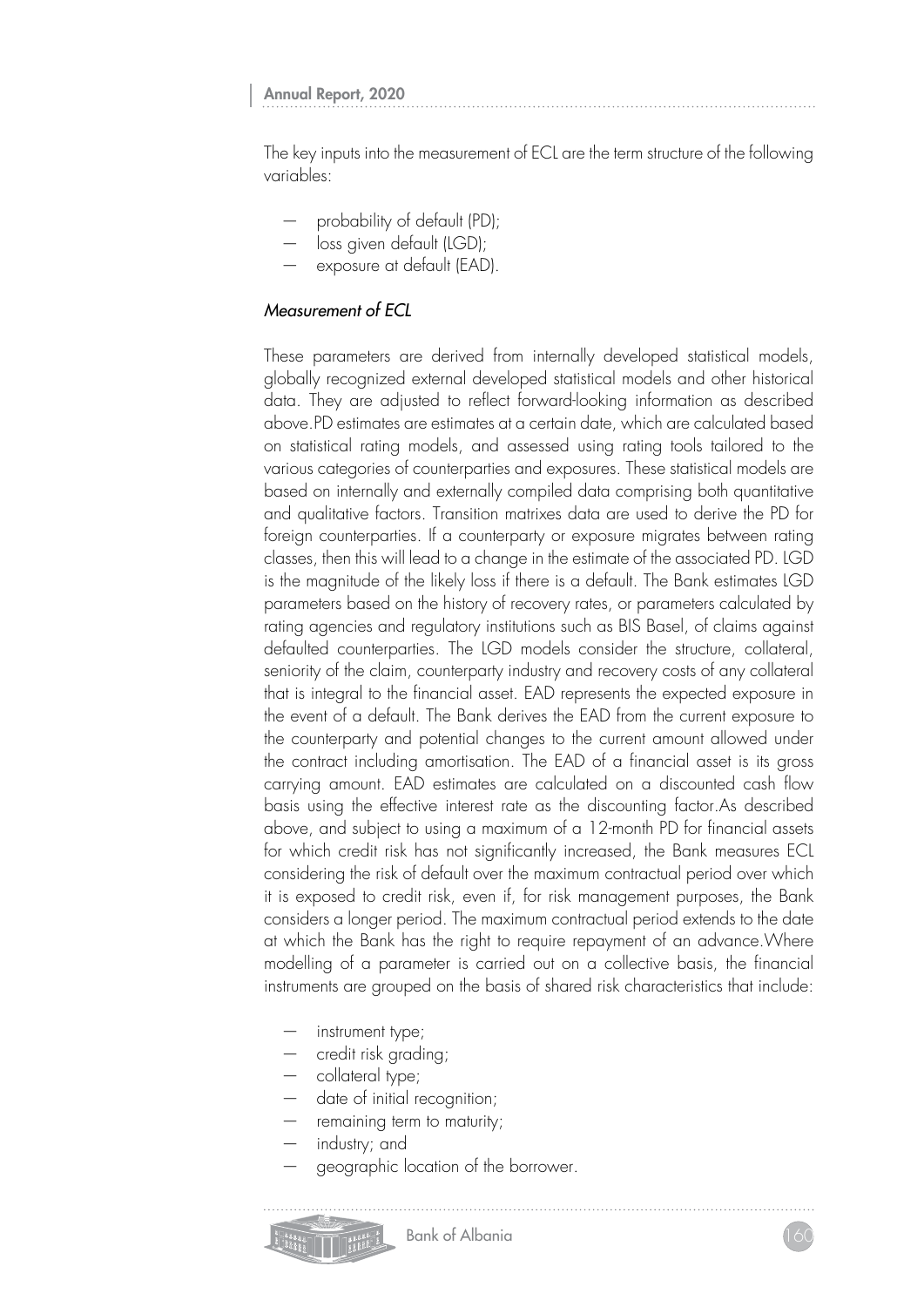The key inputs into the measurement of ECL are the term structure of the following variables:

- probability of default (PD);
- loss given default (LGD);
- exposure at default (EAD).

*Measurement of ECL*

These parameters are derived from internally developed statistical models, globally recognized external developed statistical models and other historical data. They are adjusted to reflect forward-looking information as described above.PD estimates are estimates at a certain date, which are calculated based on statistical rating models, and assessed using rating tools tailored to the various categories of counterparties and exposures. These statistical models are based on internally and externally compiled data comprising both quantitative and qualitative factors. Transition matrixes data are used to derive the PD for foreign counterparties. If a counterparty or exposure migrates between rating classes, then this will lead to a change in the estimate of the associated PD. LGD is the magnitude of the likely loss if there is a default. The Bank estimates LGD parameters based on the history of recovery rates, or parameters calculated by rating agencies and regulatory institutions such as BIS Basel, of claims against defaulted counterparties. The LGD models consider the structure, collateral, seniority of the claim, counterparty industry and recovery costs of any collateral that is integral to the financial asset. EAD represents the expected exposure in the event of a default. The Bank derives the EAD from the current exposure to the counterparty and potential changes to the current amount allowed under the contract including amortisation. The EAD of a financial asset is its gross carrying amount. EAD estimates are calculated on a discounted cash flow basis using the effective interest rate as the discounting factor.As described above, and subject to using a maximum of a 12-month PD for financial assets for which credit risk has not significantly increased, the Bank measures ECL considering the risk of default over the maximum contractual period over which it is exposed to credit risk, even if, for risk management purposes, the Bank considers a longer period. The maximum contractual period extends to the date at which the Bank has the right to require repayment of an advance.Where modelling of a parameter is carried out on a collective basis, the financial instruments are grouped on the basis of shared risk characteristics that include:

- instrument type;
- credit risk grading;
- collateral type;
- date of initial recognition;
- remaining term to maturity;
- industry; and
- geographic location of the borrower.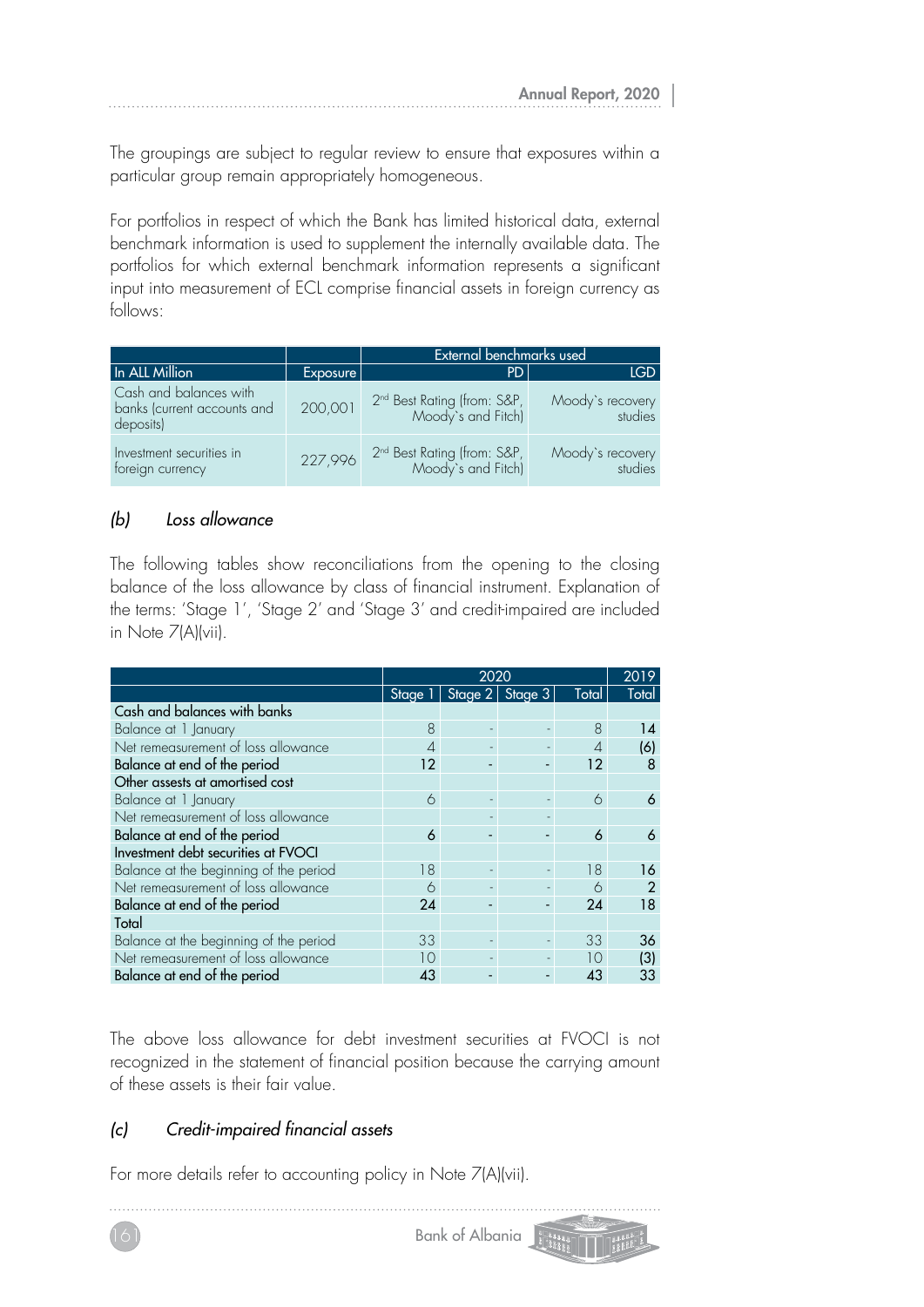The groupings are subject to regular review to ensure that exposures within a particular group remain appropriately homogeneous.

For portfolios in respect of which the Bank has limited historical data, external benchmark information is used to supplement the internally available data. The portfolios for which external benchmark information represents a significant input into measurement of ECL comprise financial assets in foreign currency as follows:

| | | External benchmarks used | |
|---|---|---|---|
| In ALL Million | Exposure | PD | LGD |
| Cash and balances with banks (current accounts and deposits) | 200,001 | 2nd Best Rating (from: S&P, Moody`s and Fitch) | Moody`s recovery studies |
| Investment securities in foreign currency | 227,996 | 2nd Best Rating (from: S&P, Moody`s and Fitch) | Moody`s recovery studies |

### *(b) Loss allowance*

The following tables show reconciliations from the opening to the closing balance of the loss allowance by class of financial instrument. Explanation of the terms: 'Stage 1', 'Stage 2' and 'Stage 3' and credit-impaired are included in Note 7(A)(vii).

| | 2020 | | | | 2019 |
|---|---|---|---|---|---|
| | Stage 1 | Stage 2 | Stage 3 | Total | Total |
| **Cash and balances with banks** | | | | | |
| Balance at 1 January | 8 | - | - | 8 | 14 |
| Net remeasurement of loss allowance | 4 | - | - | 4 | (6) |
| **Balance at end of the period** | **12** | **-** | **-** | **12** | **8** |
| **Other assests at amortised cost** | | | | | |
| Balance at 1 January | 6 | - | - | 6 | 6 |
| Net remeasurement of loss allowance | | - | - | | |
| **Balance at end of the period** | **6** | **-** | **-** | **6** | **6** |
| **Investment debt securities at FVOCI** | | | | | |
| Balance at the beginning of the period | 18 | - | - | 18 | 16 |
| Net remeasurement of loss allowance | 6 | - | - | 6 | 2 |
| **Balance at end of the period** | **24** | **-** | **-** | **24** | **18** |
| **Total** | | | | | |
| Balance at the beginning of the period | 33 | - | - | 33 | 36 |
| Net remeasurement of loss allowance | 10 | - | - | 10 | (3) |
| **Balance at end of the period** | **43** | **-** | **-** | **43** | **33** |

The above loss allowance for debt investment securities at FVOCI is not recognized in the statement of financial position because the carrying amount of these assets is their fair value.

### *(c) Credit-impaired financial assets*

For more details refer to accounting policy in Note 7(A)(vii).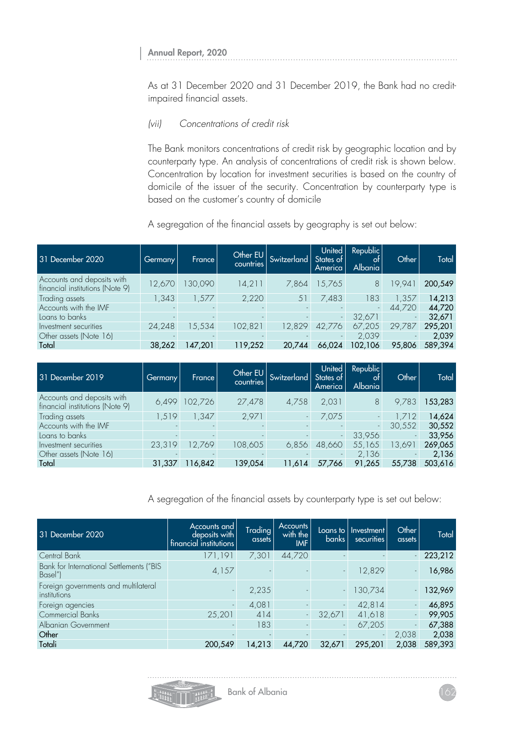As at 31 December 2020 and 31 December 2019, the Bank had no credit-impaired financial assets.

*(vii) Concentrations of credit risk*

The Bank monitors concentrations of credit risk by geographic location and by counterparty type. An analysis of concentrations of credit risk is shown below. Concentration by location for investment securities is based on the country of domicile of the issuer of the security. Concentration by counterparty type is based on the customer's country of domicile

A segregation of the financial assets by geography is set out below:

| 31 December 2020 | Germany | France | Other EU countries | Switzerland | United States of America | Republic of Albania | Other | Total |
|---|---|---|---|---|---|---|---|---|
| Accounts and deposits with financial institutions (Note 9) | 12,670 | 130,090 | 14,211 | 7,864 | 15,765 | 8 | 19,941 | **200,549** |
| Trading assets | 1,343 | 1,577 | 2,220 | 51 | 7,483 | 183 | 1,357 | **14,213** |
| Accounts with the IMF | - | - | - | - | - | - | 44,720 | **44,720** |
| Loans to banks | - | - | - | - | - | 32,671 | - | **32,671** |
| Investment securities | 24,248 | 15,534 | 102,821 | 12,829 | 42,776 | 67,205 | 29,787 | **295,201** |
| Other assets (Note 16) | - | - | - | - | - | 2,039 | - | **2,039** |
| **Total** | **38,262** | **147,201** | **119,252** | **20,744** | **66,024** | **102,106** | **95,806** | **589,394** |

| 31 December 2019 | Germany | France | Other EU countries | Switzerland | United States of America | Republic of Albania | Other | Total |
|---|---|---|---|---|---|---|---|---|
| Accounts and deposits with financial institutions (Note 9) | 6,499 | 102,726 | 27,478 | 4,758 | 2,031 | 8 | 9,783 | **153,283** |
| Trading assets | 1,519 | 1,347 | 2,971 | - | 7,075 | - | 1,712 | **14,624** |
| Accounts with the IMF | - | - | - | - | - | - | 30,552 | **30,552** |
| Loans to banks | - | - | - | - | - | 33,956 | - | **33,956** |
| Investment securities | 23,319 | 12,769 | 108,605 | 6,856 | 48,660 | 55,165 | 13,691 | **269,065** |
| Other assets (Note 16) | - | - | - | - | - | 2,136 | - | **2,136** |
| **Total** | **31,337** | **116,842** | **139,054** | **11,614** | **57,766** | **91,265** | **55,738** | **503,616** |

A segregation of the financial assets by counterparty type is set out below:

| 31 December 2020 | Accounts and deposits with financial institutions | Trading assets | Accounts with the IMF | Loans to banks | Investment securities | Other assets | Total |
|---|---|---|---|---|---|---|---|
| Central Bank | 171,191 | 7,301 | 44,720 | - | - | - | **223,212** |
| Bank for International Settlements ("BIS Basel") | 4,157 | - | - | - | 12,829 | - | **16,986** |
| Foreign governments and multilateral institutions | - | 2,235 | - | - | 130,734 | - | **132,969** |
| Foreign agencies | - | 4,081 | - | - | 42,814 | - | **46,895** |
| Commercial Banks | 25,201 | 414 | - | 32,671 | 41,618 | - | **99,905** |
| Albanian Government | - | 183 | - | - | 67,205 | - | **67,388** |
| **Other** | - | - | - | - | - | 2,038 | **2,038** |
| **Totali** | **200,549** | **14,213** | **44,720** | **32,671** | **295,201** | **2,038** | **589,393** |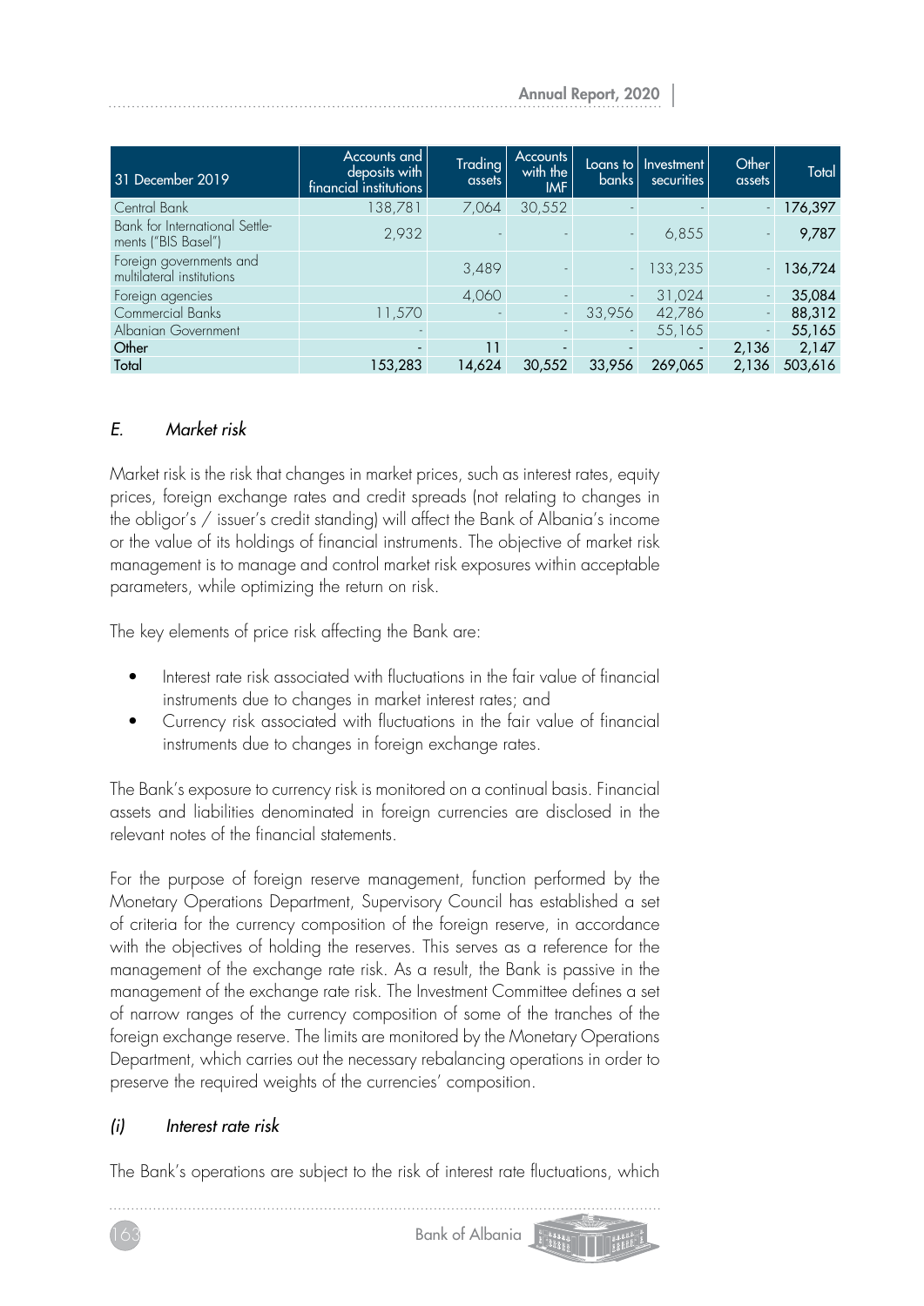| 31 December 2019 | Accounts and deposits with financial institutions | Trading assets | Accounts with the IMF | Loans to banks | Investment securities | Other assets | Total |
|---|---|---|---|---|---|---|---|
| Central Bank | 138,781 | 7,064 | 30,552 | - | - | - | 176,397 |
| Bank for International Settlements ("BIS Basel") | 2,932 | - | - | - | 6,855 | - | 9,787 |
| Foreign governments and multilateral institutions | | 3,489 | - | - | 133,235 | - | 136,724 |
| Foreign agencies | | 4,060 | - | - | 31,024 | - | 35,084 |
| Commercial Banks | 11,570 | - | - | 33,956 | 42,786 | - | 88,312 |
| Albanian Government | - | | - | - | 55,165 | - | 55,165 |
| Other | - | 11 | - | - | - | 2,136 | 2,147 |
| Total | 153,283 | 14,624 | 30,552 | 33,956 | 269,065 | 2,136 | 503,616 |

## *E. Market risk*

Market risk is the risk that changes in market prices, such as interest rates, equity prices, foreign exchange rates and credit spreads (not relating to changes in the obligor's / issuer's credit standing) will affect the Bank of Albania's income or the value of its holdings of financial instruments. The objective of market risk management is to manage and control market risk exposures within acceptable parameters, while optimizing the return on risk.

The key elements of price risk affecting the Bank are:

- Interest rate risk associated with fluctuations in the fair value of financial instruments due to changes in market interest rates; and
- Currency risk associated with fluctuations in the fair value of financial instruments due to changes in foreign exchange rates.

The Bank's exposure to currency risk is monitored on a continual basis. Financial assets and liabilities denominated in foreign currencies are disclosed in the relevant notes of the financial statements.

For the purpose of foreign reserve management, function performed by the Monetary Operations Department, Supervisory Council has established a set of criteria for the currency composition of the foreign reserve, in accordance with the objectives of holding the reserves. This serves as a reference for the management of the exchange rate risk. As a result, the Bank is passive in the management of the exchange rate risk. The Investment Committee defines a set of narrow ranges of the currency composition of some of the tranches of the foreign exchange reserve. The limits are monitored by the Monetary Operations Department, which carries out the necessary rebalancing operations in order to preserve the required weights of the currencies' composition.

### *(i) Interest rate risk*

The Bank's operations are subject to the risk of interest rate fluctuations, which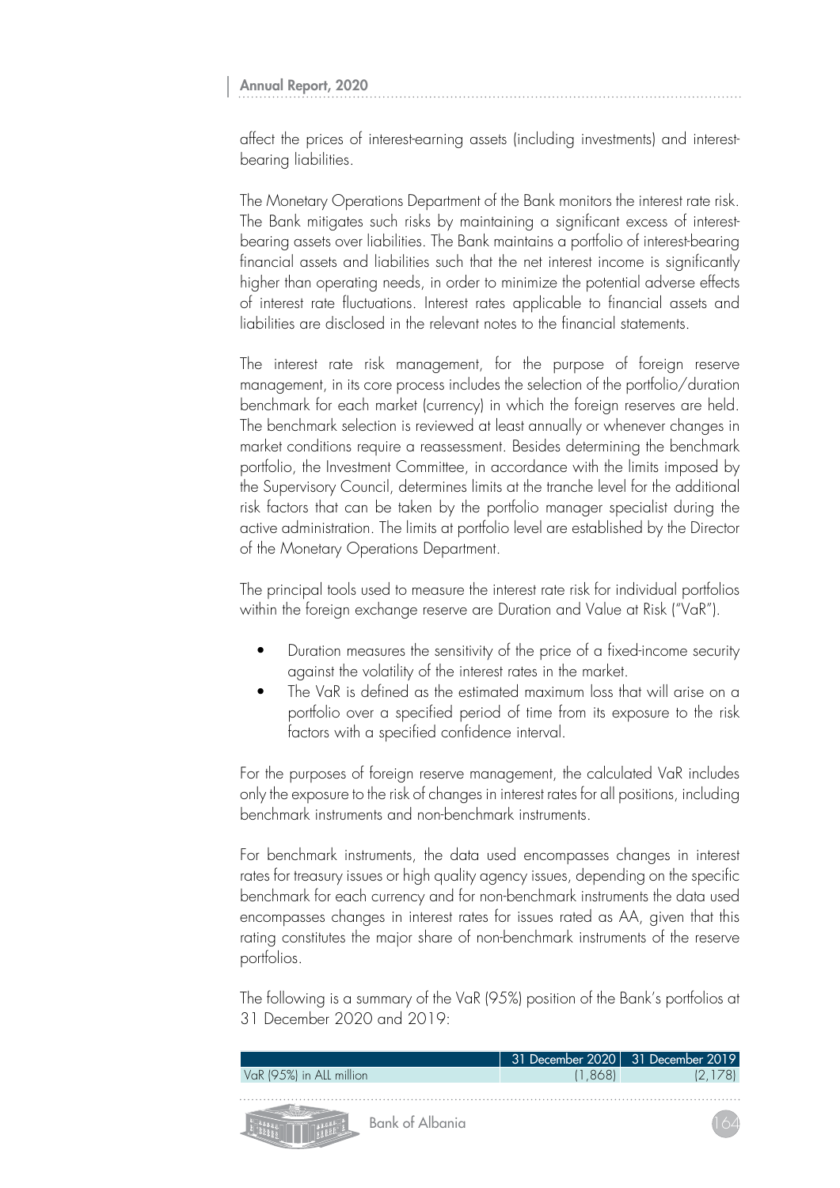affect the prices of interest-earning assets (including investments) and interest-bearing liabilities.

The Monetary Operations Department of the Bank monitors the interest rate risk. The Bank mitigates such risks by maintaining a significant excess of interest-bearing assets over liabilities. The Bank maintains a portfolio of interest-bearing financial assets and liabilities such that the net interest income is significantly higher than operating needs, in order to minimize the potential adverse effects of interest rate fluctuations. Interest rates applicable to financial assets and liabilities are disclosed in the relevant notes to the financial statements.

The interest rate risk management, for the purpose of foreign reserve management, in its core process includes the selection of the portfolio/duration benchmark for each market (currency) in which the foreign reserves are held. The benchmark selection is reviewed at least annually or whenever changes in market conditions require a reassessment. Besides determining the benchmark portfolio, the Investment Committee, in accordance with the limits imposed by the Supervisory Council, determines limits at the tranche level for the additional risk factors that can be taken by the portfolio manager specialist during the active administration. The limits at portfolio level are established by the Director of the Monetary Operations Department.

The principal tools used to measure the interest rate risk for individual portfolios within the foreign exchange reserve are Duration and Value at Risk ("VaR").

- Duration measures the sensitivity of the price of a fixed-income security against the volatility of the interest rates in the market.
- The VaR is defined as the estimated maximum loss that will arise on a portfolio over a specified period of time from its exposure to the risk factors with a specified confidence interval.

For the purposes of foreign reserve management, the calculated VaR includes only the exposure to the risk of changes in interest rates for all positions, including benchmark instruments and non-benchmark instruments.

For benchmark instruments, the data used encompasses changes in interest rates for treasury issues or high quality agency issues, depending on the specific benchmark for each currency and for non-benchmark instruments the data used encompasses changes in interest rates for issues rated as AA, given that this rating constitutes the major share of non-benchmark instruments of the reserve portfolios.

The following is a summary of the VaR (95%) position of the Bank's portfolios at 31 December 2020 and 2019:

| | 31 December 2020 | 31 December 2019 |
|---|---|---|
| VaR (95%) in ALL million | (1,868) | (2,178) |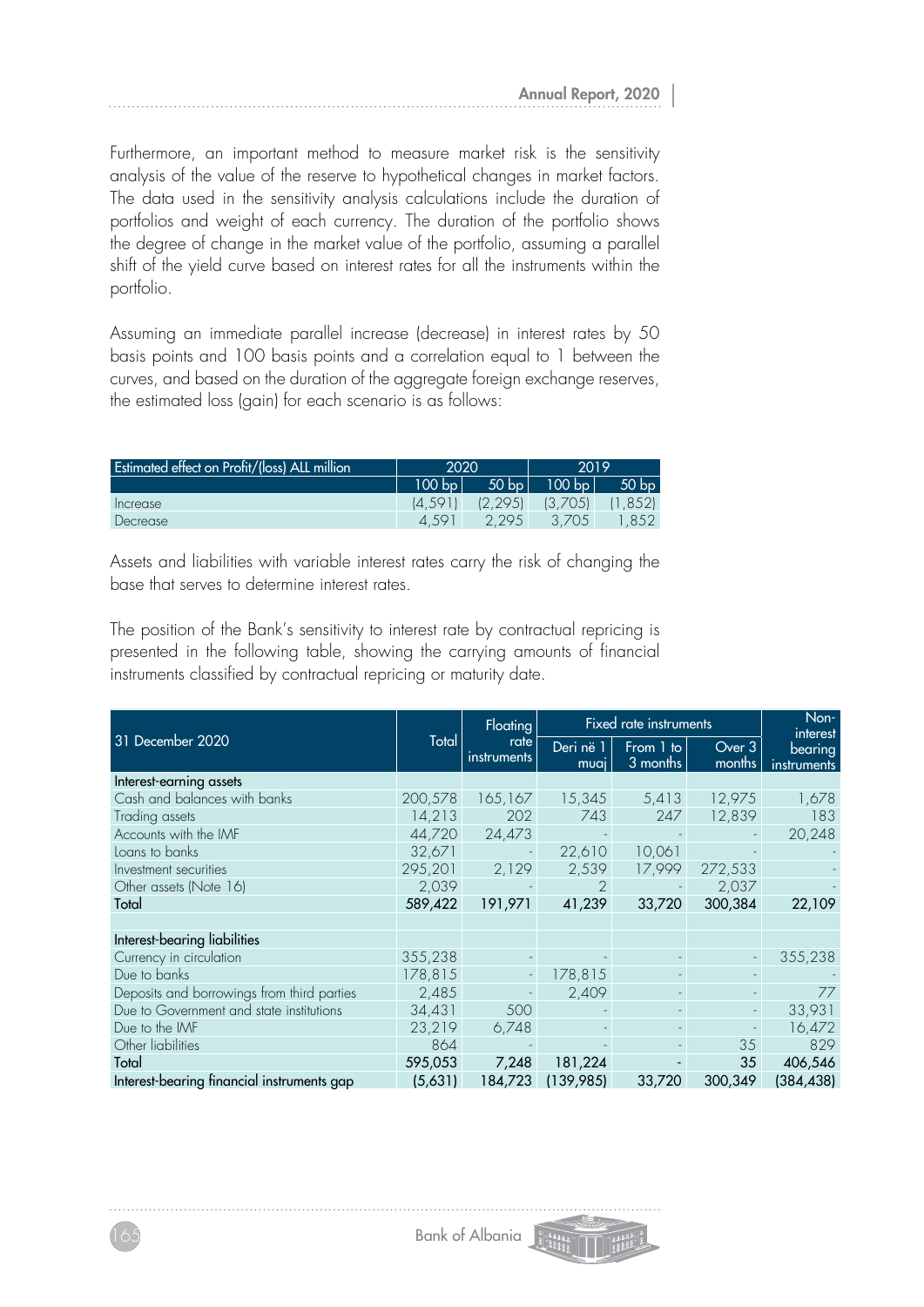Furthermore, an important method to measure market risk is the sensitivity analysis of the value of the reserve to hypothetical changes in market factors. The data used in the sensitivity analysis calculations include the duration of portfolios and weight of each currency. The duration of the portfolio shows the degree of change in the market value of the portfolio, assuming a parallel shift of the yield curve based on interest rates for all the instruments within the portfolio.

Assuming an immediate parallel increase (decrease) in interest rates by 50 basis points and 100 basis points and a correlation equal to 1 between the curves, and based on the duration of the aggregate foreign exchange reserves, the estimated loss (gain) for each scenario is as follows:

| Estimated effect on Profit/(loss) ALL million | 2020 | | 2019 | |
|---|---|---|---|---|
| | 100 bp | 50 bp | 100 bp | 50 bp |
| Increase | (4,591) | (2,295) | (3,705) | (1,852) |
| Decrease | 4,591 | 2,295 | 3,705 | 1,852 |

Assets and liabilities with variable interest rates carry the risk of changing the base that serves to determine interest rates.

The position of the Bank's sensitivity to interest rate by contractual repricing is presented in the following table, showing the carrying amounts of financial instruments classified by contractual repricing or maturity date.

| 31 December 2020 | Total | Floating rate instruments | Fixed rate instruments | | | Non-interest bearing instruments |
|---|---|---|---|---|---|---|
| | | | Deri në 1 muaj | From 1 to 3 months | Over 3 months | |
| **Interest-earning assets** | | | | | | |
| Cash and balances with banks | 200,578 | 165,167 | 15,345 | 5,413 | 12,975 | 1,678 |
| Trading assets | 14,213 | 202 | 743 | 247 | 12,839 | 183 |
| Accounts with the IMF | 44,720 | 24,473 | - | - | - | 20,248 |
| Loans to banks | 32,671 | - | 22,610 | 10,061 | - | - |
| Investment securities | 295,201 | 2,129 | 2,539 | 17,999 | 272,533 | - |
| Other assets (Note 16) | 2,039 | - | 2 | - | 2,037 | - |
| **Total** | **589,422** | **191,971** | **41,239** | **33,720** | **300,384** | **22,109** |
| | | | | | | |
| **Interest-bearing liabilities** | | | | | | |
| Currency in circulation | 355,238 | - | - | - | - | 355,238 |
| Due to banks | 178,815 | - | 178,815 | - | - | - |
| Deposits and borrowings from third parties | 2,485 | - | 2,409 | - | - | 77 |
| Due to Government and state institutions | 34,431 | 500 | - | - | - | 33,931 |
| Due to the IMF | 23,219 | 6,748 | - | - | - | 16,472 |
| Other liabilities | 864 | - | - | - | 35 | 829 |
| **Total** | **595,053** | **7,248** | **181,224** | **-** | **35** | **406,546** |
| **Interest-bearing financial instruments gap** | **(5,631)** | **184,723** | **(139,985)** | **33,720** | **300,349** | **(384,438)** |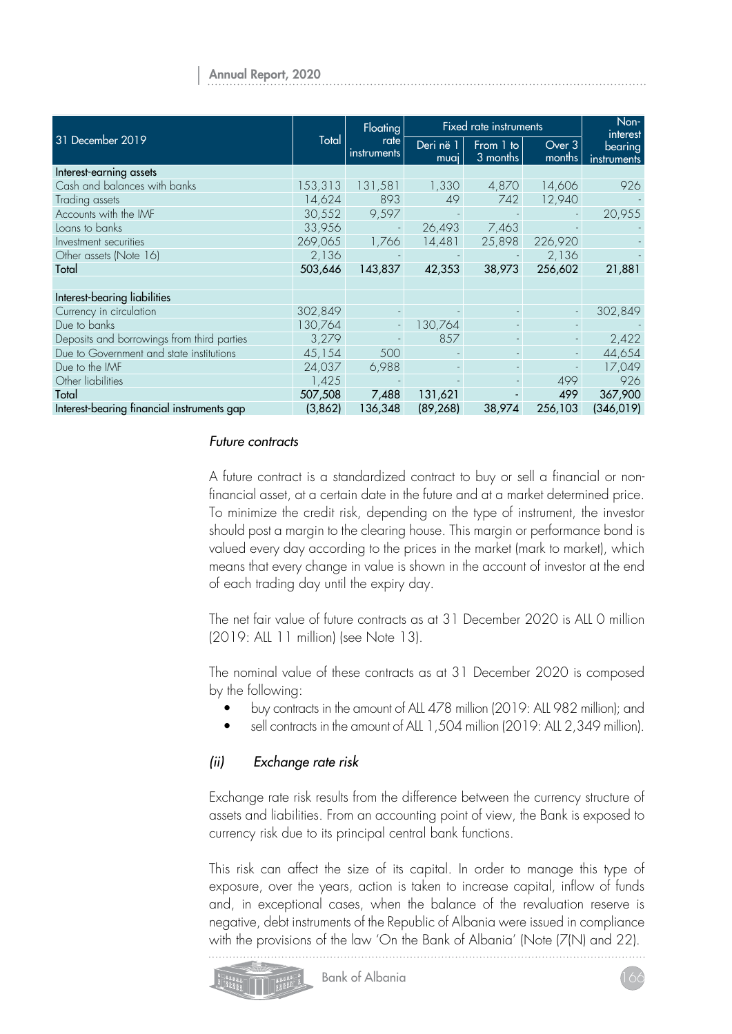| 31 December 2019 | Total | Floating rate instruments | Fixed rate instruments | | | Non-interest bearing instruments |
|---|---|---|---|---|---|---|
| | | | Deri në 1 muaj | From 1 to 3 months | Over 3 months | |
| Interest-earning assets | | | | | | |
| Cash and balances with banks | 153,313 | 131,581 | 1,330 | 4,870 | 14,606 | 926 |
| Trading assets | 14,624 | 893 | 49 | 742 | 12,940 | - |
| Accounts with the IMF | 30,552 | 9,597 | - | - | - | 20,955 |
| Loans to banks | 33,956 | - | 26,493 | 7,463 | - | - |
| Investment securities | 269,065 | 1,766 | 14,481 | 25,898 | 226,920 | - |
| Other assets (Note 16) | 2,136 | - | - | - | 2,136 | - |
| Total | 503,646 | 143,837 | 42,353 | 38,973 | 256,602 | 21,881 |
| | | | | | | |
| Interest-bearing liabilities | | | | | | |
| Currency in circulation | 302,849 | - | - | - | - | 302,849 |
| Due to banks | 130,764 | - | 130,764 | - | - | - |
| Deposits and borrowings from third parties | 3,279 | - | 857 | - | - | 2,422 |
| Due to Government and state institutions | 45,154 | 500 | - | - | - | 44,654 |
| Due to the IMF | 24,037 | 6,988 | - | - | - | 17,049 |
| Other liabilities | 1,425 | - | - | - | 499 | 926 |
| Total | 507,508 | 7,488 | 131,621 | - | 499 | 367,900 |
| Interest-bearing financial instruments gap | (3,862) | 136,348 | (89,268) | 38,974 | 256,103 | (346,019) |

*Future contracts*

A future contract is a standardized contract to buy or sell a financial or non-financial asset, at a certain date in the future and at a market determined price. To minimize the credit risk, depending on the type of instrument, the investor should post a margin to the clearing house. This margin or performance bond is valued every day according to the prices in the market (mark to market), which means that every change in value is shown in the account of investor at the end of each trading day until the expiry day.

The net fair value of future contracts as at 31 December 2020 is ALL 0 million (2019: ALL 11 million) (see Note 13).

The nominal value of these contracts as at 31 December 2020 is composed by the following:

- buy contracts in the amount of ALL 478 million (2019: ALL 982 million); and
- sell contracts in the amount of ALL 1,504 million (2019: ALL 2,349 million).

### *(ii) Exchange rate risk*

Exchange rate risk results from the difference between the currency structure of assets and liabilities. From an accounting point of view, the Bank is exposed to currency risk due to its principal central bank functions.

This risk can affect the size of its capital. In order to manage this type of exposure, over the years, action is taken to increase capital, inflow of funds and, in exceptional cases, when the balance of the revaluation reserve is negative, debt instruments of the Republic of Albania were issued in compliance with the provisions of the law 'On the Bank of Albania' (Note (7(N) and 22).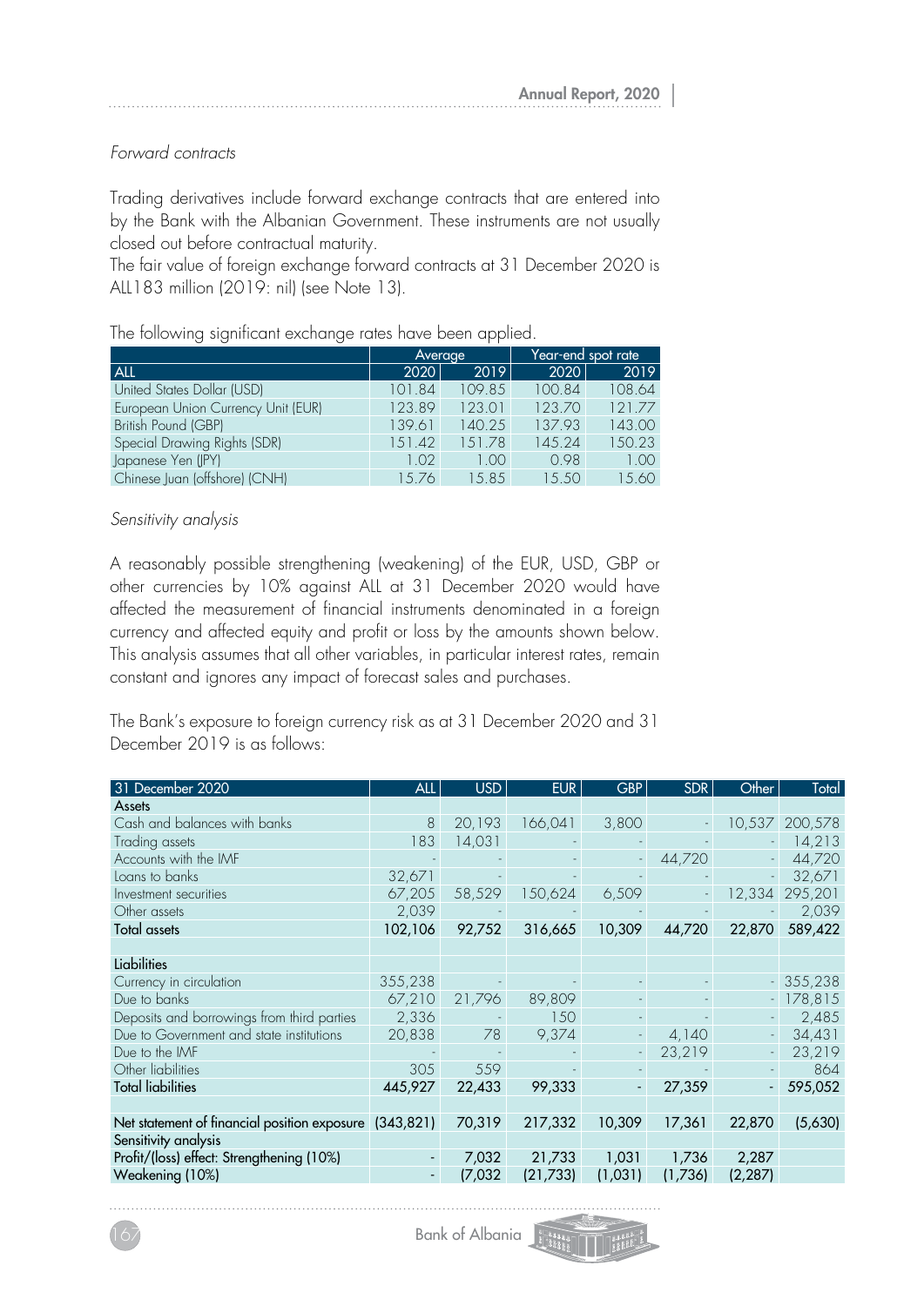*Forward contracts*

Trading derivatives include forward exchange contracts that are entered into by the Bank with the Albanian Government. These instruments are not usually closed out before contractual maturity.
The fair value of foreign exchange forward contracts at 31 December 2020 is ALL183 million (2019: nil) (see Note 13).

The following significant exchange rates have been applied.

| | Average | | Year-end spot rate | |
|---|---|---|---|---|
| ALL | 2020 | 2019 | 2020 | 2019 |
| United States Dollar (USD) | 101.84 | 109.85 | 100.84 | 108.64 |
| European Union Currency Unit (EUR) | 123.89 | 123.01 | 123.70 | 121.77 |
| British Pound (GBP) | 139.61 | 140.25 | 137.93 | 143.00 |
| Special Drawing Rights (SDR) | 151.42 | 151.78 | 145.24 | 150.23 |
| Japanese Yen (JPY) | 1.02 | 1.00 | 0.98 | 1.00 |
| Chinese Juan (offshore) (CNH) | 15.76 | 15.85 | 15.50 | 15.60 |

*Sensitivity analysis*

A reasonably possible strengthening (weakening) of the EUR, USD, GBP or other currencies by 10% against ALL at 31 December 2020 would have affected the measurement of financial instruments denominated in a foreign currency and affected equity and profit or loss by the amounts shown below. This analysis assumes that all other variables, in particular interest rates, remain constant and ignores any impact of forecast sales and purchases.

The Bank's exposure to foreign currency risk as at 31 December 2020 and 31 December 2019 is as follows:

| 31 December 2020 | ALL | USD | EUR | GBP | SDR | Other | Total |
|---|---|---|---|---|---|---|---|
| **Assets** | | | | | | | |
| Cash and balances with banks | 8 | 20,193 | 166,041 | 3,800 | - | 10,537 | 200,578 |
| Trading assets | 183 | 14,031 | - | - | - | - | 14,213 |
| Accounts with the IMF | - | - | - | - | 44,720 | - | 44,720 |
| Loans to banks | 32,671 | - | - | - | - | - | 32,671 |
| Investment securities | 67,205 | 58,529 | 150,624 | 6,509 | - | 12,334 | 295,201 |
| Other assets | 2,039 | - | - | - | - | - | 2,039 |
| **Total assets** | **102,106** | **92,752** | **316,665** | **10,309** | **44,720** | **22,870** | **589,422** |
| | | | | | | | |
| **Liabilities** | | | | | | | |
| Currency in circulation | 355,238 | - | - | - | - | - | 355,238 |
| Due to banks | 67,210 | 21,796 | 89,809 | - | - | - | 178,815 |
| Deposits and borrowings from third parties | 2,336 | - | 150 | - | - | - | 2,485 |
| Due to Government and state institutions | 20,838 | 78 | 9,374 | - | 4,140 | - | 34,431 |
| Due to the IMF | - | - | - | - | 23,219 | - | 23,219 |
| Other liabilities | 305 | 559 | - | - | - | - | 864 |
| **Total liabilities** | **445,927** | **22,433** | **99,333** | **-** | **27,359** | **-** | **595,052** |
| | | | | | | | |
| **Net statement of financial position exposure** | **(343,821)** | **70,319** | **217,332** | **10,309** | **17,361** | **22,870** | **(5,630)** |
| **Sensitivity analysis** | | | | | | | |
| **Profit/(loss) effect: Strengthening (10%)** | **-** | **7,032** | **21,733** | **1,031** | **1,736** | **2,287** | |
| **Weakening (10%)** | **-** | **(7,032** | **(21,733)** | **(1,031)** | **(1,736)** | **(2,287)** | |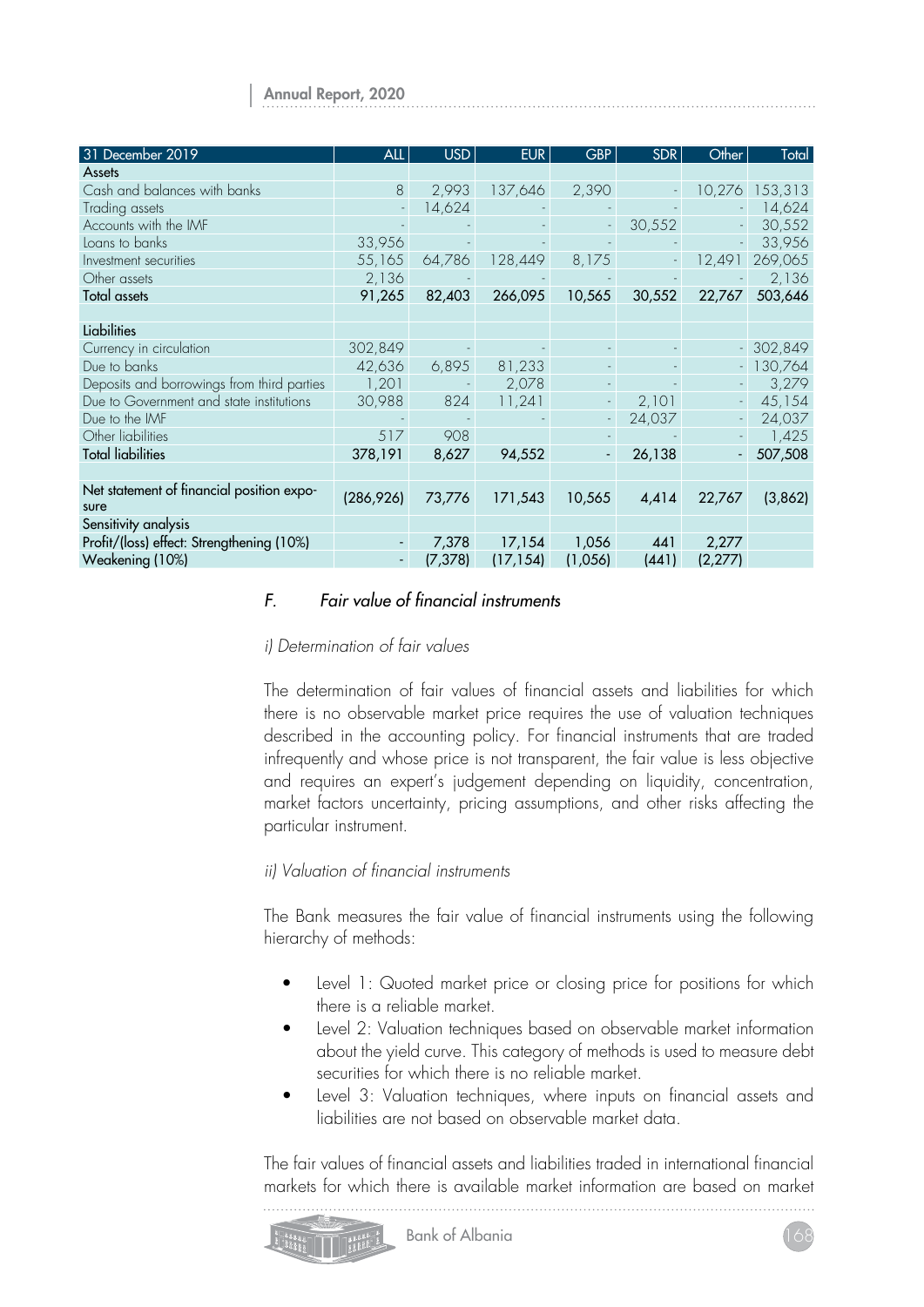| 31 December 2019 | ALL | USD | EUR | GBP | SDR | Other | Total |
|---|---|---|---|---|---|---|---|
| **Assets** | | | | | | | |
| Cash and balances with banks | 8 | 2,993 | 137,646 | 2,390 | - | 10,276 | 153,313 |
| Trading assets | - | 14,624 | - | - | - | - | 14,624 |
| Accounts with the IMF | - | - | - | - | 30,552 | - | 30,552 |
| Loans to banks | 33,956 | - | - | - | - | - | 33,956 |
| Investment securities | 55,165 | 64,786 | 128,449 | 8,175 | - | 12,491 | 269,065 |
| Other assets | 2,136 | - | - | - | - | - | 2,136 |
| **Total assets** | **91,265** | **82,403** | **266,095** | **10,565** | **30,552** | **22,767** | **503,646** |
| | | | | | | | |
| **Liabilities** | | | | | | | |
| Currency in circulation | 302,849 | - | - | - | - | - | 302,849 |
| Due to banks | 42,636 | 6,895 | 81,233 | - | - | - | 130,764 |
| Deposits and borrowings from third parties | 1,201 | - | 2,078 | - | - | - | 3,279 |
| Due to Government and state institutions | 30,988 | 824 | 11,241 | - | 2,101 | - | 45,154 |
| Due to the IMF | - | - | - | - | 24,037 | - | 24,037 |
| Other liabilities | 517 | 908 | | - | - | - | 1,425 |
| **Total liabilities** | **378,191** | **8,627** | **94,552** | **-** | **26,138** | **-** | **507,508** |
| | | | | | | | |
| **Net statement of financial position exposure** | **(286,926)** | **73,776** | **171,543** | **10,565** | **4,414** | **22,767** | **(3,862)** |
| **Sensitivity analysis** | | | | | | | |
| **Profit/(loss) effect: Strengthening (10%)** | - | 7,378 | 17,154 | 1,056 | 441 | 2,277 | |
| **Weakening (10%)** | - | (7,378) | (17,154) | (1,056) | (441) | (2,277) | |

### *F. Fair value of financial instruments*

*i) Determination of fair values*

The determination of fair values of financial assets and liabilities for which there is no observable market price requires the use of valuation techniques described in the accounting policy. For financial instruments that are traded infrequently and whose price is not transparent, the fair value is less objective and requires an expert's judgement depending on liquidity, concentration, market factors uncertainty, pricing assumptions, and other risks affecting the particular instrument.

*ii) Valuation of financial instruments*

The Bank measures the fair value of financial instruments using the following hierarchy of methods:

- Level 1: Quoted market price or closing price for positions for which there is a reliable market.
- Level 2: Valuation techniques based on observable market information about the yield curve. This category of methods is used to measure debt securities for which there is no reliable market.
- Level 3: Valuation techniques, where inputs on financial assets and liabilities are not based on observable market data.

The fair values of financial assets and liabilities traded in international financial markets for which there is available market information are based on market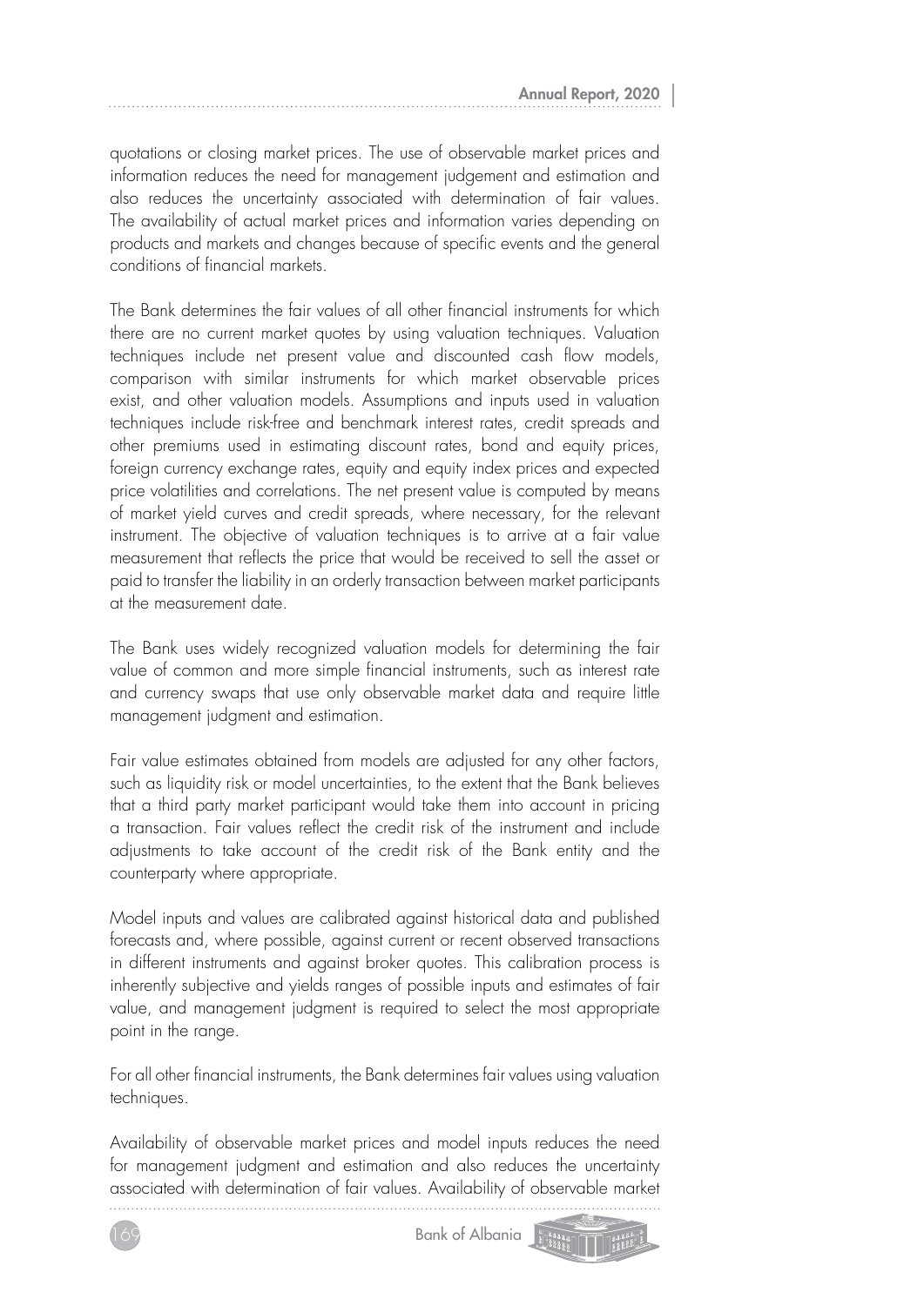quotations or closing market prices. The use of observable market prices and information reduces the need for management judgement and estimation and also reduces the uncertainty associated with determination of fair values. The availability of actual market prices and information varies depending on products and markets and changes because of specific events and the general conditions of financial markets.

The Bank determines the fair values of all other financial instruments for which there are no current market quotes by using valuation techniques. Valuation techniques include net present value and discounted cash flow models, comparison with similar instruments for which market observable prices exist, and other valuation models. Assumptions and inputs used in valuation techniques include risk-free and benchmark interest rates, credit spreads and other premiums used in estimating discount rates, bond and equity prices, foreign currency exchange rates, equity and equity index prices and expected price volatilities and correlations. The net present value is computed by means of market yield curves and credit spreads, where necessary, for the relevant instrument. The objective of valuation techniques is to arrive at a fair value measurement that reflects the price that would be received to sell the asset or paid to transfer the liability in an orderly transaction between market participants at the measurement date.

The Bank uses widely recognized valuation models for determining the fair value of common and more simple financial instruments, such as interest rate and currency swaps that use only observable market data and require little management judgment and estimation.

Fair value estimates obtained from models are adjusted for any other factors, such as liquidity risk or model uncertainties, to the extent that the Bank believes that a third party market participant would take them into account in pricing a transaction. Fair values reflect the credit risk of the instrument and include adjustments to take account of the credit risk of the Bank entity and the counterparty where appropriate.

Model inputs and values are calibrated against historical data and published forecasts and, where possible, against current or recent observed transactions in different instruments and against broker quotes. This calibration process is inherently subjective and yields ranges of possible inputs and estimates of fair value, and management judgment is required to select the most appropriate point in the range.

For all other financial instruments, the Bank determines fair values using valuation techniques.

Availability of observable market prices and model inputs reduces the need for management judgment and estimation and also reduces the uncertainty associated with determination of fair values. Availability of observable market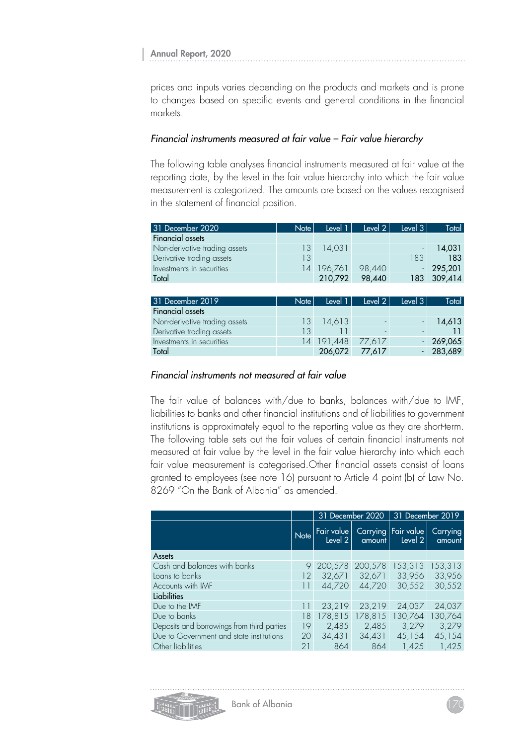prices and inputs varies depending on the products and markets and is prone to changes based on specific events and general conditions in the financial markets.

*Financial instruments measured at fair value – Fair value hierarchy*

The following table analyses financial instruments measured at fair value at the reporting date, by the level in the fair value hierarchy into which the fair value measurement is categorized. The amounts are based on the values recognised in the statement of financial position.

| 31 December 2020 | Note | Level 1 | Level 2 | Level 3 | Total |
|---|---|---|---|---|---|
| **Financial assets** | | | | | |
| Non-derivative trading assets | 13 | 14,031 | | - | **14,031** |
| Derivative trading assets | 13 | | | 183 | **183** |
| Investments in securities | 14 | 196,761 | 98,440 | - | **295,201** |
| Total | | 210,792 | 98,440 | 183 | 309,414 |

| 31 December 2019 | Note | Level 1 | Level 2 | Level 3 | Total |
|---|---|---|---|---|---|
| **Financial assets** | | | | | |
| Non-derivative trading assets | 13 | 14,613 | - | - | **14,613** |
| Derivative trading assets | 13 | 11 | - | - | **11** |
| Investments in securities | 14 | 191,448 | 77,617 | - | **269,065** |
| Total | | 206,072 | 77,617 | - | 283,689 |

*Financial instruments not measured at fair value*

The fair value of balances with/due to banks, balances with/due to IMF, liabilities to banks and other financial institutions and of liabilities to government institutions is approximately equal to the reporting value as they are short-term. The following table sets out the fair values of certain financial instruments not measured at fair value by the level in the fair value hierarchy into which each fair value measurement is categorised.Other financial assets consist of loans granted to employees (see note 16) pursuant to Article 4 point (b) of Law No. 8269 "On the Bank of Albania" as amended.

| | | 31 December 2020 | | 31 December 2019 | |
|---|---|---|---|---|---|
| | Note | Fair value Level 2 | Carrying amount | Fair value Level 2 | Carrying amount |
| **Assets** | | | | | |
| Cash and balances with banks | 9 | 200,578 | 200,578 | 153,313 | 153,313 |
| Loans to banks | 12 | 32,671 | 32,671 | 33,956 | 33,956 |
| Accounts with IMF | 11 | 44,720 | 44,720 | 30,552 | 30,552 |
| **Liabilities** | | | | | |
| Due to the IMF | 11 | 23,219 | 23,219 | 24,037 | 24,037 |
| Due to banks | 18 | 178,815 | 178,815 | 130,764 | 130,764 |
| Deposits and borrowings from third parties | 19 | 2,485 | 2,485 | 3,279 | 3,279 |
| Due to Government and state institutions | 20 | 34,431 | 34,431 | 45,154 | 45,154 |
| Other liabilities | 21 | 864 | 864 | 1,425 | 1,425 |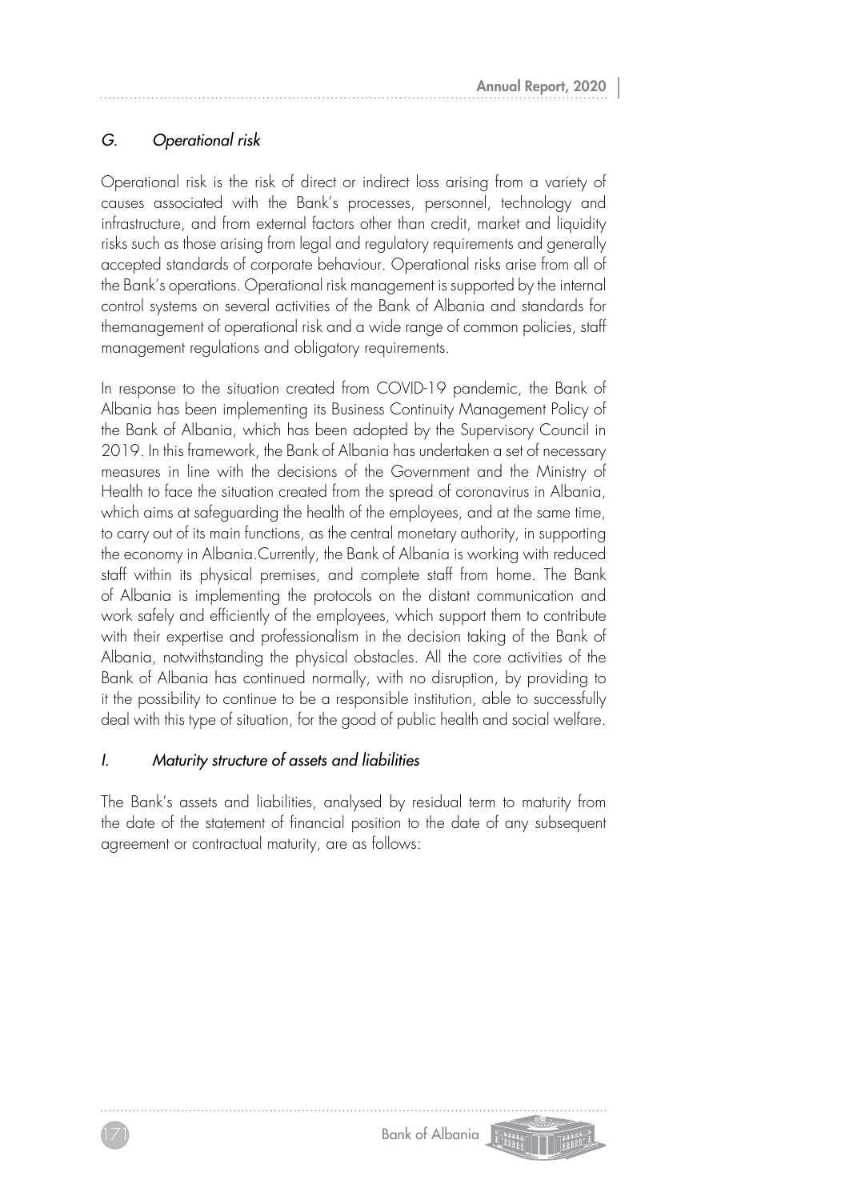### *G. Operational risk*

Operational risk is the risk of direct or indirect loss arising from a variety of causes associated with the Bank's processes, personnel, technology and infrastructure, and from external factors other than credit, market and liquidity risks such as those arising from legal and regulatory requirements and generally accepted standards of corporate behaviour. Operational risks arise from all of the Bank's operations. Operational risk management is supported by the internal control systems on several activities of the Bank of Albania and standards for themanagement of operational risk and a wide range of common policies, staff management regulations and obligatory requirements.

In response to the situation created from COVID-19 pandemic, the Bank of Albania has been implementing its Business Continuity Management Policy of the Bank of Albania, which has been adopted by the Supervisory Council in 2019. In this framework, the Bank of Albania has undertaken a set of necessary measures in line with the decisions of the Government and the Ministry of Health to face the situation created from the spread of coronavirus in Albania, which aims at safeguarding the health of the employees, and at the same time, to carry out of its main functions, as the central monetary authority, in supporting the economy in Albania.Currently, the Bank of Albania is working with reduced staff within its physical premises, and complete staff from home. The Bank of Albania is implementing the protocols on the distant communication and work safely and efficiently of the employees, which support them to contribute with their expertise and professionalism in the decision taking of the Bank of Albania, notwithstanding the physical obstacles. All the core activities of the Bank of Albania has continued normally, with no disruption, by providing to it the possibility to continue to be a responsible institution, able to successfully deal with this type of situation, for the good of public health and social welfare.

### *I. Maturity structure of assets and liabilities*

The Bank's assets and liabilities, analysed by residual term to maturity from the date of the statement of financial position to the date of any subsequent agreement or contractual maturity, are as follows: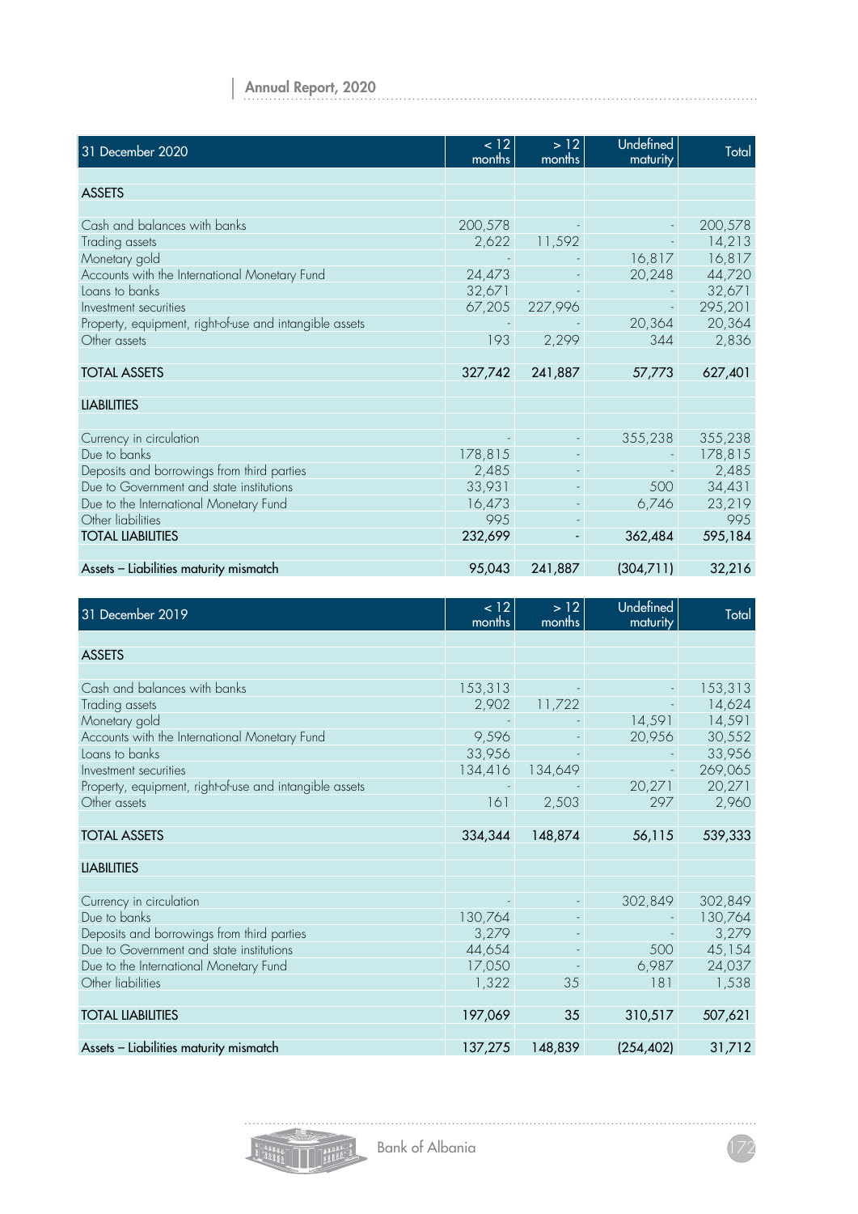| 31 December 2020 | < 12 months | > 12 months | Undefined maturity | Total |
|---|---|---|---|---|
| **ASSETS** | | | | |
| Cash and balances with banks | 200,578 | - | - | 200,578 |
| Trading assets | 2,622 | 11,592 | - | 14,213 |
| Monetary gold | - | - | 16,817 | 16,817 |
| Accounts with the International Monetary Fund | 24,473 | - | 20,248 | 44,720 |
| Loans to banks | 32,671 | - | - | 32,671 |
| Investment securities | 67,205 | 227,996 | - | 295,201 |
| Property, equipment, right-of-use and intangible assets | - | - | 20,364 | 20,364 |
| Other assets | 193 | 2,299 | 344 | 2,836 |
| **TOTAL ASSETS** | **327,742** | **241,887** | **57,773** | **627,401** |
| **LIABILITIES** | | | | |
| Currency in circulation | - | - | 355,238 | 355,238 |
| Due to banks | 178,815 | - | - | 178,815 |
| Deposits and borrowings from third parties | 2,485 | - | - | 2,485 |
| Due to Government and state institutions | 33,931 | - | 500 | 34,431 |
| Due to the International Monetary Fund | 16,473 | - | 6,746 | 23,219 |
| Other liabilities | 995 | - | | 995 |
| **TOTAL LIABILITIES** | **232,699** | **-** | **362,484** | **595,184** |
| **Assets – Liabilities maturity mismatch** | **95,043** | **241,887** | **(304,711)** | **32,216** |

| 31 December 2019 | < 12 months | > 12 months | Undefined maturity | Total |
|---|---|---|---|---|
| **ASSETS** | | | | |
| Cash and balances with banks | 153,313 | - | - | 153,313 |
| Trading assets | 2,902 | 11,722 | - | 14,624 |
| Monetary gold | - | - | 14,591 | 14,591 |
| Accounts with the International Monetary Fund | 9,596 | - | 20,956 | 30,552 |
| Loans to banks | 33,956 | - | - | 33,956 |
| Investment securities | 134,416 | 134,649 | - | 269,065 |
| Property, equipment, right-of-use and intangible assets | - | - | 20,271 | 20,271 |
| Other assets | 161 | 2,503 | 297 | 2,960 |
| **TOTAL ASSETS** | **334,344** | **148,874** | **56,115** | **539,333** |
| **LIABILITIES** | | | | |
| Currency in circulation | - | - | 302,849 | 302,849 |
| Due to banks | 130,764 | - | - | 130,764 |
| Deposits and borrowings from third parties | 3,279 | - | - | 3,279 |
| Due to Government and state institutions | 44,654 | - | 500 | 45,154 |
| Due to the International Monetary Fund | 17,050 | - | 6,987 | 24,037 |
| Other liabilities | 1,322 | 35 | 181 | 1,538 |
| **TOTAL LIABILITIES** | **197,069** | **35** | **310,517** | **507,621** |
| **Assets – Liabilities maturity mismatch** | **137,275** | **148,839** | **(254,402)** | **31,712** |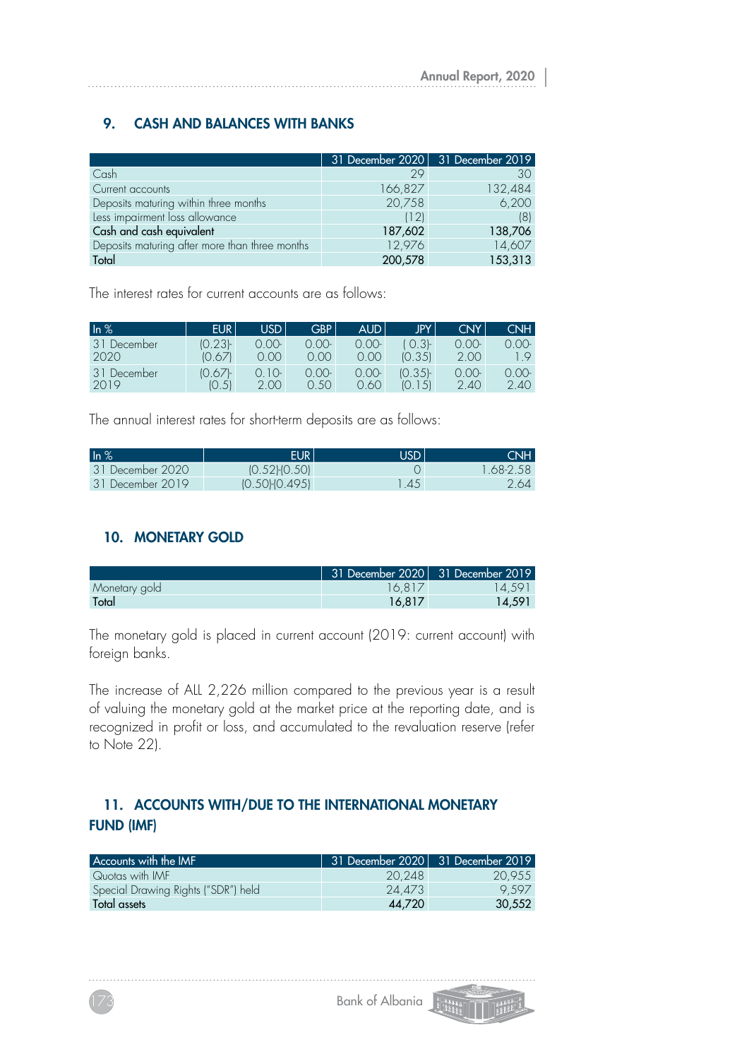## 9. CASH AND BALANCES WITH BANKS

| | 31 December 2020 | 31 December 2019 |
|---|---|---|
| Cash | 29 | 30 |
| Current accounts | 166,827 | 132,484 |
| Deposits maturing within three months | 20,758 | 6,200 |
| Less impairment loss allowance | (12) | (8) |
| **Cash and cash equivalent** | **187,602** | **138,706** |
| Deposits maturing after more than three months | 12,976 | 14,607 |
| **Total** | **200,578** | **153,313** |

The interest rates for current accounts are as follows:

| In % | EUR | USD | GBP | AUD | JPY | CNY | CNH |
|---|---|---|---|---|---|---|---|
| 31 December 2020 | (0.23)-(0.67) | 0.00-0.00 | 0.00-0.00 | 0.00-0.00 | ( 0.3)-(0.35) | 0.00-2.00 | 0.00-1.9 |
| 31 December 2019 | (0.67)-(0.5) | 0.10-2.00 | 0.00-0.50 | 0.00-0.60 | (0.35)-(0.15) | 0.00-2.40 | 0.00-2.40 |

The annual interest rates for short-term deposits are as follows:

| In % | EUR | USD | CNH |
|---|---|---|---|
| 31 December 2020 | (0.52)-(0.50) | 0 | 1.68-2.58 |
| 31 December 2019 | (0.50)-(0.495) | 1.45 | 2.64 |

## 10. MONETARY GOLD

| | 31 December 2020 | 31 December 2019 |
|---|---|---|
| Monetary gold | 16,817 | 14,591 |
| **Total** | **16,817** | **14,591** |

The monetary gold is placed in current account (2019: current account) with foreign banks.

The increase of ALL 2,226 million compared to the previous year is a result of valuing the monetary gold at the market price at the reporting date, and is recognized in profit or loss, and accumulated to the revaluation reserve (refer to Note 22).

## 11. ACCOUNTS WITH/DUE TO THE INTERNATIONAL MONETARY FUND (IMF)

| Accounts with the IMF | 31 December 2020 | 31 December 2019 |
|---|---|---|
| Quotas with IMF | 20,248 | 20,955 |
| Special Drawing Rights ("SDR") held | 24,473 | 9,597 |
| **Total assets** | **44,720** | **30,552** |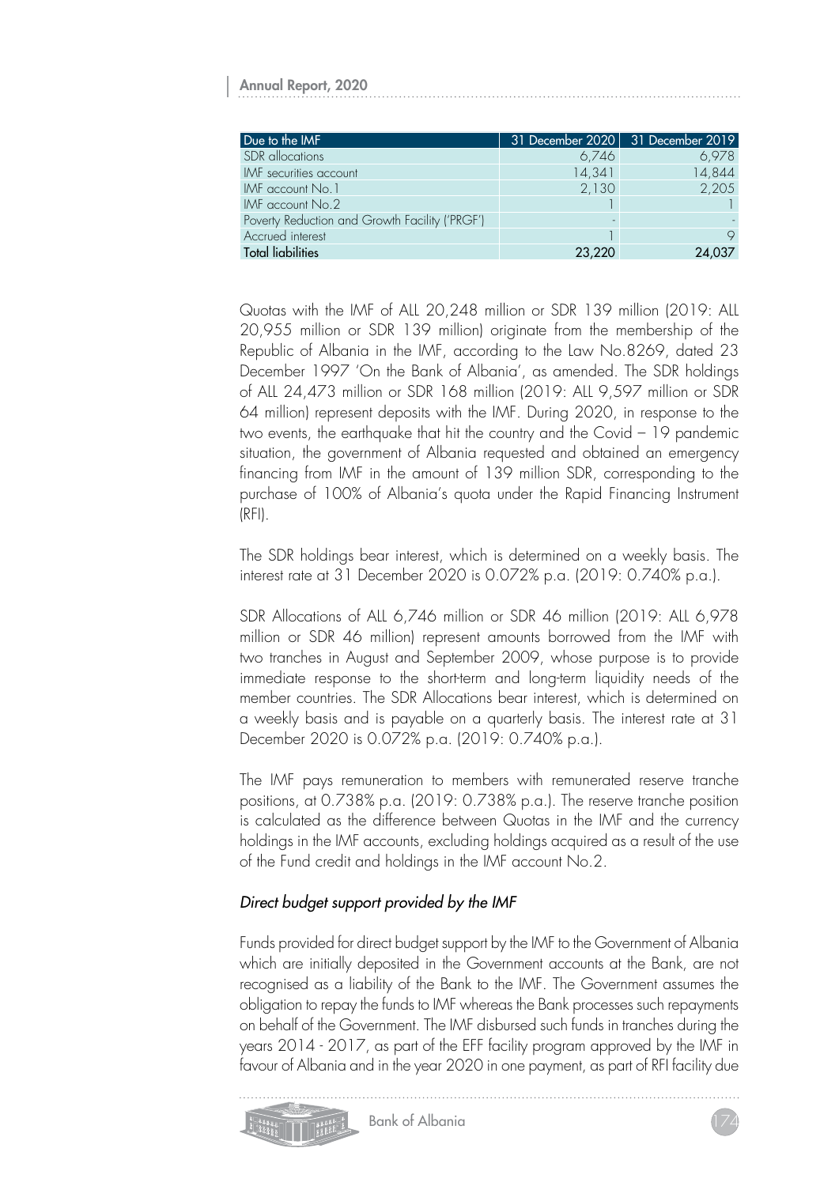| Due to the IMF | 31 December 2020 | 31 December 2019 |
| --- | --- | --- |
| SDR allocations | 6,746 | 6,978 |
| IMF securities account | 14,341 | 14,844 |
| IMF account No.1 | 2,130 | 2,205 |
| IMF account No.2 | 1 | 1 |
| Poverty Reduction and Growth Facility ('PRGF') | - | - |
| Accrued interest | 1 | 9 |
| **Total liabilities** | **23,220** | **24,037** |

Quotas with the IMF of ALL 20,248 million or SDR 139 million (2019: ALL 20,955 million or SDR 139 million) originate from the membership of the Republic of Albania in the IMF, according to the Law No.8269, dated 23 December 1997 'On the Bank of Albania', as amended. The SDR holdings of ALL 24,473 million or SDR 168 million (2019: ALL 9,597 million or SDR 64 million) represent deposits with the IMF. During 2020, in response to the two events, the earthquake that hit the country and the Covid – 19 pandemic situation, the government of Albania requested and obtained an emergency financing from IMF in the amount of 139 million SDR, corresponding to the purchase of 100% of Albania's quota under the Rapid Financing Instrument (RFI).

The SDR holdings bear interest, which is determined on a weekly basis. The interest rate at 31 December 2020 is 0.072% p.a. (2019: 0.740% p.a.).

SDR Allocations of ALL 6,746 million or SDR 46 million (2019: ALL 6,978 million or SDR 46 million) represent amounts borrowed from the IMF with two tranches in August and September 2009, whose purpose is to provide immediate response to the short-term and long-term liquidity needs of the member countries. The SDR Allocations bear interest, which is determined on a weekly basis and is payable on a quarterly basis. The interest rate at 31 December 2020 is 0.072% p.a. (2019: 0.740% p.a.).

The IMF pays remuneration to members with remunerated reserve tranche positions, at 0.738% p.a. (2019: 0.738% p.a.). The reserve tranche position is calculated as the difference between Quotas in the IMF and the currency holdings in the IMF accounts, excluding holdings acquired as a result of the use of the Fund credit and holdings in the IMF account No.2.

*Direct budget support provided by the IMF*

Funds provided for direct budget support by the IMF to the Government of Albania which are initially deposited in the Government accounts at the Bank, are not recognised as a liability of the Bank to the IMF. The Government assumes the obligation to repay the funds to IMF whereas the Bank processes such repayments on behalf of the Government. The IMF disbursed such funds in tranches during the years 2014 - 2017, as part of the EFF facility program approved by the IMF in favour of Albania and in the year 2020 in one payment, as part of RFI facility due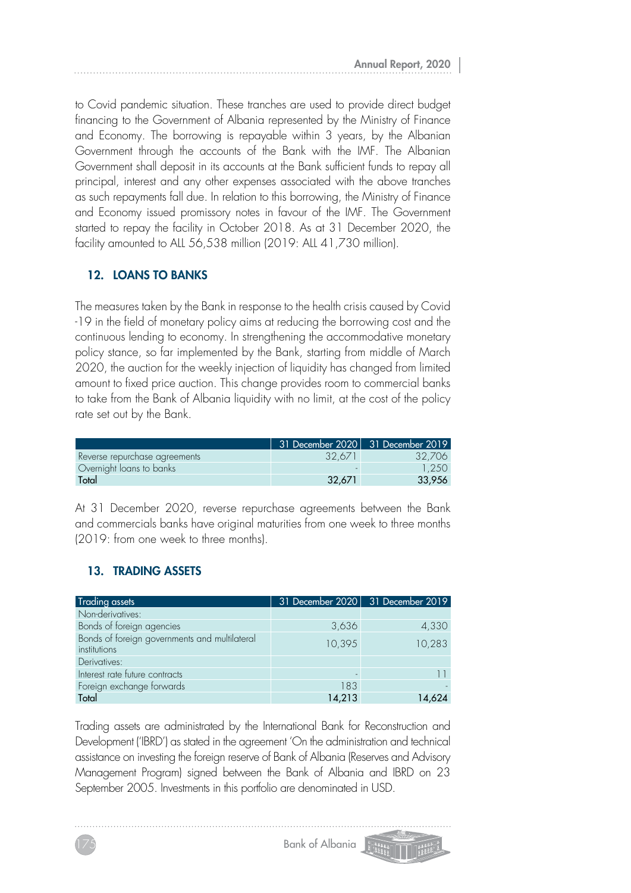to Covid pandemic situation. These tranches are used to provide direct budget financing to the Government of Albania represented by the Ministry of Finance and Economy. The borrowing is repayable within 3 years, by the Albanian Government through the accounts of the Bank with the IMF. The Albanian Government shall deposit in its accounts at the Bank sufficient funds to repay all principal, interest and any other expenses associated with the above tranches as such repayments fall due. In relation to this borrowing, the Ministry of Finance and Economy issued promissory notes in favour of the IMF. The Government started to repay the facility in October 2018. As at 31 December 2020, the facility amounted to ALL 56,538 million (2019: ALL 41,730 million).

## 12. LOANS TO BANKS

The measures taken by the Bank in response to the health crisis caused by Covid -19 in the field of monetary policy aims at reducing the borrowing cost and the continuous lending to economy. In strengthening the accommodative monetary policy stance, so far implemented by the Bank, starting from middle of March 2020, the auction for the weekly injection of liquidity has changed from limited amount to fixed price auction. This change provides room to commercial banks to take from the Bank of Albania liquidity with no limit, at the cost of the policy rate set out by the Bank.

| | 31 December 2020 | 31 December 2019 |
|---|---|---|
| Reverse repurchase agreements | 32,671 | 32,706 |
| Overnight loans to banks | - | 1,250 |
| **Total** | **32,671** | **33,956** |

At 31 December 2020, reverse repurchase agreements between the Bank and commercials banks have original maturities from one week to three months (2019: from one week to three months).

## 13. TRADING ASSETS

| Trading assets | 31 December 2020 | 31 December 2019 |
|---|---|---|
| Non-derivatives: | | |
| Bonds of foreign agencies | 3,636 | 4,330 |
| Bonds of foreign governments and multilateral institutions | 10,395 | 10,283 |
| Derivatives: | | |
| Interest rate future contracts | - | 11 |
| Foreign exchange forwards | 183 | - |
| **Total** | **14,213** | **14,624** |

Trading assets are administrated by the International Bank for Reconstruction and Development ('IBRD') as stated in the agreement 'On the administration and technical assistance on investing the foreign reserve of Bank of Albania (Reserves and Advisory Management Program) signed between the Bank of Albania and IBRD on 23 September 2005. Investments in this portfolio are denominated in USD.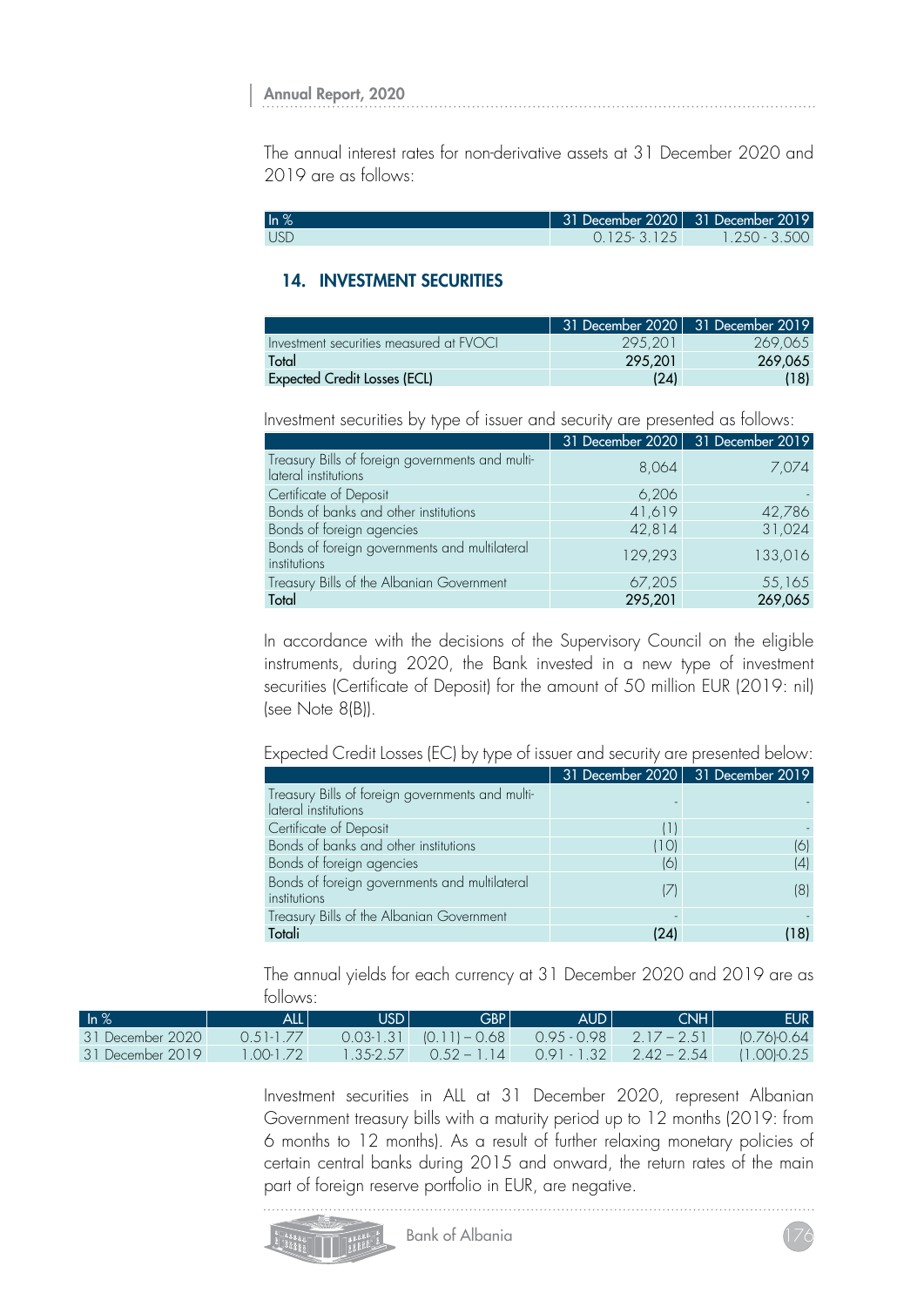The annual interest rates for non-derivative assets at 31 December 2020 and 2019 are as follows:

| In % | 31 December 2020 | 31 December 2019 |
|---|---|---|
| USD | 0.125- 3.125 | 1.250 - 3.500 |

## 14. INVESTMENT SECURITIES

| | 31 December 2020 | 31 December 2019 |
|---|---|---|
| Investment securities measured at FVOCI | 295,201 | 269,065 |
| **Total** | **295,201** | **269,065** |
| **Expected Credit Losses (ECL)** | **(24)** | **(18)** |

Investment securities by type of issuer and security are presented as follows:

| | 31 December 2020 | 31 December 2019 |
|---|---|---|
| Treasury Bills of foreign governments and multilateral institutions | 8,064 | 7,074 |
| Certificate of Deposit | 6,206 | - |
| Bonds of banks and other institutions | 41,619 | 42,786 |
| Bonds of foreign agencies | 42,814 | 31,024 |
| Bonds of foreign governments and multilateral institutions | 129,293 | 133,016 |
| Treasury Bills of the Albanian Government | 67,205 | 55,165 |
| **Total** | **295,201** | **269,065** |

In accordance with the decisions of the Supervisory Council on the eligible instruments, during 2020, the Bank invested in a new type of investment securities (Certificate of Deposit) for the amount of 50 million EUR (2019: nil) (see Note 8(B)).

Expected Credit Losses (EC) by type of issuer and security are presented below:

| | 31 December 2020 | 31 December 2019 |
|---|---|---|
| Treasury Bills of foreign governments and multilateral institutions | - | - |
| Certificate of Deposit | (1) | - |
| Bonds of banks and other institutions | (10) | (6) |
| Bonds of foreign agencies | (6) | (4) |
| Bonds of foreign governments and multilateral institutions | (7) | (8) |
| Treasury Bills of the Albanian Government | - | - |
| **Totali** | **(24)** | **(18)** |

The annual yields for each currency at 31 December 2020 and 2019 are as follows:

| In % | ALL | USD | GBP | AUD | CNH | EUR |
|---|---|---|---|---|---|---|
| 31 December 2020 | 0.51-1.77 | 0.03-1.31 | (0.11) – 0.68 | 0.95 - 0.98 | 2.17 – 2.51 | (0.76)-0.64 |
| 31 December 2019 | 1.00-1.72 | 1.35-2.57 | 0.52 – 1.14 | 0.91 - 1.32 | 2.42 – 2.54 | (1.00)-0.25 |

Investment securities in ALL at 31 December 2020, represent Albanian Government treasury bills with a maturity period up to 12 months (2019: from 6 months to 12 months). As a result of further relaxing monetary policies of certain central banks during 2015 and onward, the return rates of the main part of foreign reserve portfolio in EUR, are negative.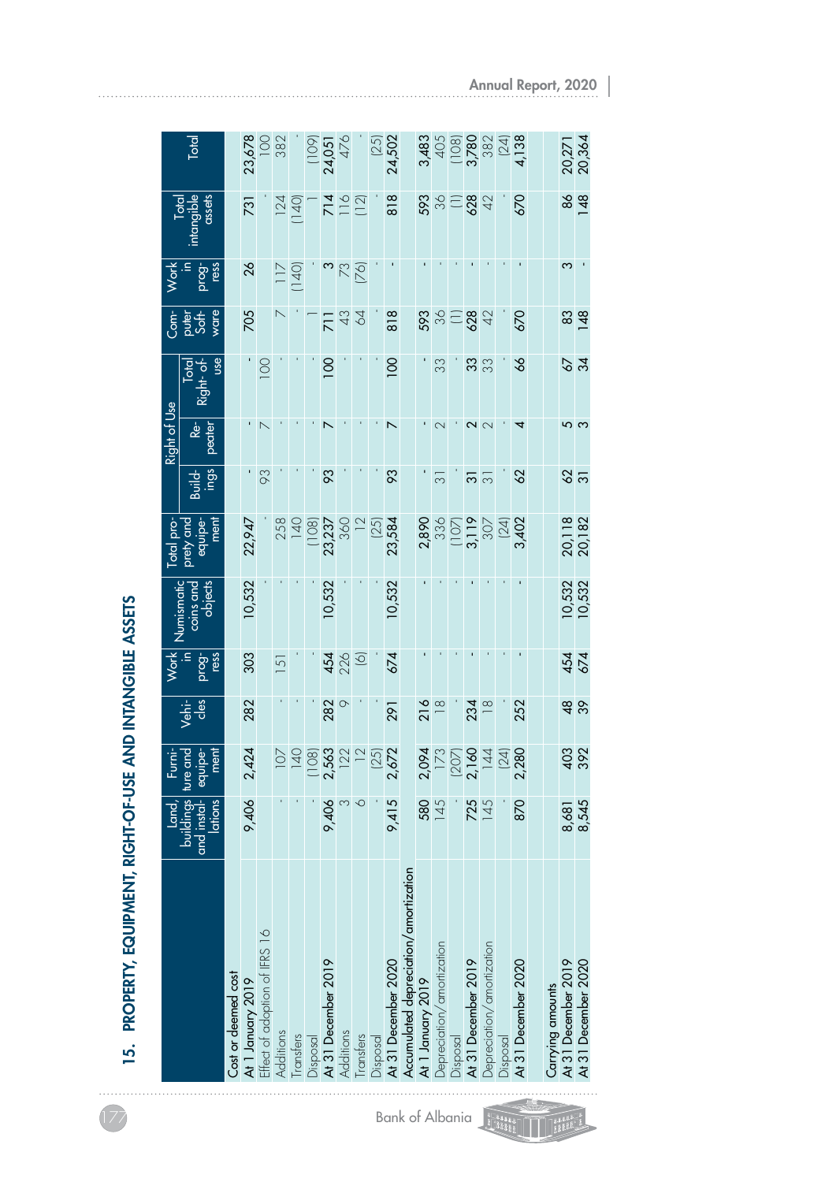## 15. PROPERTY, EQUIPMENT, RIGHT-OF-USE AND INTANGIBLE ASSETS

| | Land, buildings and installations | Furniture and equipment | Vehicles | Work in progress | Numismatic coins and objects | Total property and equipment | Right of Use | | | Computer Software | Work in progress | Total intangible assets | Total |
|---|---|---|---|---|---|---|---|---|---|---|---|---|---|
| | | | | | | | Buildings | Repeater | Total Right-of-use | | | | |
| **Cost or deemed cost** | | | | | | | | | | | | | |
| At 1 January 2019 | 9,406 | 2,424 | 282 | 303 | 10,532 | 22,947 | - | - | - | 705 | 26 | 731 | 23,678 |
| Effect of adoption of IFRS 16 | | | | | | | 93 | 7 | 100 | | | - | 100 |
| Additions | - | 107 | - | 151 | - | 258 | - | - | - | 7 | 117 | 124 | 382 |
| Transfers | - | 140 | - | - | - | 140 | - | - | - | - | (140) | (140) | - |
| Disposal | - | (108) | - | - | - | (108) | - | - | - | 1 | - | 1 | (109) |
| At 31 December 2019 | 9,406 | 2,563 | 282 | 454 | 10,532 | 23,237 | 93 | 7 | 100 | 711 | 3 | 714 | 24,051 |
| Additions | 3 | 122 | 9 | 226 | - | 360 | - | - | - | 43 | 73 | 116 | 476 |
| Transfers | 6 | 12 | - | (6) | - | 12 | - | - | - | 64 | (76) | (12) | - |
| Disposal | - | (25) | - | - | - | (25) | - | - | - | - | - | - | (25) |
| At 31 December 2020 | 9,415 | 2,672 | 291 | 674 | 10,532 | 23,584 | 93 | 7 | 100 | 818 | - | 818 | 24,502 |
| **Accumulated depreciation/amortization** | | | | | | | | | | | | | |
| At 1 January 2019 | 580 | 2,094 | 216 | - | - | 2,890 | - | - | - | 593 | - | 593 | 3,483 |
| Depreciation/amortization | 145 | 173 | 18 | - | - | 336 | 31 | 2 | 33 | 36 | - | 36 | 405 |
| Disposal | - | (207) | - | - | - | (107) | - | - | - | (1) | - | (1) | (108) |
| At 31 December 2019 | 725 | 2,160 | 234 | - | - | 3,119 | 31 | 2 | 33 | 628 | - | 628 | 3,780 |
| Depreciation/amortization | 145 | 144 | 18 | - | - | 307 | 31 | 2 | 33 | 42 | - | 42 | 382 |
| Disposal | - | (24) | - | - | - | (24) | - | - | - | - | - | - | (24) |
| At 31 December 2020 | 870 | 2,280 | 252 | - | - | 3,402 | 62 | 4 | 66 | 670 | - | 670 | 4,138 |
| **Carrying amounts** | | | | | | | | | | | | | |
| At 31 December 2019 | 8,681 | 403 | 48 | 454 | 10,532 | 20,118 | 62 | 5 | 67 | 83 | 3 | 86 | 20,271 |
| At 31 December 2020 | 8,545 | 392 | 39 | 674 | 10,532 | 20,182 | 31 | 3 | 34 | 148 | - | 148 | 20,364 |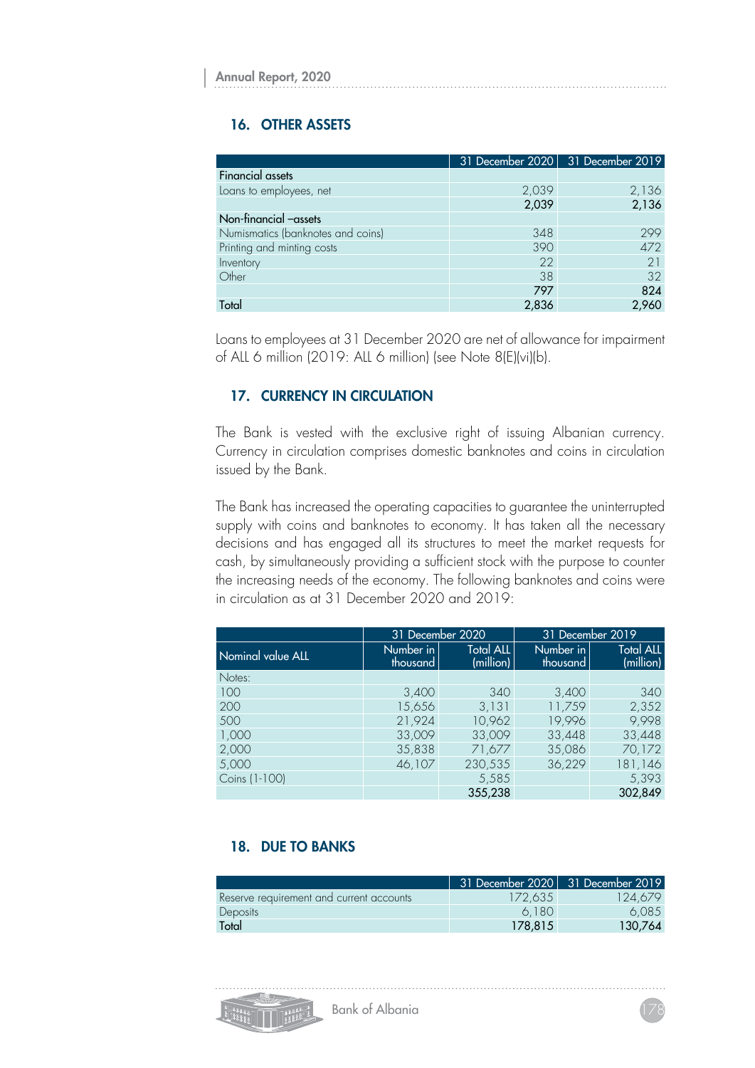## 16. OTHER ASSETS

| | 31 December 2020 | 31 December 2019 |
|---|---|---|
| Financial assets | | |
| Loans to employees, net | 2,039 | 2,136 |
| | **2,039** | **2,136** |
| Non-financial –assets | | |
| Numismatics (banknotes and coins) | 348 | 299 |
| Printing and minting costs | 390 | 472 |
| Inventory | 22 | 21 |
| Other | 38 | 32 |
| | **797** | **824** |
| Total | **2,836** | **2,960** |

Loans to employees at 31 December 2020 are net of allowance for impairment of ALL 6 million (2019: ALL 6 million) (see Note 8(E)(vi)(b).

## 17. CURRENCY IN CIRCULATION

The Bank is vested with the exclusive right of issuing Albanian currency. Currency in circulation comprises domestic banknotes and coins in circulation issued by the Bank.

The Bank has increased the operating capacities to guarantee the uninterrupted supply with coins and banknotes to economy. It has taken all the necessary decisions and has engaged all its structures to meet the market requests for cash, by simultaneously providing a sufficient stock with the purpose to counter the increasing needs of the economy. The following banknotes and coins were in circulation as at 31 December 2020 and 2019:

| | 31 December 2020 | | 31 December 2019 | |
|---|---|---|---|---|
| Nominal value ALL | Number in thousand | Total ALL (million) | Number in thousand | Total ALL (million) |
| Notes: | | | | |
| 100 | 3,400 | 340 | 3,400 | 340 |
| 200 | 15,656 | 3,131 | 11,759 | 2,352 |
| 500 | 21,924 | 10,962 | 19,996 | 9,998 |
| 1,000 | 33,009 | 33,009 | 33,448 | 33,448 |
| 2,000 | 35,838 | 71,677 | 35,086 | 70,172 |
| 5,000 | 46,107 | 230,535 | 36,229 | 181,146 |
| Coins (1-100) | | 5,585 | | 5,393 |
| | | **355,238** | | **302,849** |

## 18. DUE TO BANKS

| | 31 December 2020 | 31 December 2019 |
|---|---|---|
| Reserve requirement and current accounts | 172,635 | 124,679 |
| Deposits | 6,180 | 6,085 |
| Total | **178,815** | **130,764** |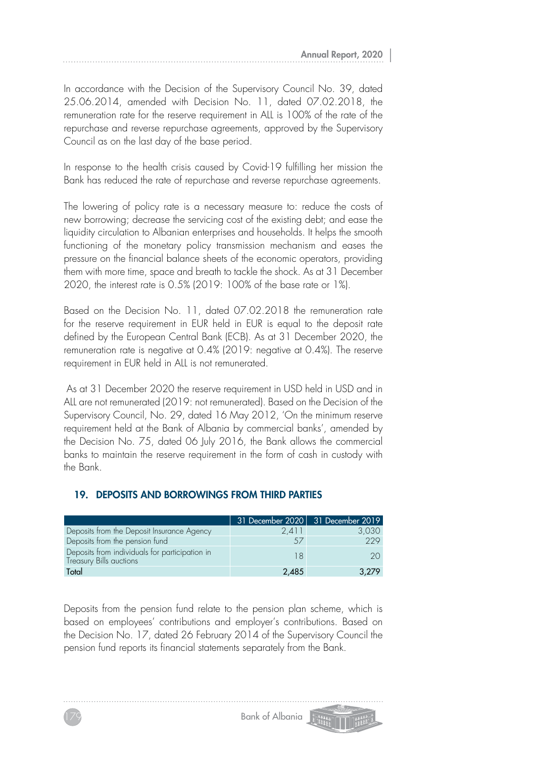In accordance with the Decision of the Supervisory Council No. 39, dated 25.06.2014, amended with Decision No. 11, dated 07.02.2018, the remuneration rate for the reserve requirement in ALL is 100% of the rate of the repurchase and reverse repurchase agreements, approved by the Supervisory Council as on the last day of the base period.

In response to the health crisis caused by Covid-19 fulfilling her mission the Bank has reduced the rate of repurchase and reverse repurchase agreements.

The lowering of policy rate is a necessary measure to: reduce the costs of new borrowing; decrease the servicing cost of the existing debt; and ease the liquidity circulation to Albanian enterprises and households. It helps the smooth functioning of the monetary policy transmission mechanism and eases the pressure on the financial balance sheets of the economic operators, providing them with more time, space and breath to tackle the shock. As at 31 December 2020, the interest rate is 0.5% (2019: 100% of the base rate or 1%).

Based on the Decision No. 11, dated 07.02.2018 the remuneration rate for the reserve requirement in EUR held in EUR is equal to the deposit rate defined by the European Central Bank (ECB). As at 31 December 2020, the remuneration rate is negative at 0.4% (2019: negative at 0.4%). The reserve requirement in EUR held in ALL is not remunerated.

As at 31 December 2020 the reserve requirement in USD held in USD and in ALL are not remunerated (2019: not remunerated). Based on the Decision of the Supervisory Council, No. 29, dated 16 May 2012, 'On the minimum reserve requirement held at the Bank of Albania by commercial banks', amended by the Decision No. 75, dated 06 July 2016, the Bank allows the commercial banks to maintain the reserve requirement in the form of cash in custody with the Bank.

## 19. DEPOSITS AND BORROWINGS FROM THIRD PARTIES

| | 31 December 2020 | 31 December 2019 |
|---|---|---|
| Deposits from the Deposit Insurance Agency | 2,411 | 3,030 |
| Deposits from the pension fund | 57 | 229 |
| Deposits from individuals for participation in Treasury Bills auctions | 18 | 20 |
| **Total** | **2,485** | **3,279** |

Deposits from the pension fund relate to the pension plan scheme, which is based on employees' contributions and employer's contributions. Based on the Decision No. 17, dated 26 February 2014 of the Supervisory Council the pension fund reports its financial statements separately from the Bank.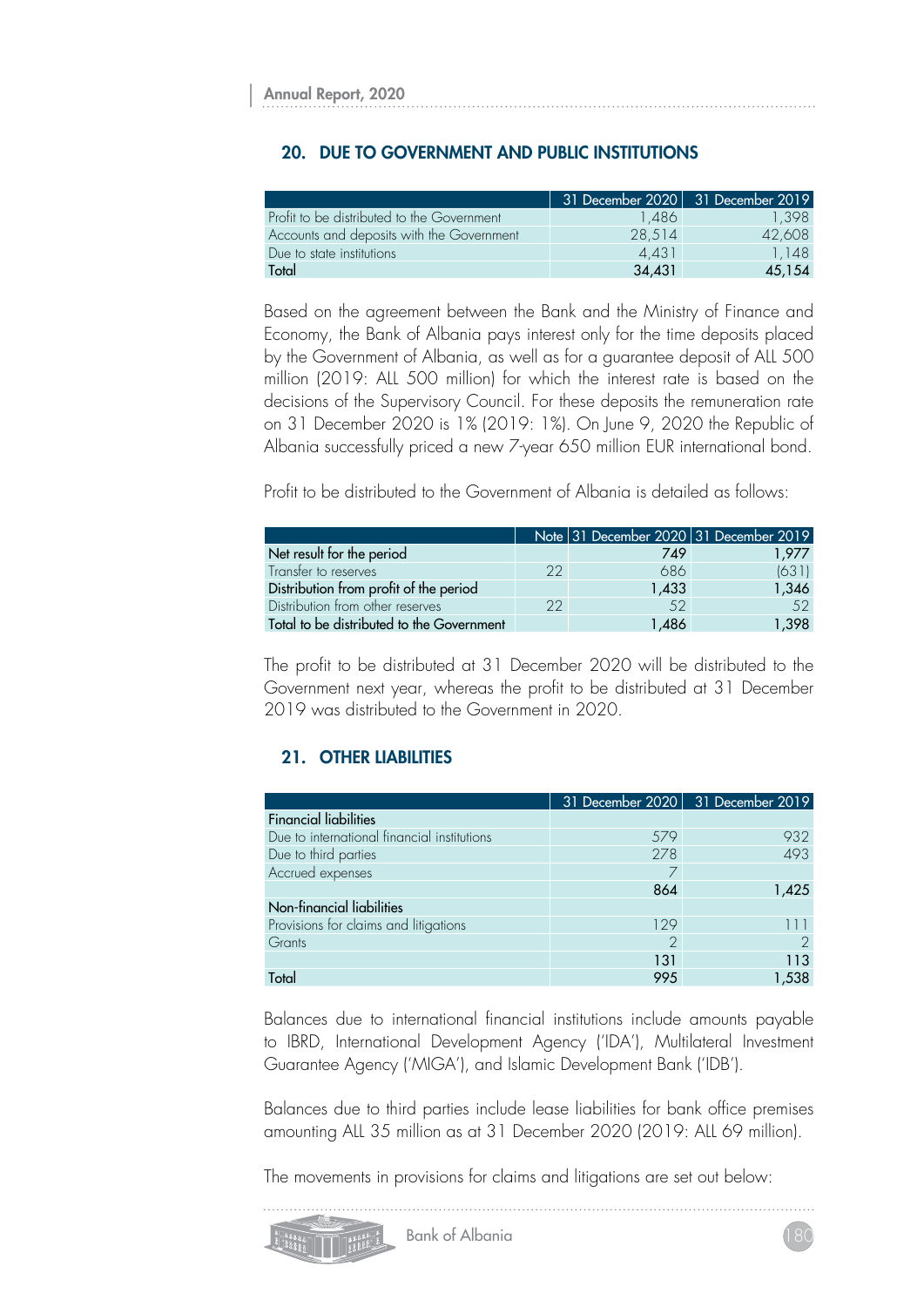## 20. DUE TO GOVERNMENT AND PUBLIC INSTITUTIONS

| | 31 December 2020 | 31 December 2019 |
|---|---|---|
| Profit to be distributed to the Government | 1,486 | 1,398 |
| Accounts and deposits with the Government | 28,514 | 42,608 |
| Due to state institutions | 4,431 | 1,148 |
| Total | 34,431 | 45,154 |

Based on the agreement between the Bank and the Ministry of Finance and Economy, the Bank of Albania pays interest only for the time deposits placed by the Government of Albania, as well as for a guarantee deposit of ALL 500 million (2019: ALL 500 million) for which the interest rate is based on the decisions of the Supervisory Council. For these deposits the remuneration rate on 31 December 2020 is 1% (2019: 1%). On June 9, 2020 the Republic of Albania successfully priced a new 7-year 650 million EUR international bond.

Profit to be distributed to the Government of Albania is detailed as follows:

| | Note | 31 December 2020 | 31 December 2019 |
|---|---|---|---|
| Net result for the period | | 749 | 1,977 |
| Transfer to reserves | 22 | 686 | (631) |
| Distribution from profit of the period | | 1,433 | 1,346 |
| Distribution from other reserves | 22 | 52 | 52 |
| Total to be distributed to the Government | | 1,486 | 1,398 |

The profit to be distributed at 31 December 2020 will be distributed to the Government next year, whereas the profit to be distributed at 31 December 2019 was distributed to the Government in 2020.

## 21. OTHER LIABILITIES

| | 31 December 2020 | 31 December 2019 |
|---|---|---|
| Financial liabilities | | |
| Due to international financial institutions | 579 | 932 |
| Due to third parties | 278 | 493 |
| Accrued expenses | 7 | |
| | 864 | 1,425 |
| Non-financial liabilities | | |
| Provisions for claims and litigations | 129 | 111 |
| Grants | 2 | 2 |
| | 131 | 113 |
| Total | 995 | 1,538 |

Balances due to international financial institutions include amounts payable to IBRD, International Development Agency ('IDA'), Multilateral Investment Guarantee Agency ('MIGA'), and Islamic Development Bank ('IDB').

Balances due to third parties include lease liabilities for bank office premises amounting ALL 35 million as at 31 December 2020 (2019: ALL 69 million).

The movements in provisions for claims and litigations are set out below: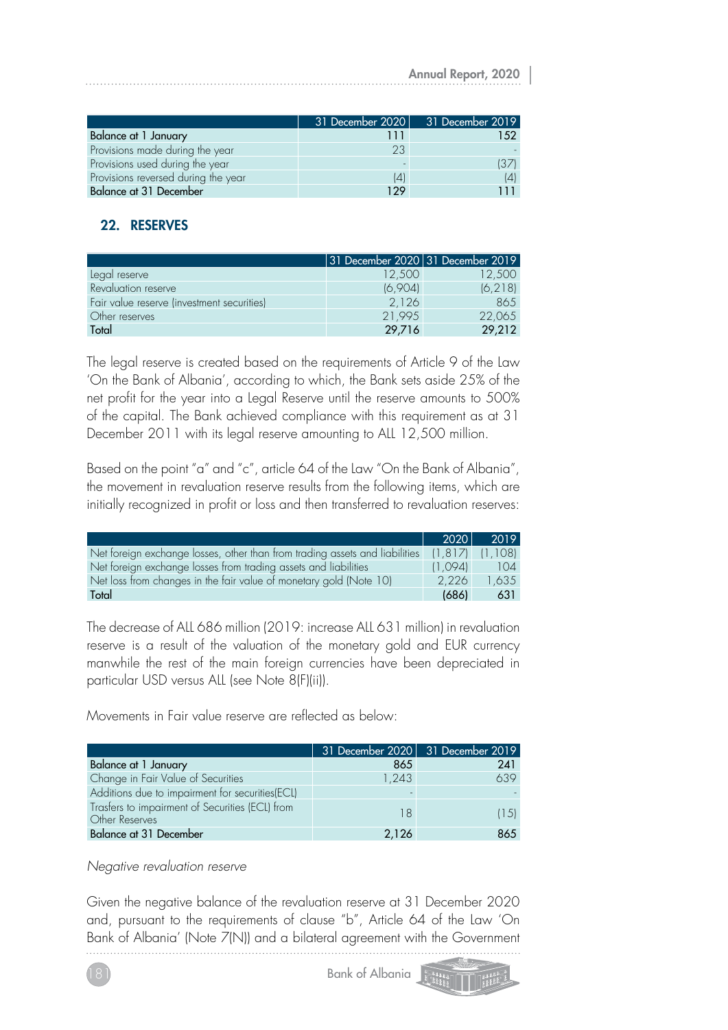| | 31 December 2020 | 31 December 2019 |
|---|---|---|
| **Balance at 1 January** | 111 | 152 |
| Provisions made during the year | 23 | - |
| Provisions used during the year | - | (37) |
| Provisions reversed during the year | (4) | (4) |
| **Balance at 31 December** | 129 | 111 |

## 22. RESERVES

| | 31 December 2020 | 31 December 2019 |
|---|---|---|
| Legal reserve | 12,500 | 12,500 |
| Revaluation reserve | (6,904) | (6,218) |
| Fair value reserve (investment securities) | 2,126 | 865 |
| Other reserves | 21,995 | 22,065 |
| **Total** | **29,716** | **29,212** |

The legal reserve is created based on the requirements of Article 9 of the Law 'On the Bank of Albania', according to which, the Bank sets aside 25% of the net profit for the year into a Legal Reserve until the reserve amounts to 500% of the capital. The Bank achieved compliance with this requirement as at 31 December 2011 with its legal reserve amounting to ALL 12,500 million.

Based on the point "a" and "c", article 64 of the Law "On the Bank of Albania", the movement in revaluation reserve results from the following items, which are initially recognized in profit or loss and then transferred to revaluation reserves:

| | 2020 | 2019 |
|---|---|---|
| Net foreign exchange losses, other than from trading assets and liabilities | (1,817) | (1,108) |
| Net foreign exchange losses from trading assets and liabilities | (1,094) | 104 |
| Net loss from changes in the fair value of monetary gold (Note 10) | 2,226 | 1,635 |
| **Total** | **(686)** | **631** |

The decrease of ALL 686 million (2019: increase ALL 631 million) in revaluation reserve is a result of the valuation of the monetary gold and EUR currency manwhile the rest of the main foreign currencies have been depreciated in particular USD versus ALL (see Note 8(F)(ii)).

Movements in Fair value reserve are reflected as below:

| | 31 December 2020 | 31 December 2019 |
|---|---|---|
| **Balance at 1 January** | 865 | 241 |
| Change in Fair Value of Securities | 1,243 | 639 |
| Additions due to impairment for securities(ECL) | - | - |
| Trasfers to impairment of Securities (ECL) from Other Reserves | 18 | (15) |
| **Balance at 31 December** | **2,126** | **865** |

*Negative revaluation reserve*

Given the negative balance of the revaluation reserve at 31 December 2020 and, pursuant to the requirements of clause "b", Article 64 of the Law 'On Bank of Albania' (Note 7(N)) and a bilateral agreement with the Government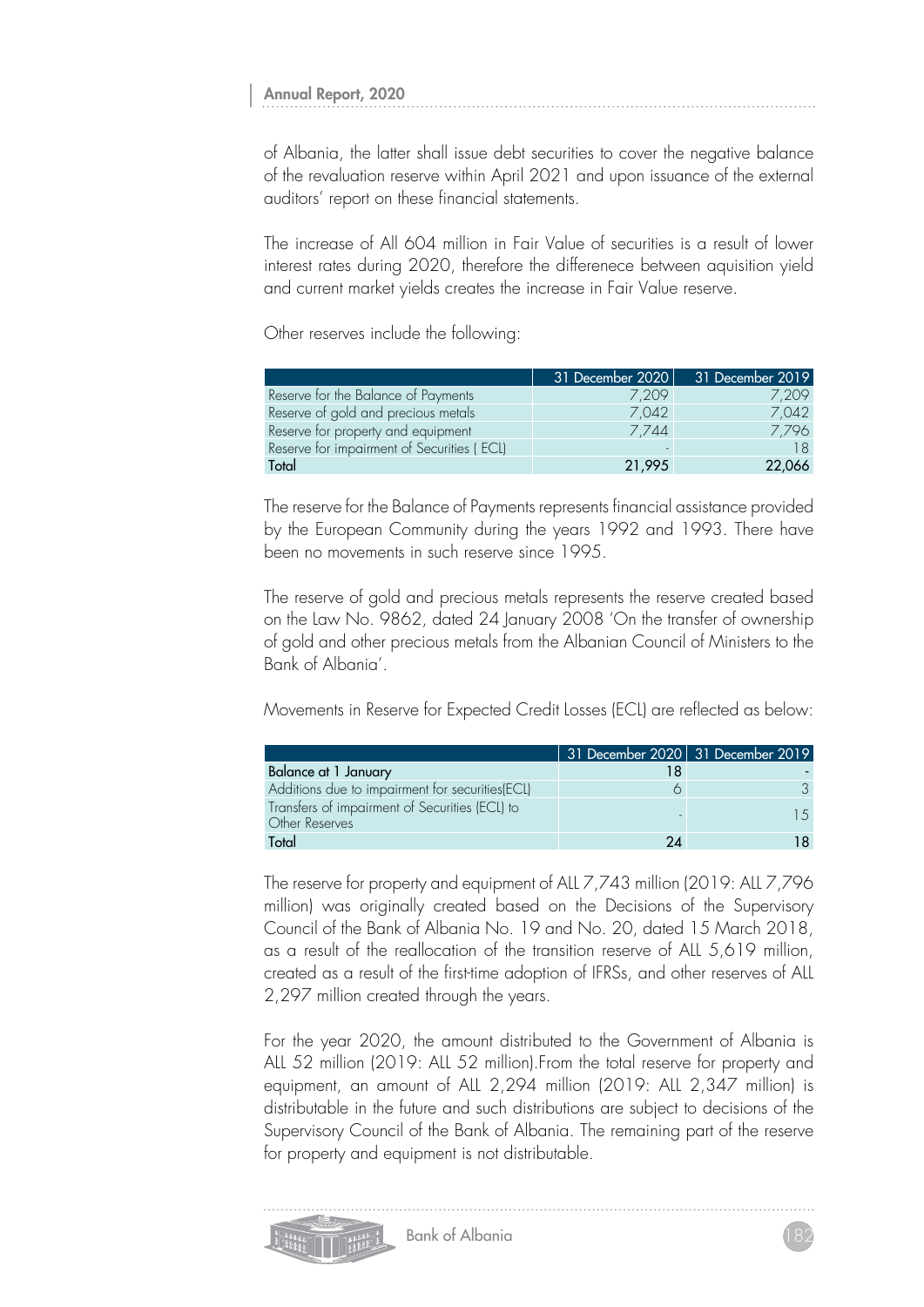of Albania, the latter shall issue debt securities to cover the negative balance of the revaluation reserve within April 2021 and upon issuance of the external auditors' report on these financial statements.

The increase of All 604 million in Fair Value of securities is a result of lower interest rates during 2020, therefore the differenece between aquisition yield and current market yields creates the increase in Fair Value reserve.

Other reserves include the following:

| | 31 December 2020 | 31 December 2019 |
|---|---|---|
| Reserve for the Balance of Payments | 7,209 | 7,209 |
| Reserve of gold and precious metals | 7,042 | 7,042 |
| Reserve for property and equipment | 7,744 | 7,796 |
| Reserve for impairment of Securities ( ECL) | - | 18 |
| Total | 21,995 | 22,066 |

The reserve for the Balance of Payments represents financial assistance provided by the European Community during the years 1992 and 1993. There have been no movements in such reserve since 1995.

The reserve of gold and precious metals represents the reserve created based on the Law No. 9862, dated 24 January 2008 'On the transfer of ownership of gold and other precious metals from the Albanian Council of Ministers to the Bank of Albania'.

Movements in Reserve for Expected Credit Losses (ECL) are reflected as below:

| | 31 December 2020 | 31 December 2019 |
|---|---|---|
| Balance at 1 January | 18 | - |
| Additions due to impairment for securities(ECL) | 6 | 3 |
| Transfers of impairment of Securities (ECL) to Other Reserves | - | 15 |
| Total | 24 | 18 |

The reserve for property and equipment of ALL 7,743 million (2019: ALL 7,796 million) was originally created based on the Decisions of the Supervisory Council of the Bank of Albania No. 19 and No. 20, dated 15 March 2018, as a result of the reallocation of the transition reserve of ALL 5,619 million, created as a result of the first-time adoption of IFRSs, and other reserves of ALL 2,297 million created through the years.

For the year 2020, the amount distributed to the Government of Albania is ALL 52 million (2019: ALL 52 million).From the total reserve for property and equipment, an amount of ALL 2,294 million (2019: ALL 2,347 million) is distributable in the future and such distributions are subject to decisions of the Supervisory Council of the Bank of Albania. The remaining part of the reserve for property and equipment is not distributable.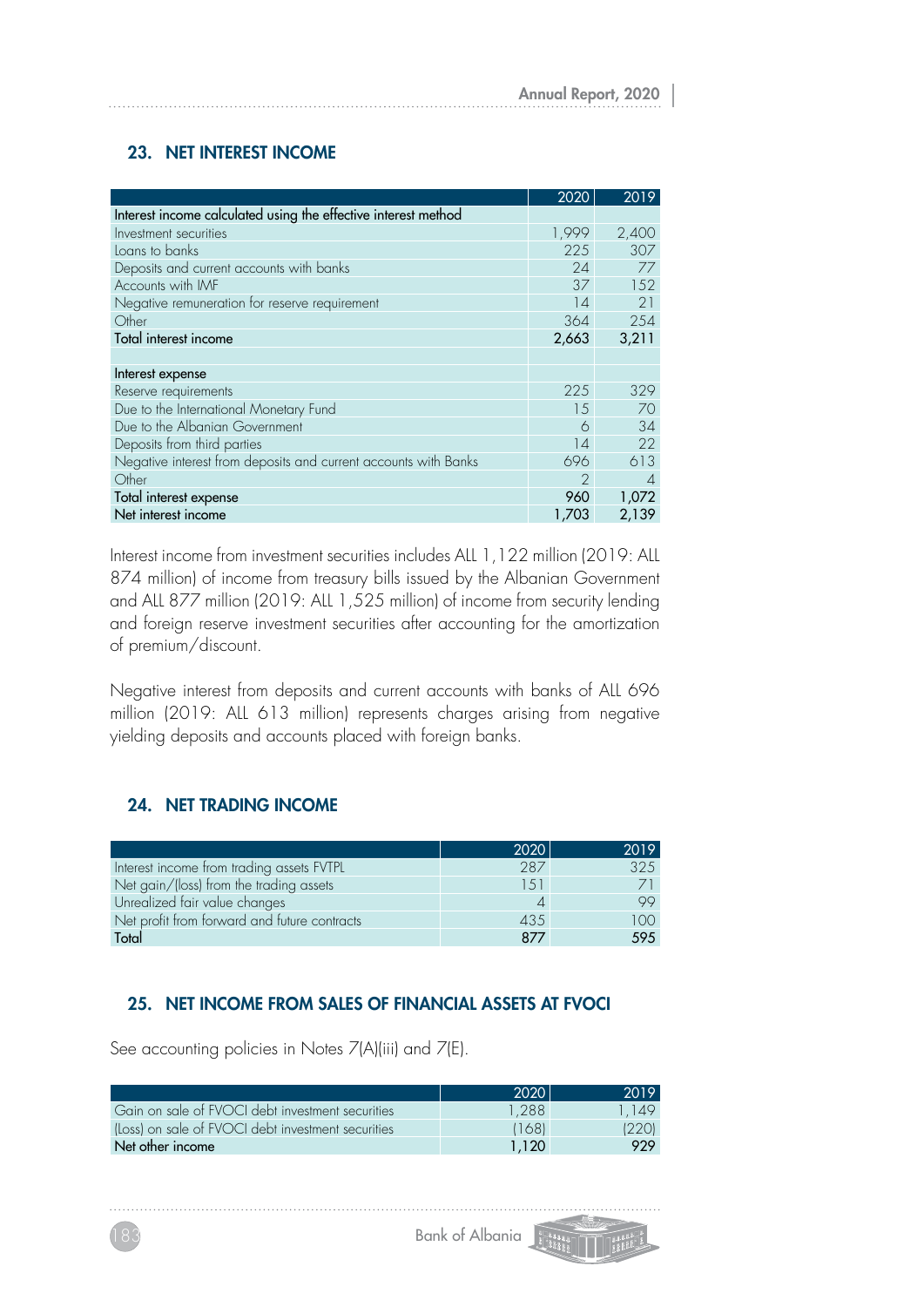## 23. NET INTEREST INCOME

| | 2020 | 2019 |
|---|---|---|
| Interest income calculated using the effective interest method | | |
| Investment securities | 1,999 | 2,400 |
| Loans to banks | 225 | 307 |
| Deposits and current accounts with banks | 24 | 77 |
| Accounts with IMF | 37 | 152 |
| Negative remuneration for reserve requirement | 14 | 21 |
| Other | 364 | 254 |
| Total interest income | 2,663 | 3,211 |
| | | |
| Interest expense | | |
| Reserve requirements | 225 | 329 |
| Due to the International Monetary Fund | 15 | 70 |
| Due to the Albanian Government | 6 | 34 |
| Deposits from third parties | 14 | 22 |
| Negative interest from deposits and current accounts with Banks | 696 | 613 |
| Other | 2 | 4 |
| Total interest expense | 960 | 1,072 |
| Net interest income | 1,703 | 2,139 |

Interest income from investment securities includes ALL 1,122 million (2019: ALL 874 million) of income from treasury bills issued by the Albanian Government and ALL 877 million (2019: ALL 1,525 million) of income from security lending and foreign reserve investment securities after accounting for the amortization of premium/discount.

Negative interest from deposits and current accounts with banks of ALL 696 million (2019: ALL 613 million) represents charges arising from negative yielding deposits and accounts placed with foreign banks.

## 24. NET TRADING INCOME

| | 2020 | 2019 |
|---|---|---|
| Interest income from trading assets FVTPL | 287 | 325 |
| Net gain/(loss) from the trading assets | 151 | 71 |
| Unrealized fair value changes | 4 | 99 |
| Net profit from forward and future contracts | 435 | 100 |
| Total | 877 | 595 |

## 25. NET INCOME FROM SALES OF FINANCIAL ASSETS AT FVOCI

See accounting policies in Notes 7(A)(iii) and 7(E).

| | 2020 | 2019 |
|---|---|---|
| Gain on sale of FVOCI debt investment securities | 1,288 | 1,149 |
| (Loss) on sale of FVOCI debt investment securities | (168) | (220) |
| Net other income | 1,120 | 929 |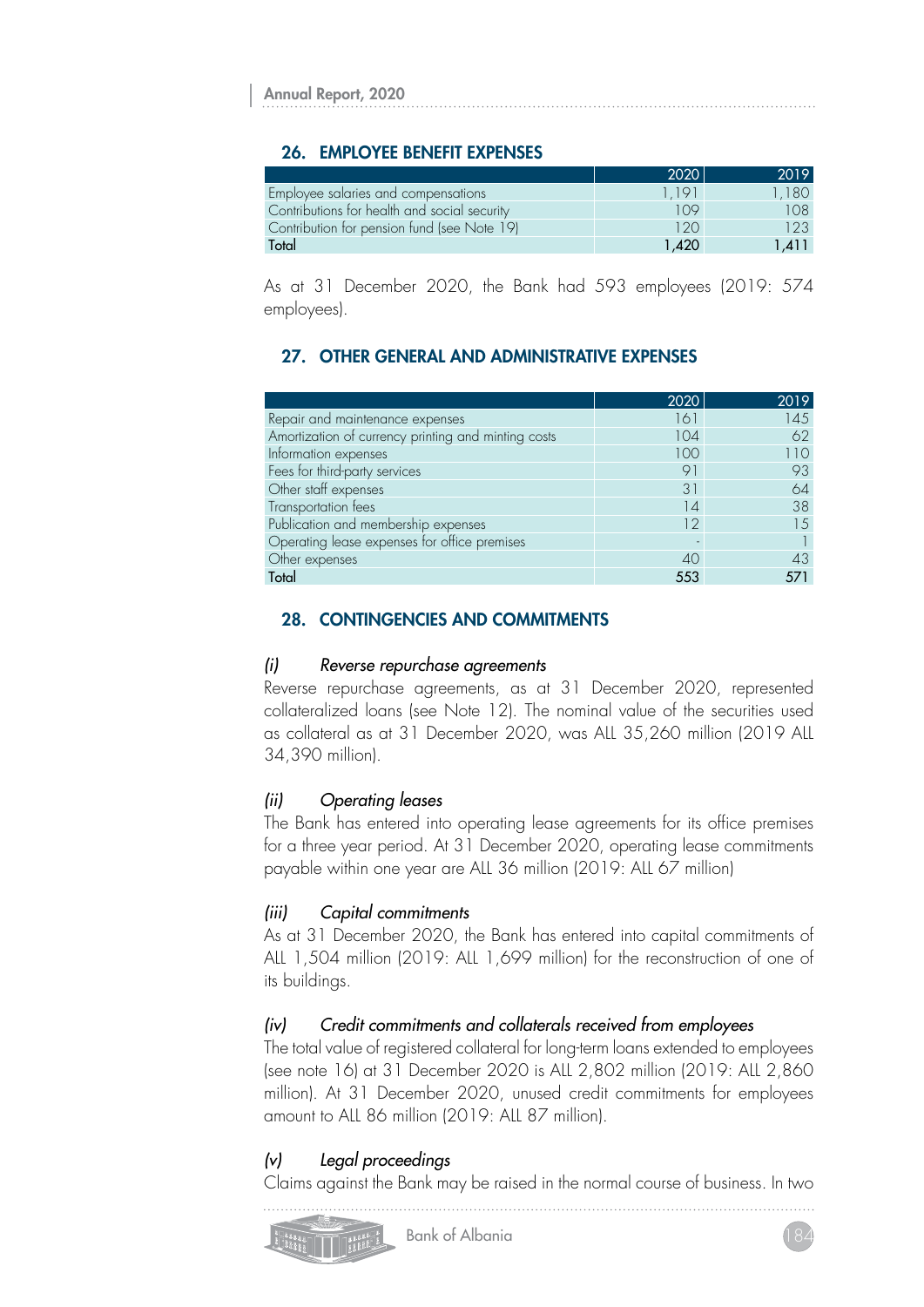## 26. EMPLOYEE BENEFIT EXPENSES

| | 2020 | 2019 |
|---|---|---|
| Employee salaries and compensations | 1,191 | 1,180 |
| Contributions for health and social security | 109 | 108 |
| Contribution for pension fund (see Note 19) | 120 | 123 |
| Total | 1,420 | 1,411 |

As at 31 December 2020, the Bank had 593 employees (2019: 574 employees).

## 27. OTHER GENERAL AND ADMINISTRATIVE EXPENSES

| | 2020 | 2019 |
|---|---|---|
| Repair and maintenance expenses | 161 | 145 |
| Amortization of currency printing and minting costs | 104 | 62 |
| Information expenses | 100 | 110 |
| Fees for third-party services | 91 | 93 |
| Other staff expenses | 31 | 64 |
| Transportation fees | 14 | 38 |
| Publication and membership expenses | 12 | 15 |
| Operating lease expenses for office premises | - | 1 |
| Other expenses | 40 | 43 |
| Total | 553 | 571 |

## 28. CONTINGENCIES AND COMMITMENTS

### *(i) Reverse repurchase agreements*

Reverse repurchase agreements, as at 31 December 2020, represented collateralized loans (see Note 12). The nominal value of the securities used as collateral as at 31 December 2020, was ALL 35,260 million (2019 ALL 34,390 million).

### *(ii) Operating leases*

The Bank has entered into operating lease agreements for its office premises for a three year period. At 31 December 2020, operating lease commitments payable within one year are ALL 36 million (2019: ALL 67 million)

### *(iii) Capital commitments*

As at 31 December 2020, the Bank has entered into capital commitments of ALL 1,504 million (2019: ALL 1,699 million) for the reconstruction of one of its buildings.

### *(iv) Credit commitments and collaterals received from employees*

The total value of registered collateral for long-term loans extended to employees (see note 16) at 31 December 2020 is ALL 2,802 million (2019: ALL 2,860 million). At 31 December 2020, unused credit commitments for employees amount to ALL 86 million (2019: ALL 87 million).

### *(v) Legal proceedings*

Claims against the Bank may be raised in the normal course of business. In two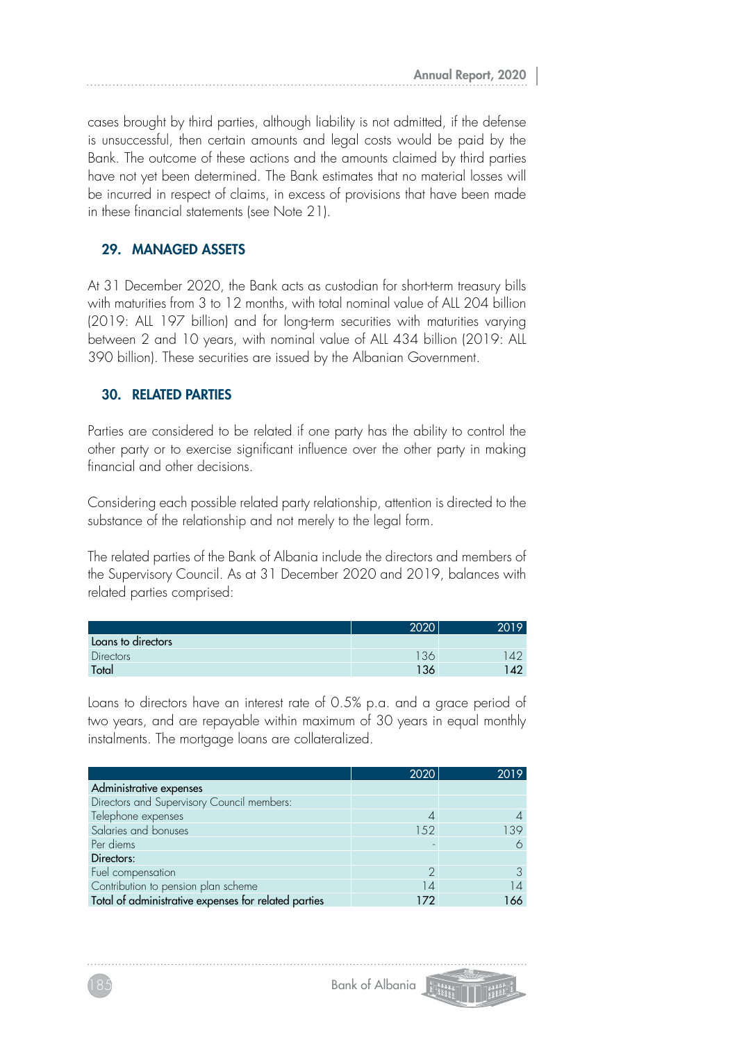cases brought by third parties, although liability is not admitted, if the defense is unsuccessful, then certain amounts and legal costs would be paid by the Bank. The outcome of these actions and the amounts claimed by third parties have not yet been determined. The Bank estimates that no material losses will be incurred in respect of claims, in excess of provisions that have been made in these financial statements (see Note 21).

## 29. MANAGED ASSETS

At 31 December 2020, the Bank acts as custodian for short-term treasury bills with maturities from 3 to 12 months, with total nominal value of ALL 204 billion (2019: ALL 197 billion) and for long-term securities with maturities varying between 2 and 10 years, with nominal value of ALL 434 billion (2019: ALL 390 billion). These securities are issued by the Albanian Government.

## 30. RELATED PARTIES

Parties are considered to be related if one party has the ability to control the other party or to exercise significant influence over the other party in making financial and other decisions.

Considering each possible related party relationship, attention is directed to the substance of the relationship and not merely to the legal form.

The related parties of the Bank of Albania include the directors and members of the Supervisory Council. As at 31 December 2020 and 2019, balances with related parties comprised:

| | 2020 | 2019 |
|---|---|---|
| **Loans to directors** | | |
| Directors | 136 | 142 |
| **Total** | **136** | **142** |

Loans to directors have an interest rate of 0.5% p.a. and a grace period of two years, and are repayable within maximum of 30 years in equal monthly instalments. The mortgage loans are collateralized.

| | 2020 | 2019 |
|---|---|---|
| **Administrative expenses** | | |
| Directors and Supervisory Council members: | | |
| Telephone expenses | 4 | 4 |
| Salaries and bonuses | 152 | 139 |
| Per diems | - | 6 |
| **Directors:** | | |
| Fuel compensation | 2 | 3 |
| Contribution to pension plan scheme | 14 | 14 |
| **Total of administrative expenses for related parties** | **172** | **166** |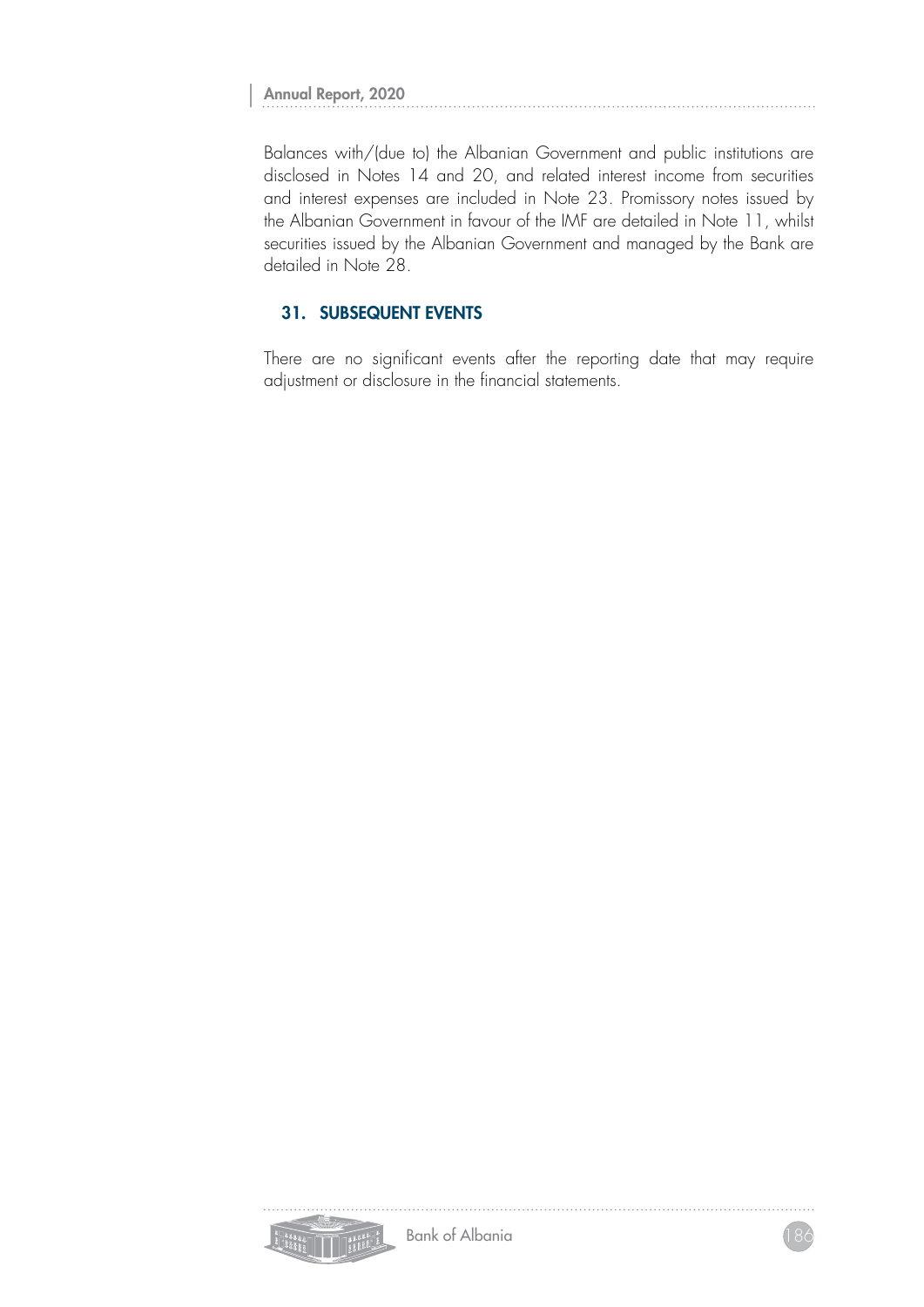Balances with/(due to) the Albanian Government and public institutions are disclosed in Notes 14 and 20, and related interest income from securities and interest expenses are included in Note 23. Promissory notes issued by the Albanian Government in favour of the IMF are detailed in Note 11, whilst securities issued by the Albanian Government and managed by the Bank are detailed in Note 28.

## 31. SUBSEQUENT EVENTS

There are no significant events after the reporting date that may require adjustment or disclosure in the financial statements.